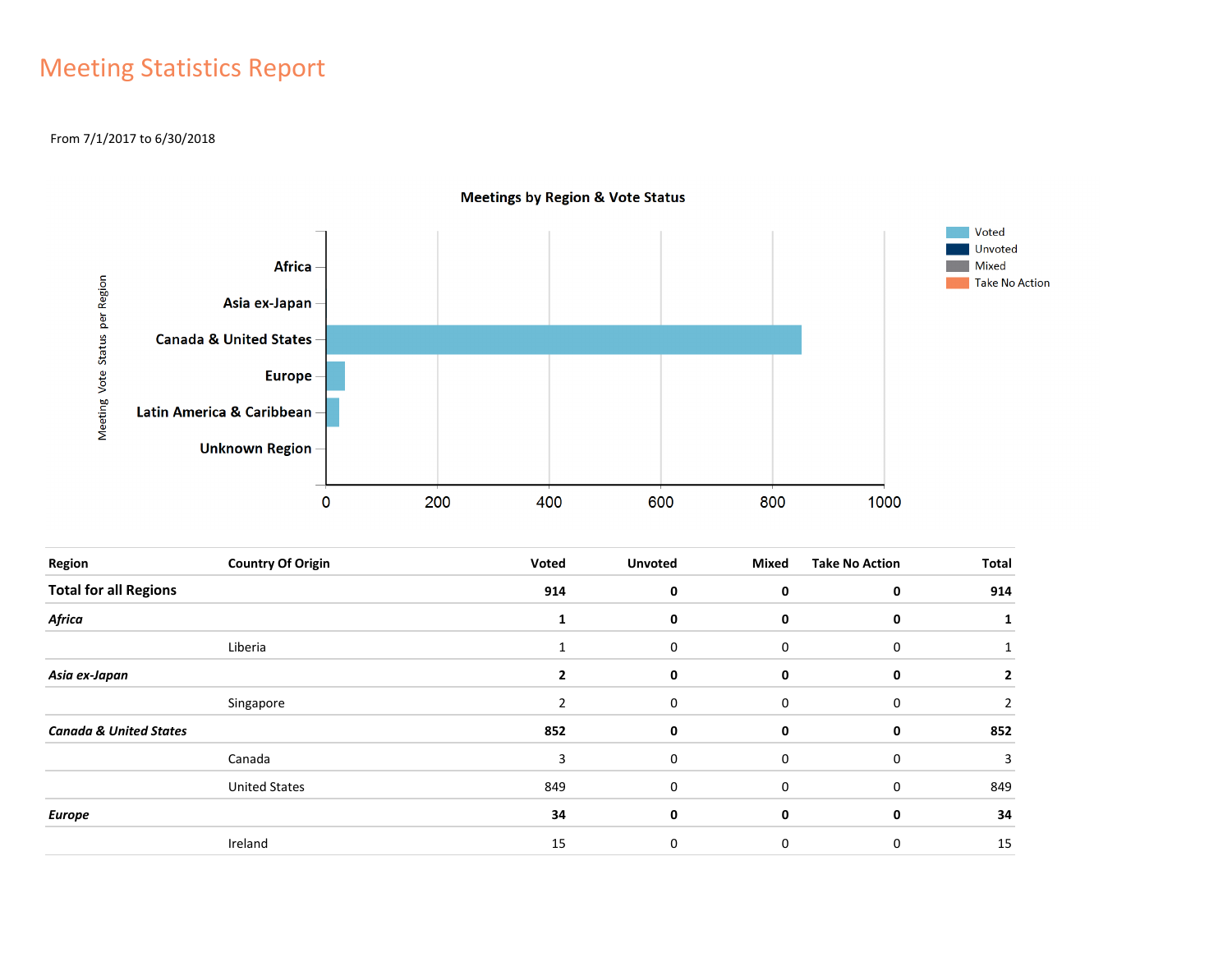# Meeting Statistics Report

From 7/1/2017 to 6/30/2018

**Meetings by Region & Vote Status**

| Region | Country Of Origin | Voted | Unvoted | Mixed | Take No Action | Total |
|---|---|---|---|---|---|---|
| **Total for all Regions** | | **914** | **0** | **0** | **0** | **914** |
| ***Africa*** | | **1** | **0** | **0** | **0** | **1** |
| | Liberia | 1 | 0 | 0 | 0 | 1 |
| ***Asia ex-Japan*** | | **2** | **0** | **0** | **0** | **2** |
| | Singapore | 2 | 0 | 0 | 0 | 2 |
| ***Canada & United States*** | | **852** | **0** | **0** | **0** | **852** |
| | Canada | 3 | 0 | 0 | 0 | 3 |
| | United States | 849 | 0 | 0 | 0 | 849 |
| ***Europe*** | | **34** | **0** | **0** | **0** | **34** |
| | Ireland | 15 | 0 | 0 | 0 | 15 |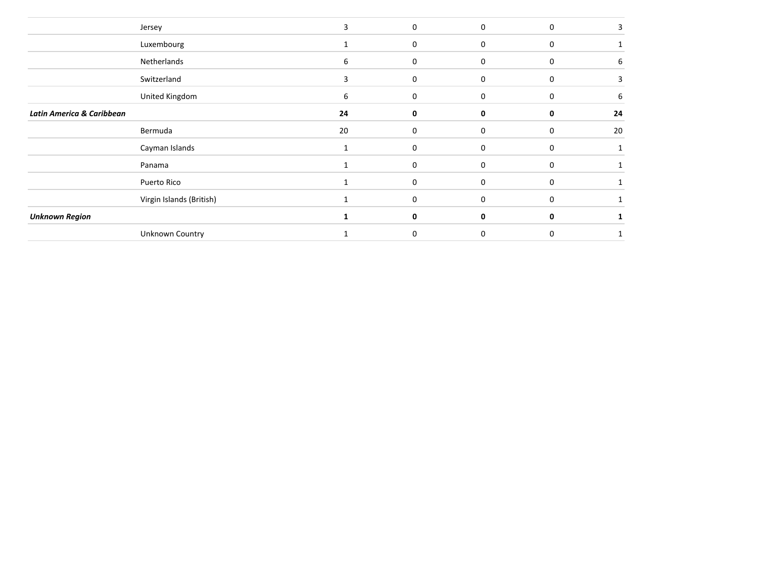| | | | | | | |
|---|---|---|---|---|---|---|
| | Jersey | 3 | 0 | 0 | 0 | 3 |
| | Luxembourg | 1 | 0 | 0 | 0 | 1 |
| | Netherlands | 6 | 0 | 0 | 0 | 6 |
| | Switzerland | 3 | 0 | 0 | 0 | 3 |
| | United Kingdom | 6 | 0 | 0 | 0 | 6 |
| ***Latin America & Caribbean*** | | **24** | **0** | **0** | **0** | **24** |
| | Bermuda | 20 | 0 | 0 | 0 | 20 |
| | Cayman Islands | 1 | 0 | 0 | 0 | 1 |
| | Panama | 1 | 0 | 0 | 0 | 1 |
| | Puerto Rico | 1 | 0 | 0 | 0 | 1 |
| | Virgin Islands (British) | 1 | 0 | 0 | 0 | 1 |
| ***Unknown Region*** | | **1** | **0** | **0** | **0** | **1** |
| | Unknown Country | 1 | 0 | 0 | 0 | 1 |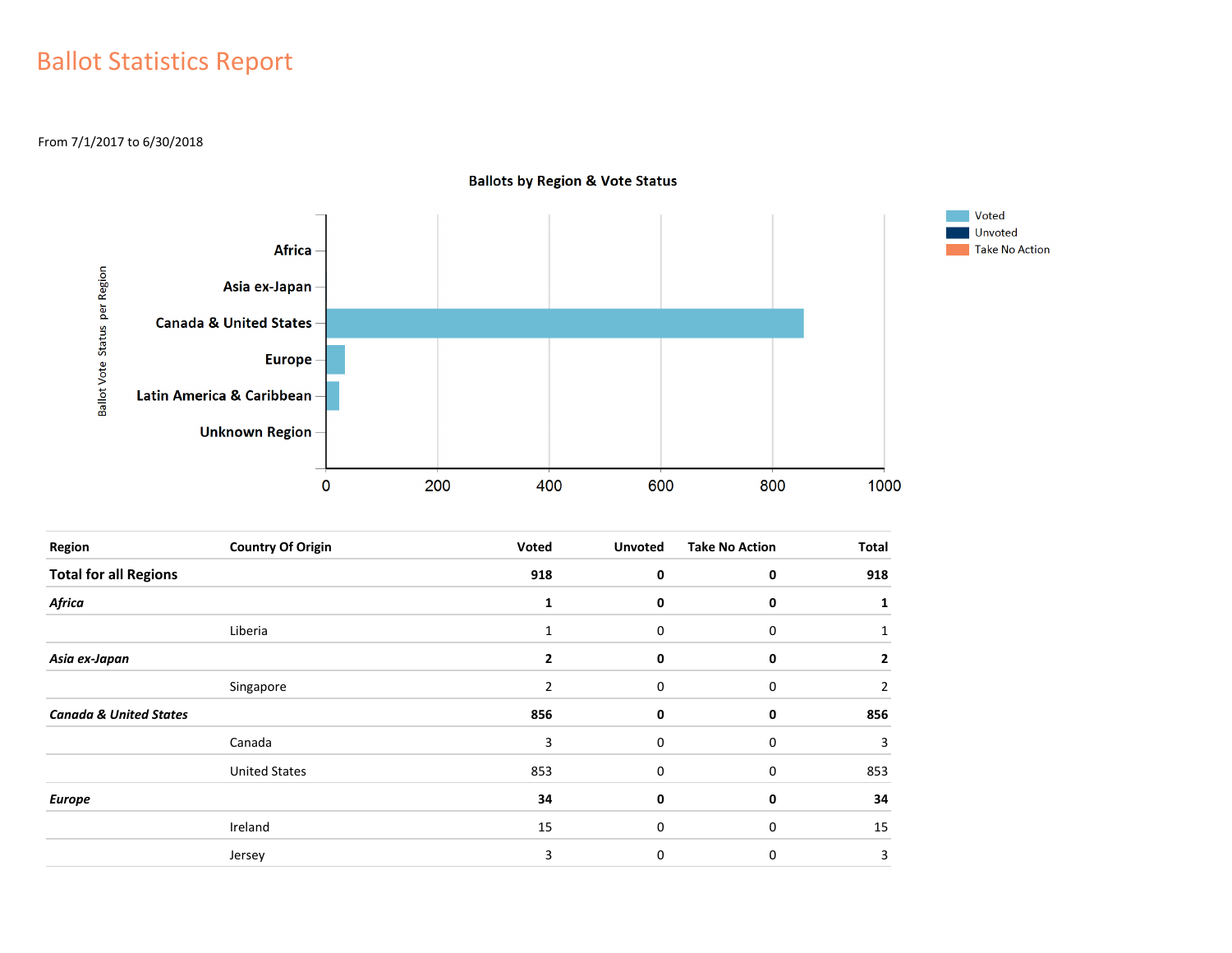# Ballot Statistics Report

From 7/1/2017 to 6/30/2018

**Ballots by Region & Vote Status**

| Region | Country Of Origin | Voted | Unvoted | Take No Action | Total |
|---|---|---|---|---|---|
| **Total for all Regions** | | **918** | **0** | **0** | **918** |
| ***Africa*** | | **1** | **0** | **0** | **1** |
| | Liberia | 1 | 0 | 0 | 1 |
| ***Asia ex-Japan*** | | **2** | **0** | **0** | **2** |
| | Singapore | 2 | 0 | 0 | 2 |
| ***Canada & United States*** | | **856** | **0** | **0** | **856** |
| | Canada | 3 | 0 | 0 | 3 |
| | United States | 853 | 0 | 0 | 853 |
| ***Europe*** | | **34** | **0** | **0** | **34** |
| | Ireland | 15 | 0 | 0 | 15 |
| | Jersey | 3 | 0 | 0 | 3 |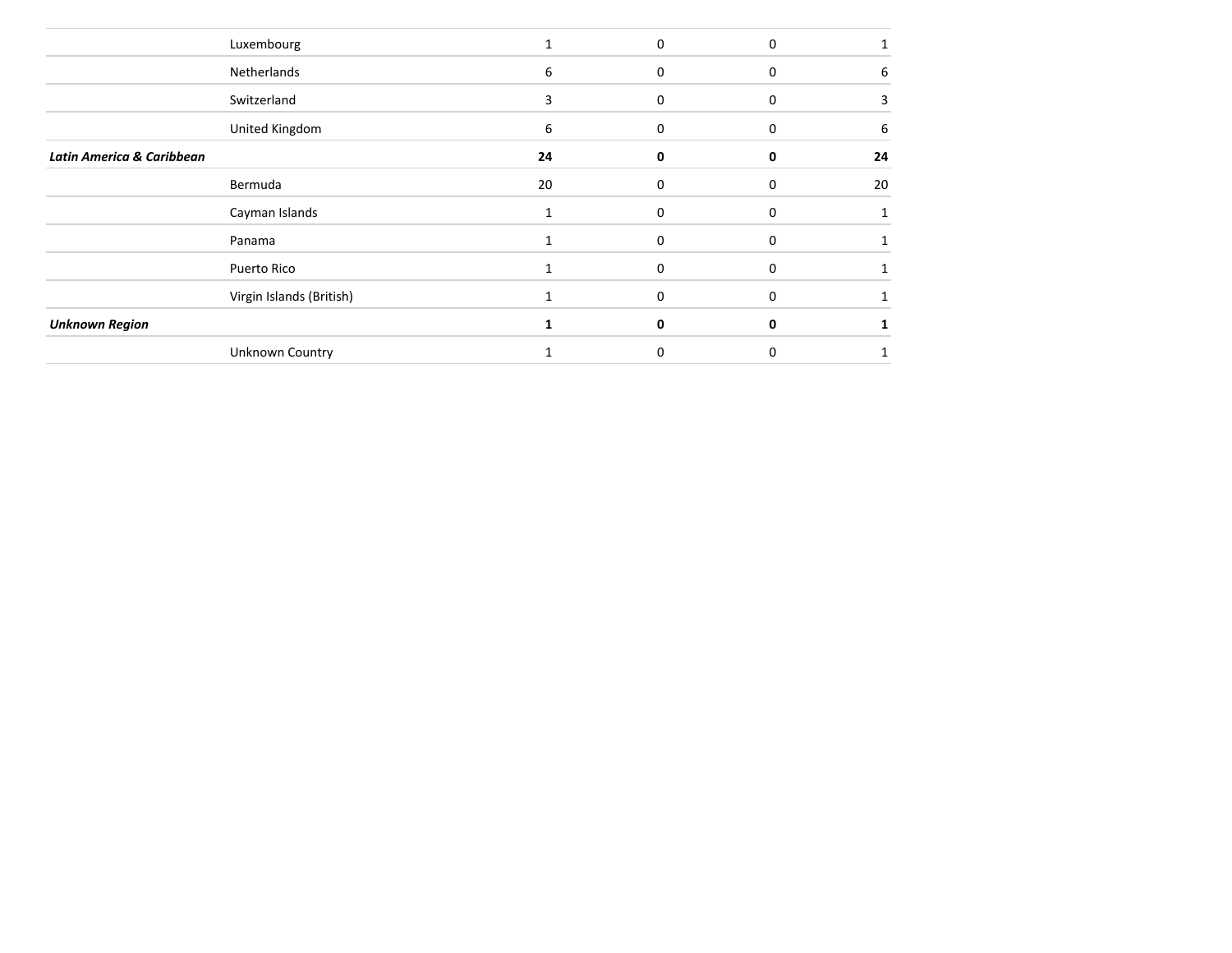| | | | | | |
|---|---|---|---|---|---|
| | Luxembourg | 1 | 0 | 0 | 1 |
| | Netherlands | 6 | 0 | 0 | 6 |
| | Switzerland | 3 | 0 | 0 | 3 |
| | United Kingdom | 6 | 0 | 0 | 6 |
| ***Latin America & Caribbean*** | | **24** | **0** | **0** | **24** |
| | Bermuda | 20 | 0 | 0 | 20 |
| | Cayman Islands | 1 | 0 | 0 | 1 |
| | Panama | 1 | 0 | 0 | 1 |
| | Puerto Rico | 1 | 0 | 0 | 1 |
| | Virgin Islands (British) | 1 | 0 | 0 | 1 |
| ***Unknown Region*** | | **1** | **0** | **0** | **1** |
| | Unknown Country | 1 | 0 | 0 | 1 |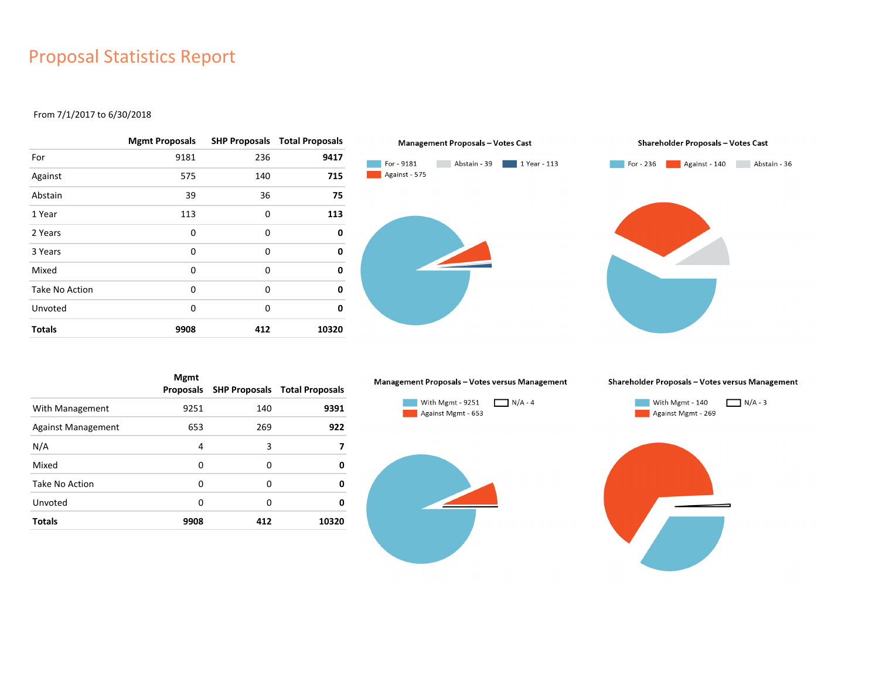# Proposal Statistics Report

From 7/1/2017 to 6/30/2018

| | Mgmt Proposals | SHP Proposals | Total Proposals |
|---|---|---|---|
| For | 9181 | 236 | **9417** |
| Against | 575 | 140 | **715** |
| Abstain | 39 | 36 | **75** |
| 1 Year | 113 | 0 | **113** |
| 2 Years | 0 | 0 | **0** |
| 3 Years | 0 | 0 | **0** |
| Mixed | 0 | 0 | **0** |
| Take No Action | 0 | 0 | **0** |
| Unvoted | 0 | 0 | **0** |
| **Totals** | **9908** | **412** | **10320** |

**Management Proposals – Votes Cast**

For - 9181; Abstain - 39; 1 Year - 113; Against - 575

**Shareholder Proposals – Votes Cast**

For - 236; Against - 140; Abstain - 36

| | Mgmt Proposals | SHP Proposals | Total Proposals |
|---|---|---|---|
| With Management | 9251 | 140 | **9391** |
| Against Management | 653 | 269 | **922** |
| N/A | 4 | 3 | **7** |
| Mixed | 0 | 0 | **0** |
| Take No Action | 0 | 0 | **0** |
| Unvoted | 0 | 0 | **0** |
| **Totals** | **9908** | **412** | **10320** |

**Management Proposals – Votes versus Management**

With Mgmt - 9251; N/A - 4; Against Mgmt - 653

**Shareholder Proposals – Votes versus Management**

With Mgmt - 140; N/A - 3; Against Mgmt - 269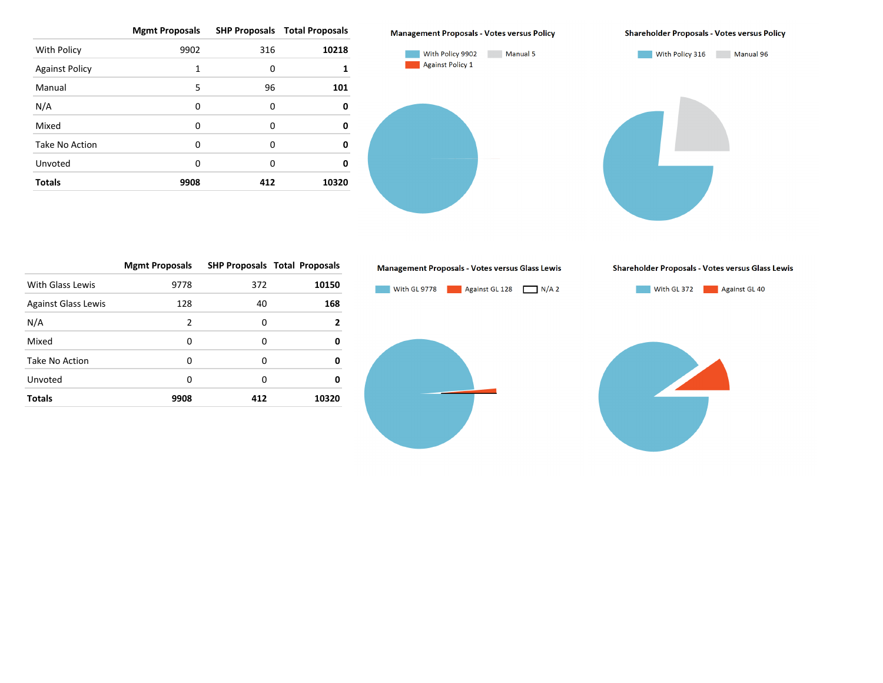| | Mgmt Proposals | SHP Proposals | Total Proposals |
|---|---|---|---|
| With Policy | 9902 | 316 | **10218** |
| Against Policy | 1 | 0 | **1** |
| Manual | 5 | 96 | **101** |
| N/A | 0 | 0 | **0** |
| Mixed | 0 | 0 | **0** |
| Take No Action | 0 | 0 | **0** |
| Unvoted | 0 | 0 | **0** |
| **Totals** | **9908** | **412** | **10320** |

**Management Proposals - Votes versus Policy**

With Policy 9902 | Manual 5 | Against Policy 1

**Shareholder Proposals - Votes versus Policy**

With Policy 316 | Manual 96

| | Mgmt Proposals | SHP Proposals | Total Proposals |
|---|---|---|---|
| With Glass Lewis | 9778 | 372 | **10150** |
| Against Glass Lewis | 128 | 40 | **168** |
| N/A | 2 | 0 | **2** |
| Mixed | 0 | 0 | **0** |
| Take No Action | 0 | 0 | **0** |
| Unvoted | 0 | 0 | **0** |
| **Totals** | **9908** | **412** | **10320** |

**Management Proposals - Votes versus Glass Lewis**

With GL 9778 | Against GL 128 | N/A 2

**Shareholder Proposals - Votes versus Glass Lewis**

With GL 372 | Against GL 40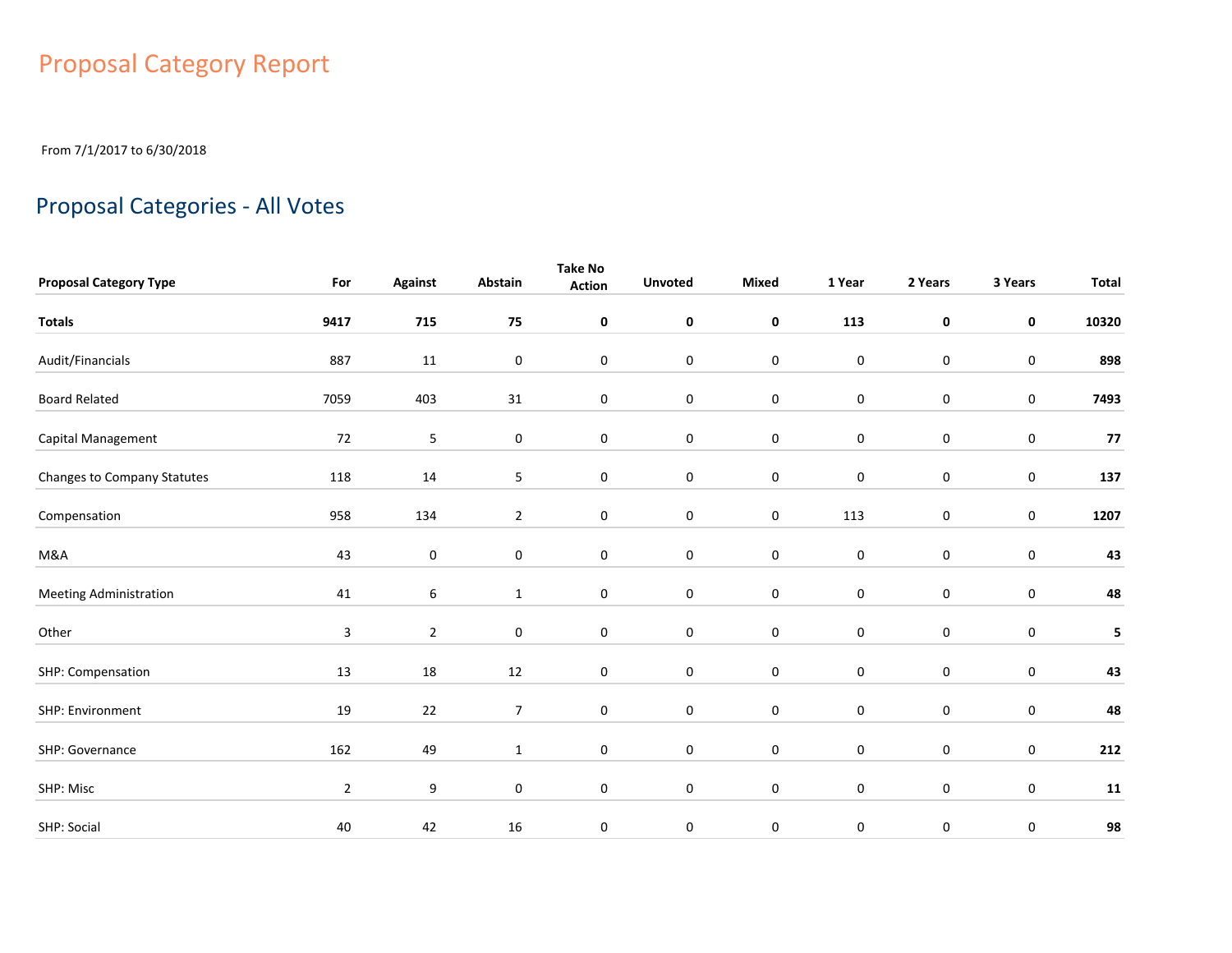# Proposal Category Report

From 7/1/2017 to 6/30/2018

## Proposal Categories - All Votes

| Proposal Category Type | For | Against | Abstain | Take No Action | Unvoted | Mixed | 1 Year | 2 Years | 3 Years | Total |
|---|---|---|---|---|---|---|---|---|---|---|
| **Totals** | **9417** | **715** | **75** | **0** | **0** | **0** | **113** | **0** | **0** | **10320** |
| Audit/Financials | 887 | 11 | 0 | 0 | 0 | 0 | 0 | 0 | 0 | **898** |
| Board Related | 7059 | 403 | 31 | 0 | 0 | 0 | 0 | 0 | 0 | **7493** |
| Capital Management | 72 | 5 | 0 | 0 | 0 | 0 | 0 | 0 | 0 | **77** |
| Changes to Company Statutes | 118 | 14 | 5 | 0 | 0 | 0 | 0 | 0 | 0 | **137** |
| Compensation | 958 | 134 | 2 | 0 | 0 | 0 | 113 | 0 | 0 | **1207** |
| M&A | 43 | 0 | 0 | 0 | 0 | 0 | 0 | 0 | 0 | **43** |
| Meeting Administration | 41 | 6 | 1 | 0 | 0 | 0 | 0 | 0 | 0 | **48** |
| Other | 3 | 2 | 0 | 0 | 0 | 0 | 0 | 0 | 0 | **5** |
| SHP: Compensation | 13 | 18 | 12 | 0 | 0 | 0 | 0 | 0 | 0 | **43** |
| SHP: Environment | 19 | 22 | 7 | 0 | 0 | 0 | 0 | 0 | 0 | **48** |
| SHP: Governance | 162 | 49 | 1 | 0 | 0 | 0 | 0 | 0 | 0 | **212** |
| SHP: Misc | 2 | 9 | 0 | 0 | 0 | 0 | 0 | 0 | 0 | **11** |
| SHP: Social | 40 | 42 | 16 | 0 | 0 | 0 | 0 | 0 | 0 | **98** |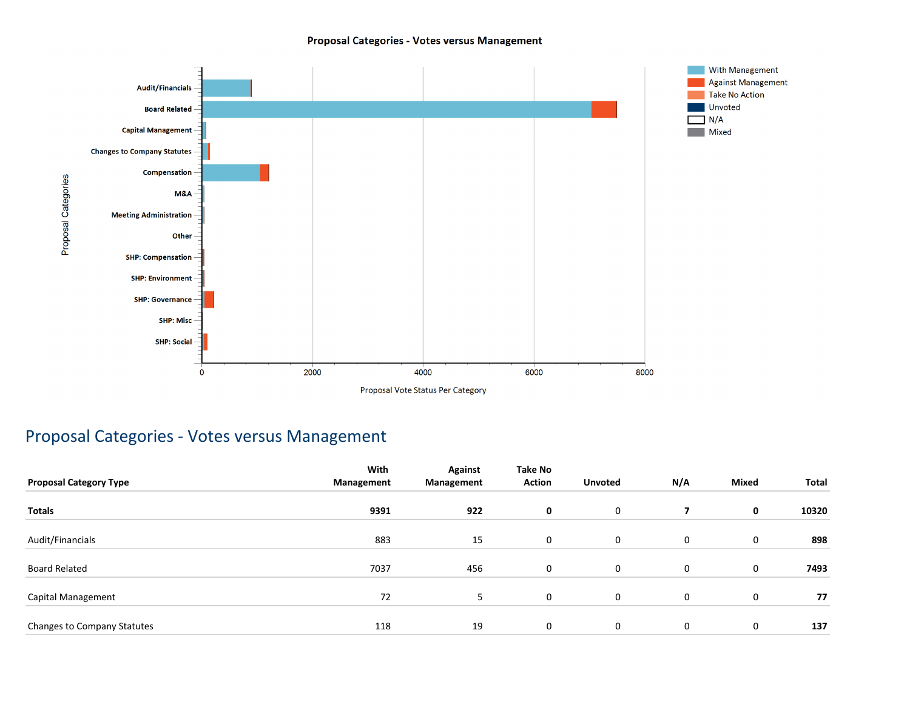Proposal Categories - Votes versus Management

## Proposal Categories - Votes versus Management

| Proposal Category Type | With Management | Against Management | Take No Action | Unvoted | N/A | Mixed | Total |
|---|---|---|---|---|---|---|---|
| **Totals** | **9391** | **922** | **0** | 0 | **7** | **0** | **10320** |
| Audit/Financials | 883 | 15 | 0 | 0 | 0 | 0 | **898** |
| Board Related | 7037 | 456 | 0 | 0 | 0 | 0 | **7493** |
| Capital Management | 72 | 5 | 0 | 0 | 0 | 0 | **77** |
| Changes to Company Statutes | 118 | 19 | 0 | 0 | 0 | 0 | **137** |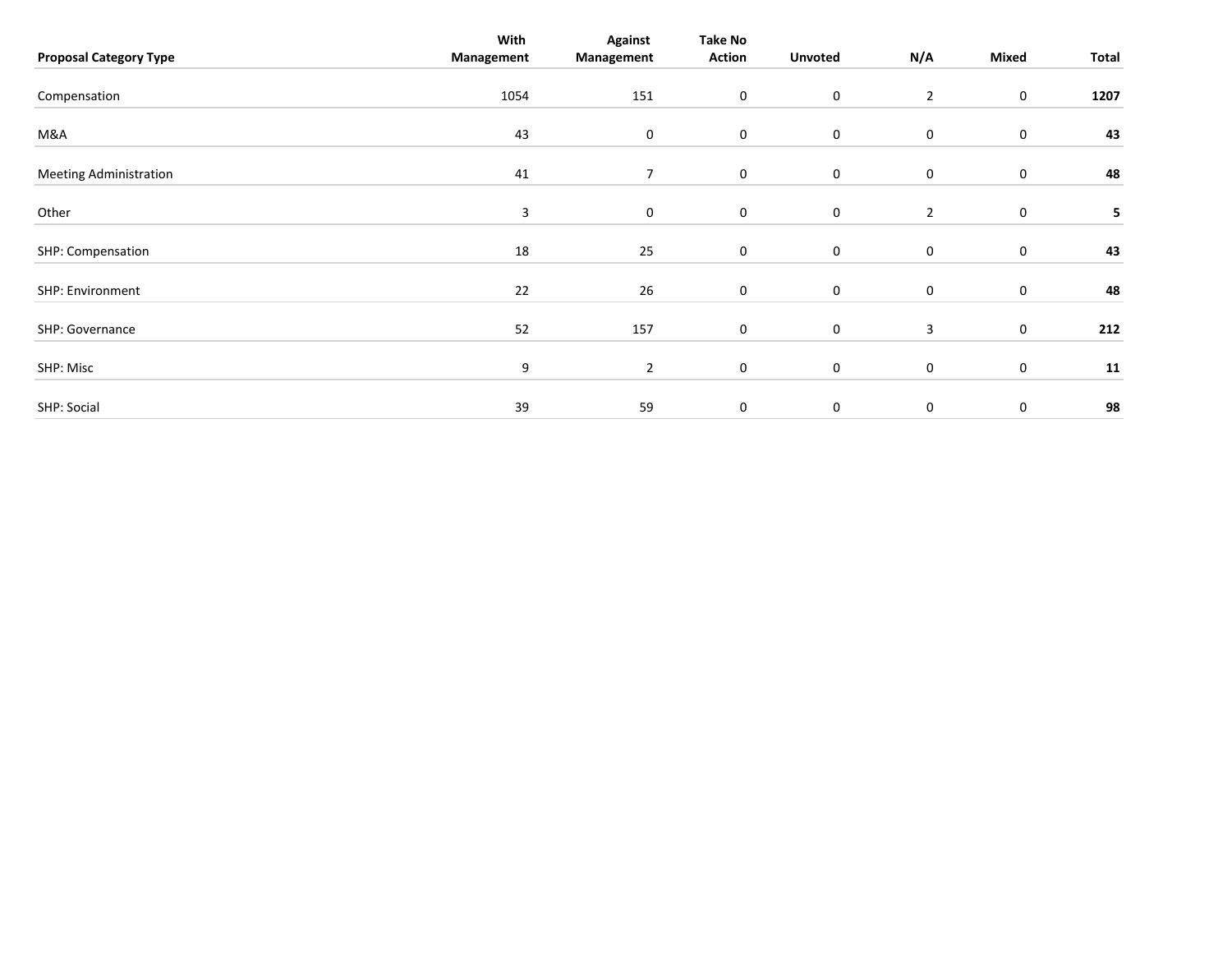| Proposal Category Type | With Management | Against Management | Take No Action | Unvoted | N/A | Mixed | Total |
|---|---|---|---|---|---|---|---|
| Compensation | 1054 | 151 | 0 | 0 | 2 | 0 | **1207** |
| M&A | 43 | 0 | 0 | 0 | 0 | 0 | **43** |
| Meeting Administration | 41 | 7 | 0 | 0 | 0 | 0 | **48** |
| Other | 3 | 0 | 0 | 0 | 2 | 0 | **5** |
| SHP: Compensation | 18 | 25 | 0 | 0 | 0 | 0 | **43** |
| SHP: Environment | 22 | 26 | 0 | 0 | 0 | 0 | **48** |
| SHP: Governance | 52 | 157 | 0 | 0 | 3 | 0 | **212** |
| SHP: Misc | 9 | 2 | 0 | 0 | 0 | 0 | **11** |
| SHP: Social | 39 | 59 | 0 | 0 | 0 | 0 | **98** |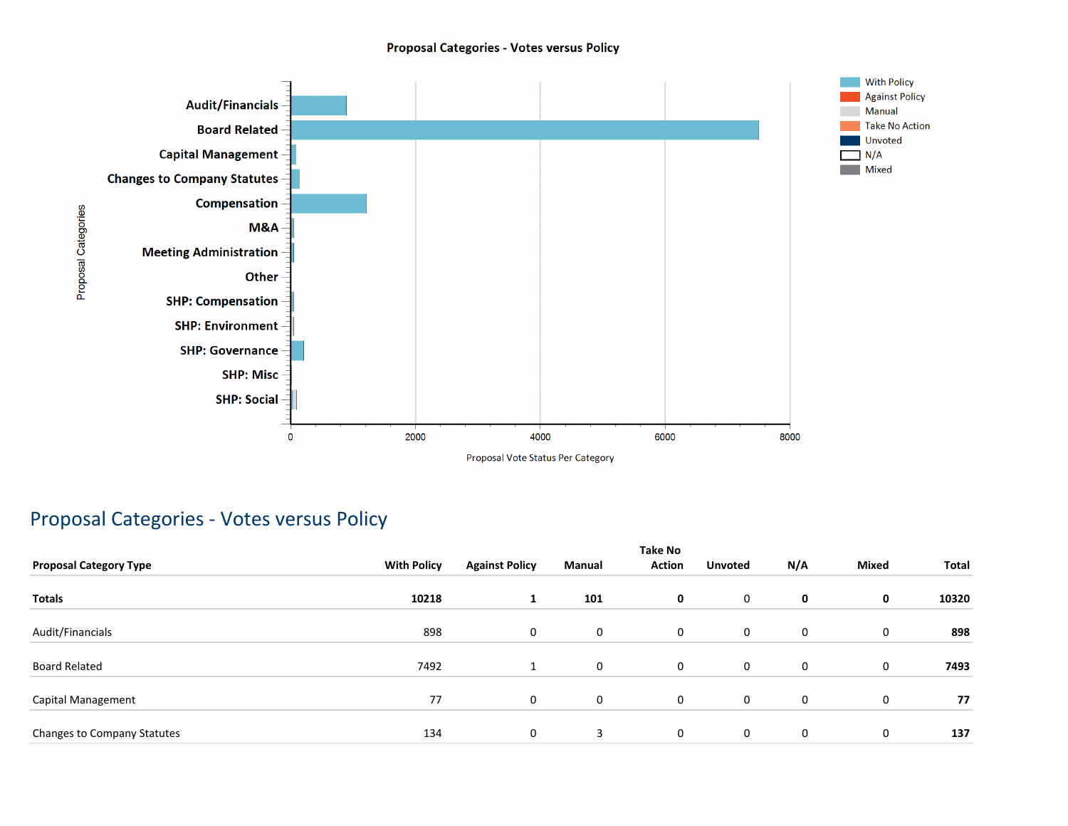**Proposal Categories - Votes versus Policy**

## Proposal Categories - Votes versus Policy

| Proposal Category Type | With Policy | Against Policy | Manual | Take No Action | Unvoted | N/A | Mixed | Total |
|---|---|---|---|---|---|---|---|---|
| **Totals** | **10218** | **1** | **101** | **0** | 0 | **0** | **0** | **10320** |
| Audit/Financials | 898 | 0 | 0 | 0 | 0 | 0 | 0 | **898** |
| Board Related | 7492 | 1 | 0 | 0 | 0 | 0 | 0 | **7493** |
| Capital Management | 77 | 0 | 0 | 0 | 0 | 0 | 0 | **77** |
| Changes to Company Statutes | 134 | 0 | 3 | 0 | 0 | 0 | 0 | **137** |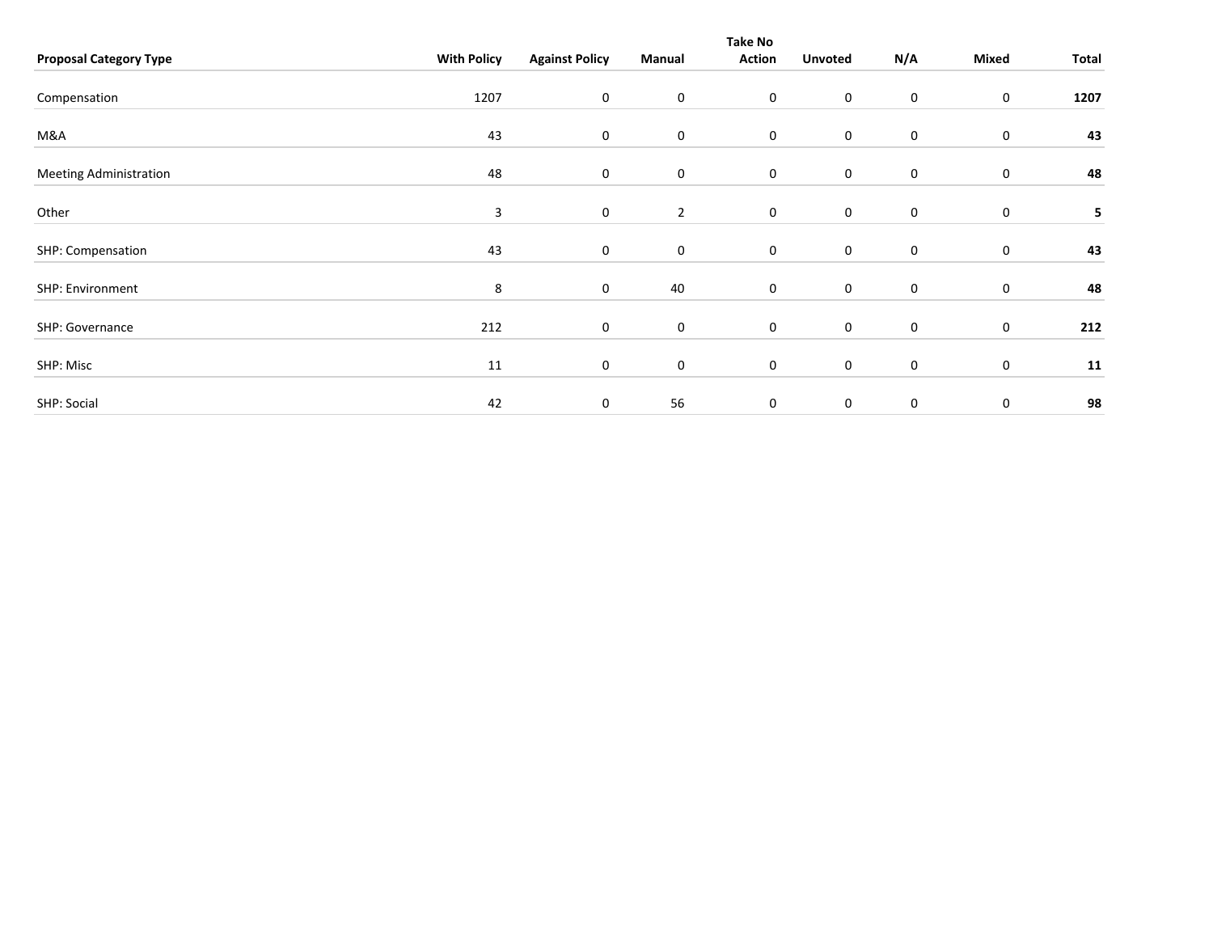| Proposal Category Type | With Policy | Against Policy | Manual | Take No Action | Unvoted | N/A | Mixed | Total |
|---|---|---|---|---|---|---|---|---|
| Compensation | 1207 | 0 | 0 | 0 | 0 | 0 | 0 | **1207** |
| M&A | 43 | 0 | 0 | 0 | 0 | 0 | 0 | **43** |
| Meeting Administration | 48 | 0 | 0 | 0 | 0 | 0 | 0 | **48** |
| Other | 3 | 0 | 2 | 0 | 0 | 0 | 0 | **5** |
| SHP: Compensation | 43 | 0 | 0 | 0 | 0 | 0 | 0 | **43** |
| SHP: Environment | 8 | 0 | 40 | 0 | 0 | 0 | 0 | **48** |
| SHP: Governance | 212 | 0 | 0 | 0 | 0 | 0 | 0 | **212** |
| SHP: Misc | 11 | 0 | 0 | 0 | 0 | 0 | 0 | **11** |
| SHP: Social | 42 | 0 | 56 | 0 | 0 | 0 | 0 | **98** |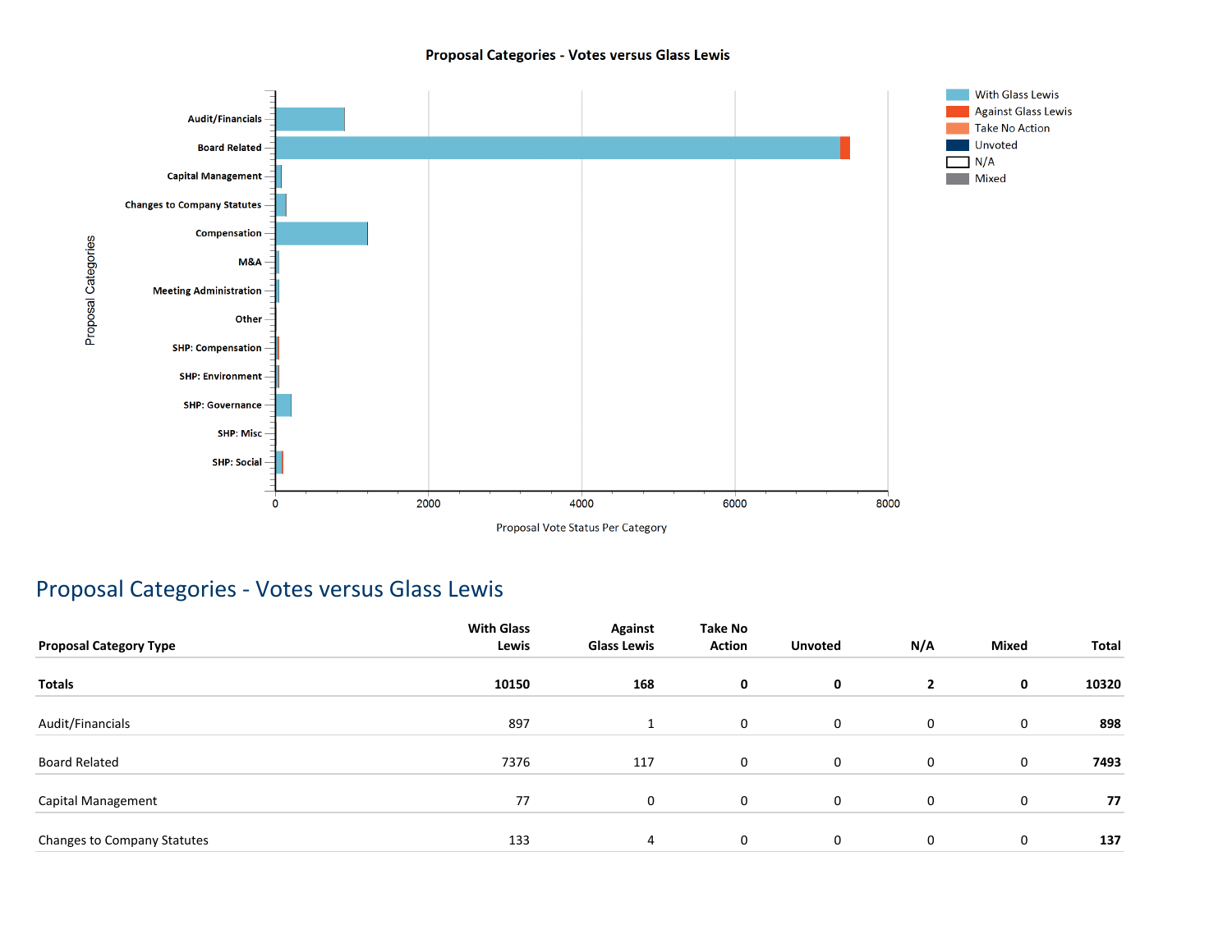**Proposal Categories - Votes versus Glass Lewis**

Proposal Categories

Audit/Financials
Board Related
Capital Management
Changes to Company Statutes
Compensation
M&A
Meeting Administration
Other
SHP: Compensation
SHP: Environment
SHP: Governance
SHP: Misc
SHP: Social

0 2000 4000 6000 8000

Proposal Vote Status Per Category

With Glass Lewis
Against Glass Lewis
Take No Action
Unvoted
N/A
Mixed

## Proposal Categories - Votes versus Glass Lewis

| Proposal Category Type | With Glass Lewis | Against Glass Lewis | Take No Action | Unvoted | N/A | Mixed | Total |
|---|---|---|---|---|---|---|---|
| **Totals** | **10150** | **168** | **0** | **0** | **2** | **0** | **10320** |
| Audit/Financials | 897 | 1 | 0 | 0 | 0 | 0 | **898** |
| Board Related | 7376 | 117 | 0 | 0 | 0 | 0 | **7493** |
| Capital Management | 77 | 0 | 0 | 0 | 0 | 0 | **77** |
| Changes to Company Statutes | 133 | 4 | 0 | 0 | 0 | 0 | **137** |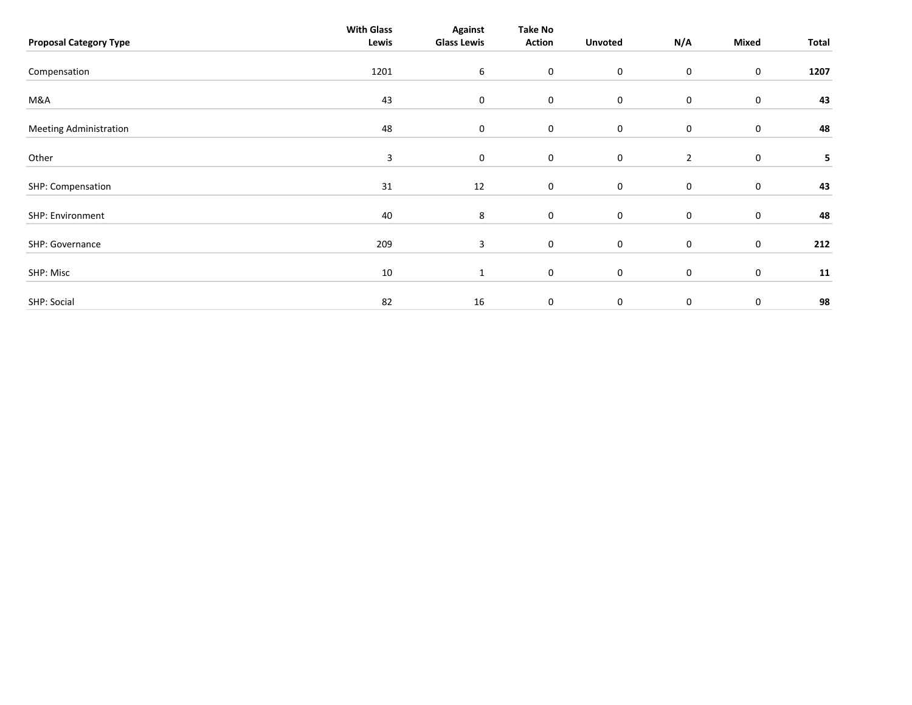| Proposal Category Type | With Glass Lewis | Against Glass Lewis | Take No Action | Unvoted | N/A | Mixed | Total |
|---|---|---|---|---|---|---|---|
| Compensation | 1201 | 6 | 0 | 0 | 0 | 0 | **1207** |
| M&A | 43 | 0 | 0 | 0 | 0 | 0 | **43** |
| Meeting Administration | 48 | 0 | 0 | 0 | 0 | 0 | **48** |
| Other | 3 | 0 | 0 | 0 | 2 | 0 | **5** |
| SHP: Compensation | 31 | 12 | 0 | 0 | 0 | 0 | **43** |
| SHP: Environment | 40 | 8 | 0 | 0 | 0 | 0 | **48** |
| SHP: Governance | 209 | 3 | 0 | 0 | 0 | 0 | **212** |
| SHP: Misc | 10 | 1 | 0 | 0 | 0 | 0 | **11** |
| SHP: Social | 82 | 16 | 0 | 0 | 0 | 0 | **98** |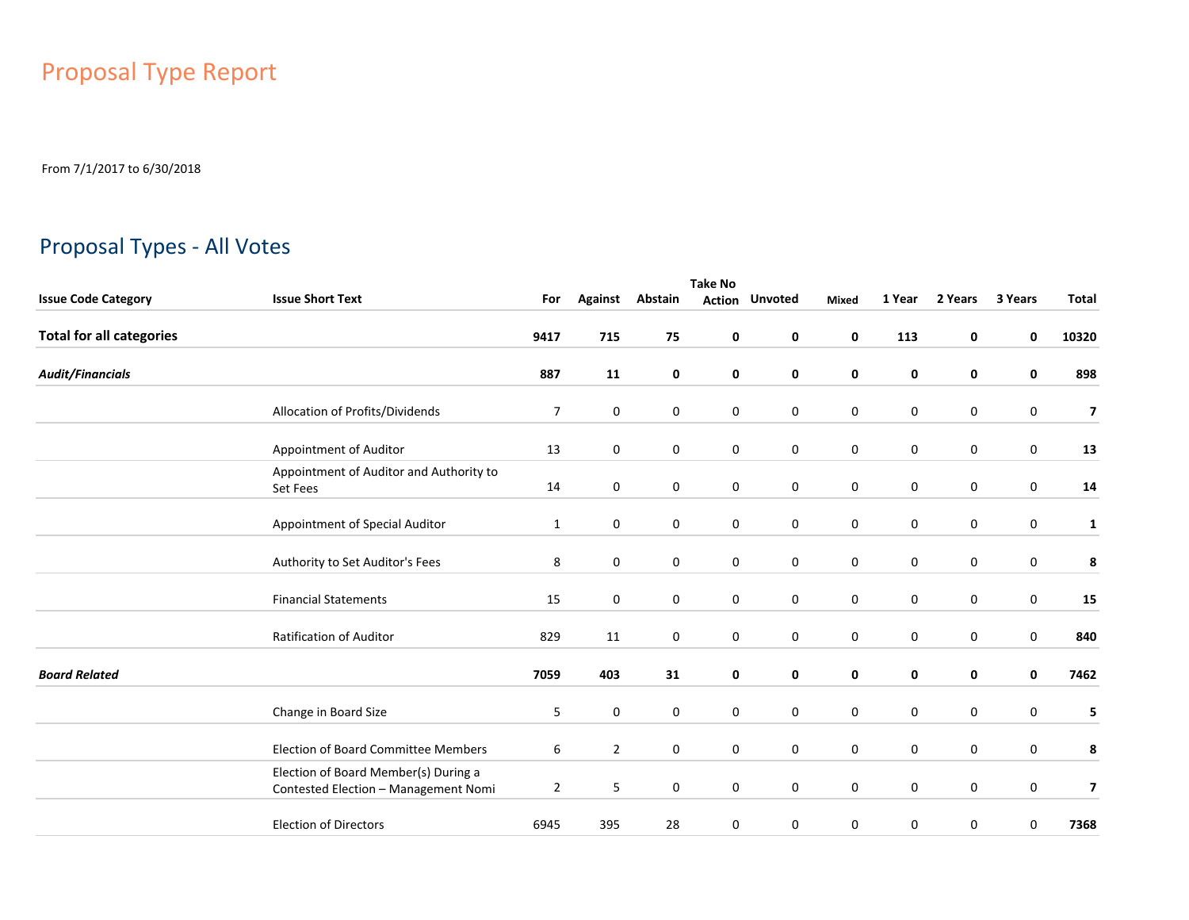# Proposal Type Report

From 7/1/2017 to 6/30/2018

## Proposal Types - All Votes

| Issue Code Category | Issue Short Text | For | Against | Abstain | Take No Action | Unvoted | Mixed | 1 Year | 2 Years | 3 Years | Total |
|---|---|---|---|---|---|---|---|---|---|---|---|
| **Total for all categories** | | **9417** | **715** | **75** | **0** | **0** | **0** | **113** | **0** | **0** | **10320** |
| ***Audit/Financials*** | | **887** | **11** | **0** | **0** | **0** | **0** | **0** | **0** | **0** | **898** |
| | Allocation of Profits/Dividends | 7 | 0 | 0 | 0 | 0 | 0 | 0 | 0 | 0 | **7** |
| | Appointment of Auditor | 13 | 0 | 0 | 0 | 0 | 0 | 0 | 0 | 0 | **13** |
| | Appointment of Auditor and Authority to Set Fees | 14 | 0 | 0 | 0 | 0 | 0 | 0 | 0 | 0 | **14** |
| | Appointment of Special Auditor | 1 | 0 | 0 | 0 | 0 | 0 | 0 | 0 | 0 | **1** |
| | Authority to Set Auditor's Fees | 8 | 0 | 0 | 0 | 0 | 0 | 0 | 0 | 0 | **8** |
| | Financial Statements | 15 | 0 | 0 | 0 | 0 | 0 | 0 | 0 | 0 | **15** |
| | Ratification of Auditor | 829 | 11 | 0 | 0 | 0 | 0 | 0 | 0 | 0 | **840** |
| ***Board Related*** | | **7059** | **403** | **31** | **0** | **0** | **0** | **0** | **0** | **0** | **7462** |
| | Change in Board Size | 5 | 0 | 0 | 0 | 0 | 0 | 0 | 0 | 0 | **5** |
| | Election of Board Committee Members | 6 | 2 | 0 | 0 | 0 | 0 | 0 | 0 | 0 | **8** |
| | Election of Board Member(s) During a Contested Election – Management Nomi | 2 | 5 | 0 | 0 | 0 | 0 | 0 | 0 | 0 | **7** |
| | Election of Directors | 6945 | 395 | 28 | 0 | 0 | 0 | 0 | 0 | 0 | **7368** |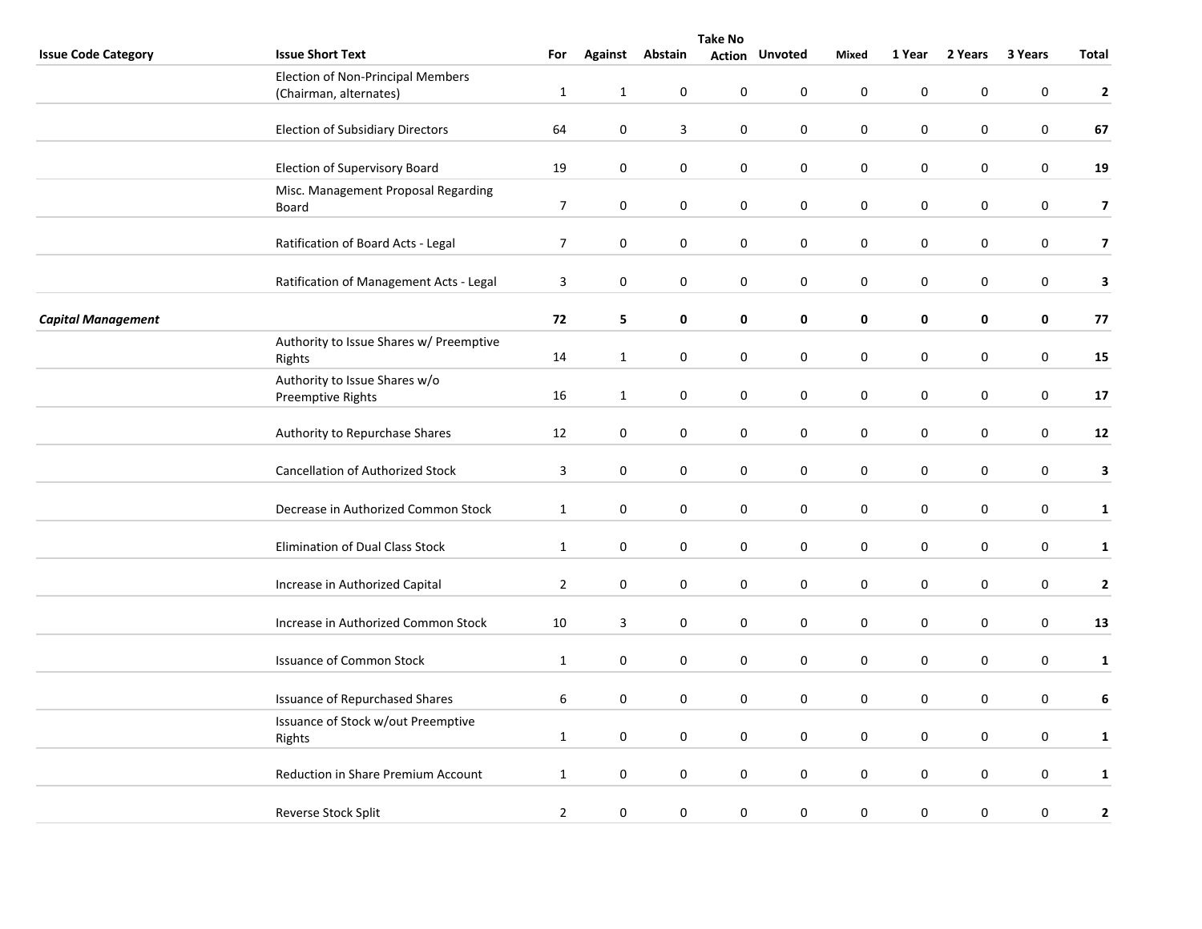| Issue Code Category | Issue Short Text | For | Against | Abstain | Take No Action | Unvoted | Mixed | 1 Year | 2 Years | 3 Years | Total |
|---|---|---|---|---|---|---|---|---|---|---|---|
| | Election of Non-Principal Members (Chairman, alternates) | 1 | 1 | 0 | 0 | 0 | 0 | 0 | 0 | 0 | **2** |
| | Election of Subsidiary Directors | 64 | 0 | 3 | 0 | 0 | 0 | 0 | 0 | 0 | **67** |
| | Election of Supervisory Board | 19 | 0 | 0 | 0 | 0 | 0 | 0 | 0 | 0 | **19** |
| | Misc. Management Proposal Regarding Board | 7 | 0 | 0 | 0 | 0 | 0 | 0 | 0 | 0 | **7** |
| | Ratification of Board Acts - Legal | 7 | 0 | 0 | 0 | 0 | 0 | 0 | 0 | 0 | **7** |
| | Ratification of Management Acts - Legal | 3 | 0 | 0 | 0 | 0 | 0 | 0 | 0 | 0 | **3** |
| ***Capital Management*** | | **72** | **5** | **0** | **0** | **0** | **0** | **0** | **0** | **0** | **77** |
| | Authority to Issue Shares w/ Preemptive Rights | 14 | 1 | 0 | 0 | 0 | 0 | 0 | 0 | 0 | **15** |
| | Authority to Issue Shares w/o Preemptive Rights | 16 | 1 | 0 | 0 | 0 | 0 | 0 | 0 | 0 | **17** |
| | Authority to Repurchase Shares | 12 | 0 | 0 | 0 | 0 | 0 | 0 | 0 | 0 | **12** |
| | Cancellation of Authorized Stock | 3 | 0 | 0 | 0 | 0 | 0 | 0 | 0 | 0 | **3** |
| | Decrease in Authorized Common Stock | 1 | 0 | 0 | 0 | 0 | 0 | 0 | 0 | 0 | **1** |
| | Elimination of Dual Class Stock | 1 | 0 | 0 | 0 | 0 | 0 | 0 | 0 | 0 | **1** |
| | Increase in Authorized Capital | 2 | 0 | 0 | 0 | 0 | 0 | 0 | 0 | 0 | **2** |
| | Increase in Authorized Common Stock | 10 | 3 | 0 | 0 | 0 | 0 | 0 | 0 | 0 | **13** |
| | Issuance of Common Stock | 1 | 0 | 0 | 0 | 0 | 0 | 0 | 0 | 0 | **1** |
| | Issuance of Repurchased Shares | 6 | 0 | 0 | 0 | 0 | 0 | 0 | 0 | 0 | **6** |
| | Issuance of Stock w/out Preemptive Rights | 1 | 0 | 0 | 0 | 0 | 0 | 0 | 0 | 0 | **1** |
| | Reduction in Share Premium Account | 1 | 0 | 0 | 0 | 0 | 0 | 0 | 0 | 0 | **1** |
| | Reverse Stock Split | 2 | 0 | 0 | 0 | 0 | 0 | 0 | 0 | 0 | **2** |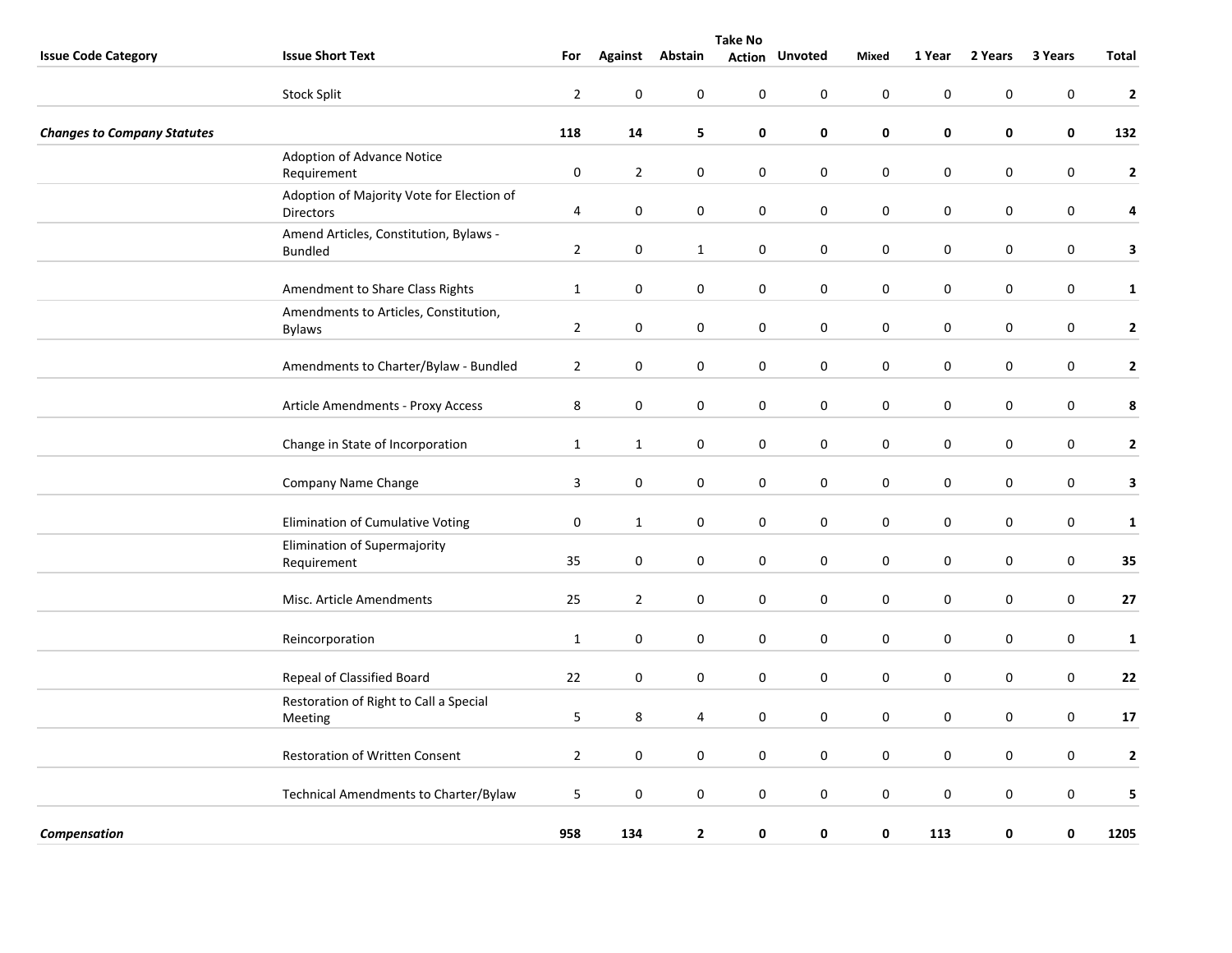| Issue Code Category | Issue Short Text | For | Against | Abstain | Take No Action | Unvoted | Mixed | 1 Year | 2 Years | 3 Years | Total |
|---|---|---|---|---|---|---|---|---|---|---|---|
| | Stock Split | 2 | 0 | 0 | 0 | 0 | 0 | 0 | 0 | 0 | **2** |
| ***Changes to Company Statutes*** | | **118** | **14** | **5** | **0** | **0** | **0** | **0** | **0** | **0** | **132** |
| | Adoption of Advance Notice Requirement | 0 | 2 | 0 | 0 | 0 | 0 | 0 | 0 | 0 | **2** |
| | Adoption of Majority Vote for Election of Directors | 4 | 0 | 0 | 0 | 0 | 0 | 0 | 0 | 0 | **4** |
| | Amend Articles, Constitution, Bylaws - Bundled | 2 | 0 | 1 | 0 | 0 | 0 | 0 | 0 | 0 | **3** |
| | Amendment to Share Class Rights | 1 | 0 | 0 | 0 | 0 | 0 | 0 | 0 | 0 | **1** |
| | Amendments to Articles, Constitution, Bylaws | 2 | 0 | 0 | 0 | 0 | 0 | 0 | 0 | 0 | **2** |
| | Amendments to Charter/Bylaw - Bundled | 2 | 0 | 0 | 0 | 0 | 0 | 0 | 0 | 0 | **2** |
| | Article Amendments - Proxy Access | 8 | 0 | 0 | 0 | 0 | 0 | 0 | 0 | 0 | **8** |
| | Change in State of Incorporation | 1 | 1 | 0 | 0 | 0 | 0 | 0 | 0 | 0 | **2** |
| | Company Name Change | 3 | 0 | 0 | 0 | 0 | 0 | 0 | 0 | 0 | **3** |
| | Elimination of Cumulative Voting | 0 | 1 | 0 | 0 | 0 | 0 | 0 | 0 | 0 | **1** |
| | Elimination of Supermajority Requirement | 35 | 0 | 0 | 0 | 0 | 0 | 0 | 0 | 0 | **35** |
| | Misc. Article Amendments | 25 | 2 | 0 | 0 | 0 | 0 | 0 | 0 | 0 | **27** |
| | Reincorporation | 1 | 0 | 0 | 0 | 0 | 0 | 0 | 0 | 0 | **1** |
| | Repeal of Classified Board | 22 | 0 | 0 | 0 | 0 | 0 | 0 | 0 | 0 | **22** |
| | Restoration of Right to Call a Special Meeting | 5 | 8 | 4 | 0 | 0 | 0 | 0 | 0 | 0 | **17** |
| | Restoration of Written Consent | 2 | 0 | 0 | 0 | 0 | 0 | 0 | 0 | 0 | **2** |
| | Technical Amendments to Charter/Bylaw | 5 | 0 | 0 | 0 | 0 | 0 | 0 | 0 | 0 | **5** |
| ***Compensation*** | | **958** | **134** | **2** | **0** | **0** | **0** | **113** | **0** | **0** | **1205** |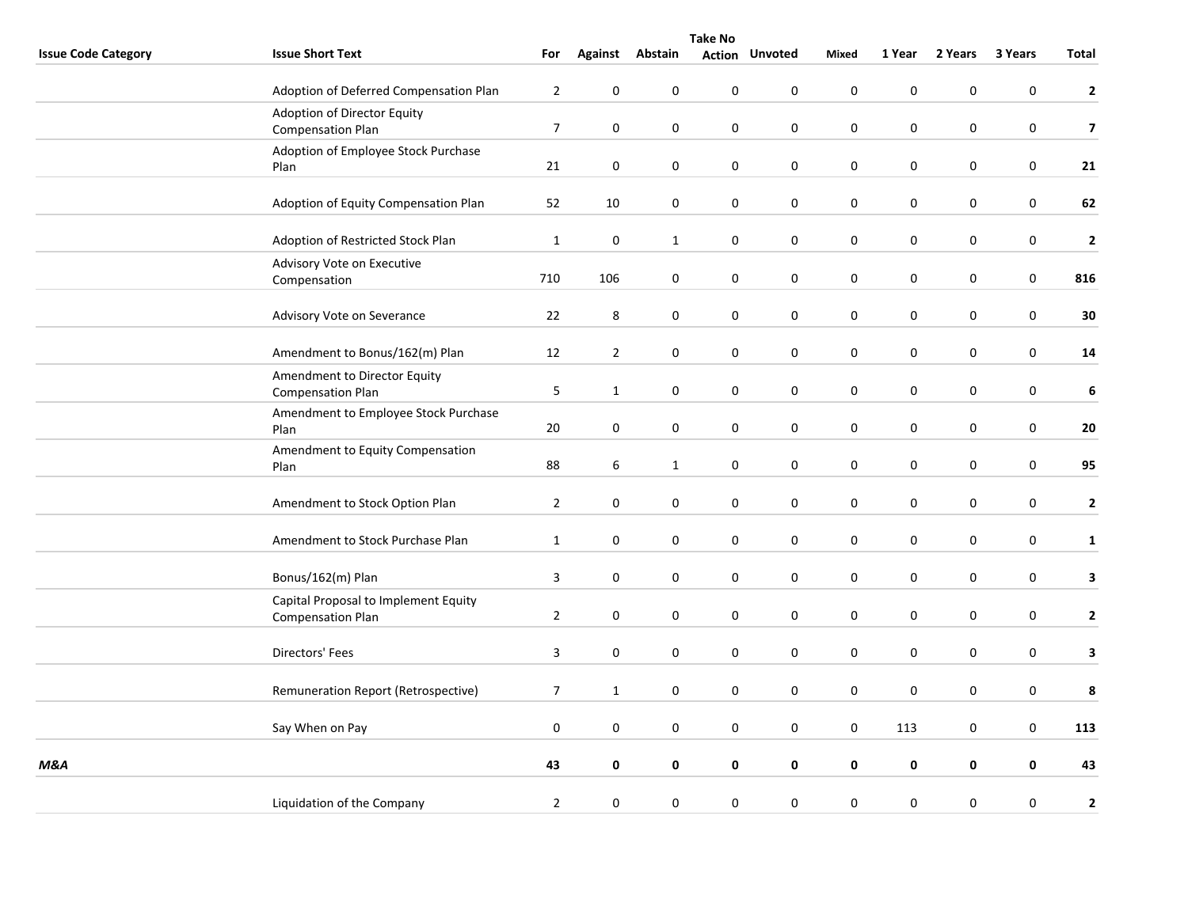| Issue Code Category | Issue Short Text | For | Against | Abstain | Take No Action | Unvoted | Mixed | 1 Year | 2 Years | 3 Years | Total |
|---|---|---|---|---|---|---|---|---|---|---|---|
| | Adoption of Deferred Compensation Plan | 2 | 0 | 0 | 0 | 0 | 0 | 0 | 0 | 0 | **2** |
| | Adoption of Director Equity Compensation Plan | 7 | 0 | 0 | 0 | 0 | 0 | 0 | 0 | 0 | **7** |
| | Adoption of Employee Stock Purchase Plan | 21 | 0 | 0 | 0 | 0 | 0 | 0 | 0 | 0 | **21** |
| | Adoption of Equity Compensation Plan | 52 | 10 | 0 | 0 | 0 | 0 | 0 | 0 | 0 | **62** |
| | Adoption of Restricted Stock Plan | 1 | 0 | 1 | 0 | 0 | 0 | 0 | 0 | 0 | **2** |
| | Advisory Vote on Executive Compensation | 710 | 106 | 0 | 0 | 0 | 0 | 0 | 0 | 0 | **816** |
| | Advisory Vote on Severance | 22 | 8 | 0 | 0 | 0 | 0 | 0 | 0 | 0 | **30** |
| | Amendment to Bonus/162(m) Plan | 12 | 2 | 0 | 0 | 0 | 0 | 0 | 0 | 0 | **14** |
| | Amendment to Director Equity Compensation Plan | 5 | 1 | 0 | 0 | 0 | 0 | 0 | 0 | 0 | **6** |
| | Amendment to Employee Stock Purchase Plan | 20 | 0 | 0 | 0 | 0 | 0 | 0 | 0 | 0 | **20** |
| | Amendment to Equity Compensation Plan | 88 | 6 | 1 | 0 | 0 | 0 | 0 | 0 | 0 | **95** |
| | Amendment to Stock Option Plan | 2 | 0 | 0 | 0 | 0 | 0 | 0 | 0 | 0 | **2** |
| | Amendment to Stock Purchase Plan | 1 | 0 | 0 | 0 | 0 | 0 | 0 | 0 | 0 | **1** |
| | Bonus/162(m) Plan | 3 | 0 | 0 | 0 | 0 | 0 | 0 | 0 | 0 | **3** |
| | Capital Proposal to Implement Equity Compensation Plan | 2 | 0 | 0 | 0 | 0 | 0 | 0 | 0 | 0 | **2** |
| | Directors' Fees | 3 | 0 | 0 | 0 | 0 | 0 | 0 | 0 | 0 | **3** |
| | Remuneration Report (Retrospective) | 7 | 1 | 0 | 0 | 0 | 0 | 0 | 0 | 0 | **8** |
| | Say When on Pay | 0 | 0 | 0 | 0 | 0 | 0 | 113 | 0 | 0 | **113** |
| ***M&A*** | | **43** | **0** | **0** | **0** | **0** | **0** | **0** | **0** | **0** | **43** |
| | Liquidation of the Company | 2 | 0 | 0 | 0 | 0 | 0 | 0 | 0 | 0 | **2** |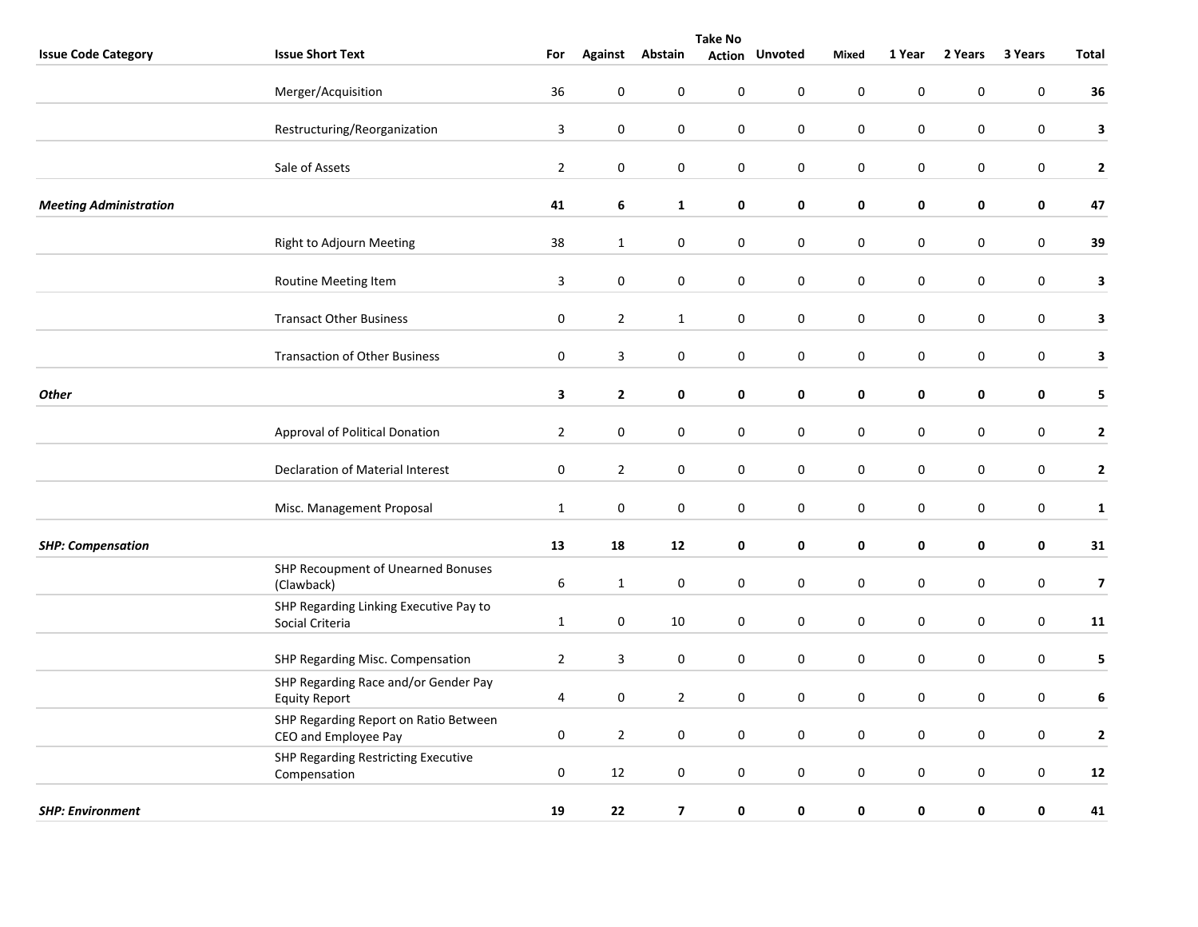| Issue Code Category | Issue Short Text | For | Against | Abstain | Take No Action | Unvoted | Mixed | 1 Year | 2 Years | 3 Years | Total |
|---|---|---|---|---|---|---|---|---|---|---|---|
| | Merger/Acquisition | 36 | 0 | 0 | 0 | 0 | 0 | 0 | 0 | 0 | **36** |
| | Restructuring/Reorganization | 3 | 0 | 0 | 0 | 0 | 0 | 0 | 0 | 0 | **3** |
| | Sale of Assets | 2 | 0 | 0 | 0 | 0 | 0 | 0 | 0 | 0 | **2** |
| ***Meeting Administration*** | | **41** | **6** | **1** | **0** | **0** | **0** | **0** | **0** | **0** | **47** |
| | Right to Adjourn Meeting | 38 | 1 | 0 | 0 | 0 | 0 | 0 | 0 | 0 | **39** |
| | Routine Meeting Item | 3 | 0 | 0 | 0 | 0 | 0 | 0 | 0 | 0 | **3** |
| | Transact Other Business | 0 | 2 | 1 | 0 | 0 | 0 | 0 | 0 | 0 | **3** |
| | Transaction of Other Business | 0 | 3 | 0 | 0 | 0 | 0 | 0 | 0 | 0 | **3** |
| ***Other*** | | **3** | **2** | **0** | **0** | **0** | **0** | **0** | **0** | **0** | **5** |
| | Approval of Political Donation | 2 | 0 | 0 | 0 | 0 | 0 | 0 | 0 | 0 | **2** |
| | Declaration of Material Interest | 0 | 2 | 0 | 0 | 0 | 0 | 0 | 0 | 0 | **2** |
| | Misc. Management Proposal | 1 | 0 | 0 | 0 | 0 | 0 | 0 | 0 | 0 | **1** |
| ***SHP: Compensation*** | | **13** | **18** | **12** | **0** | **0** | **0** | **0** | **0** | **0** | **31** |
| | SHP Recoupment of Unearned Bonuses (Clawback) | 6 | 1 | 0 | 0 | 0 | 0 | 0 | 0 | 0 | **7** |
| | SHP Regarding Linking Executive Pay to Social Criteria | 1 | 0 | 10 | 0 | 0 | 0 | 0 | 0 | 0 | **11** |
| | SHP Regarding Misc. Compensation | 2 | 3 | 0 | 0 | 0 | 0 | 0 | 0 | 0 | **5** |
| | SHP Regarding Race and/or Gender Pay Equity Report | 4 | 0 | 2 | 0 | 0 | 0 | 0 | 0 | 0 | **6** |
| | SHP Regarding Report on Ratio Between CEO and Employee Pay | 0 | 2 | 0 | 0 | 0 | 0 | 0 | 0 | 0 | **2** |
| | SHP Regarding Restricting Executive Compensation | 0 | 12 | 0 | 0 | 0 | 0 | 0 | 0 | 0 | **12** |
| ***SHP: Environment*** | | **19** | **22** | **7** | **0** | **0** | **0** | **0** | **0** | **0** | **41** |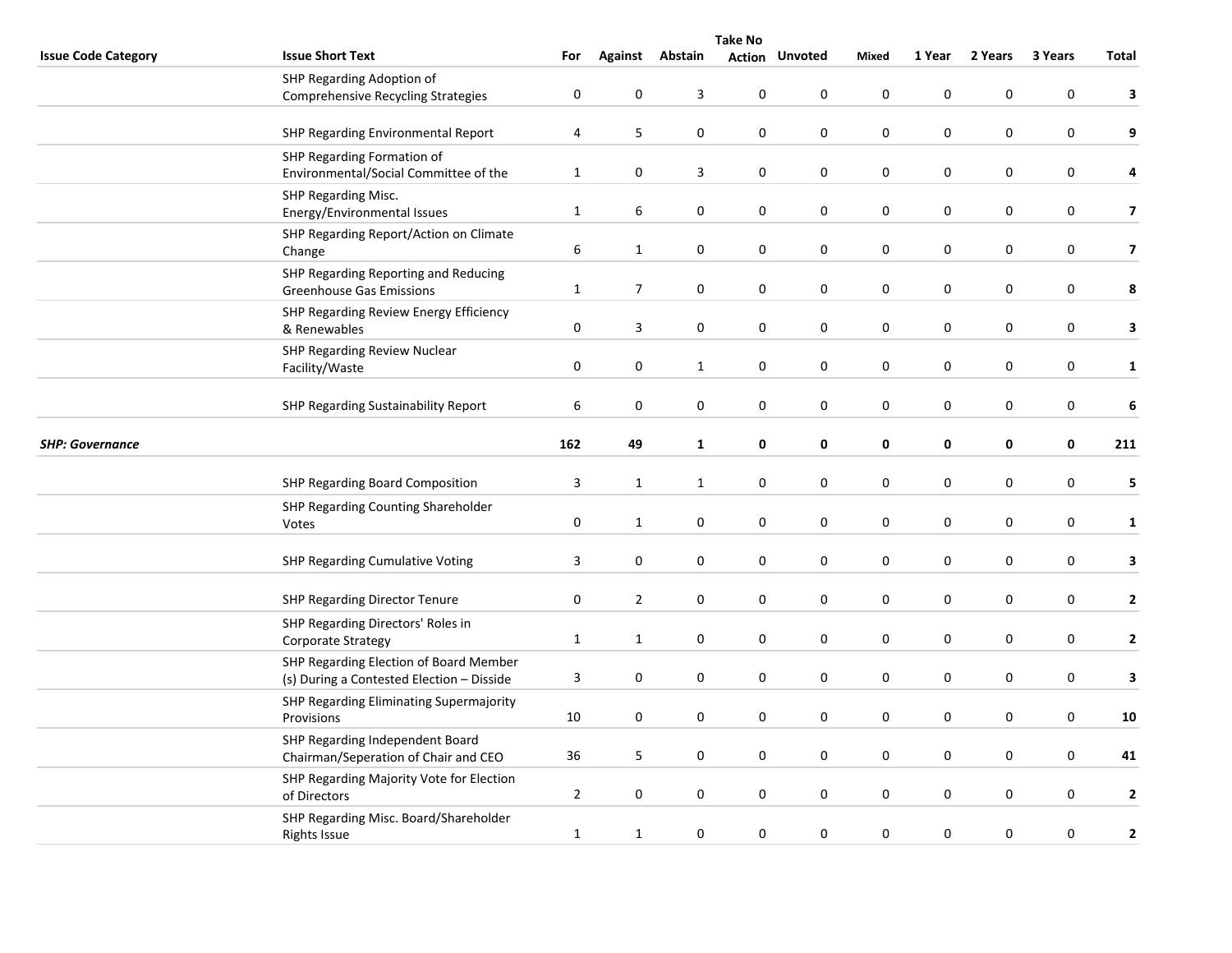| Issue Code Category | Issue Short Text | For | Against | Abstain | Take No Action | Unvoted | Mixed | 1 Year | 2 Years | 3 Years | Total |
|---|---|---|---|---|---|---|---|---|---|---|---|
| | SHP Regarding Adoption of Comprehensive Recycling Strategies | 0 | 0 | 3 | 0 | 0 | 0 | 0 | 0 | 0 | **3** |
| | SHP Regarding Environmental Report | 4 | 5 | 0 | 0 | 0 | 0 | 0 | 0 | 0 | **9** |
| | SHP Regarding Formation of Environmental/Social Committee of the | 1 | 0 | 3 | 0 | 0 | 0 | 0 | 0 | 0 | **4** |
| | SHP Regarding Misc. Energy/Environmental Issues | 1 | 6 | 0 | 0 | 0 | 0 | 0 | 0 | 0 | **7** |
| | SHP Regarding Report/Action on Climate Change | 6 | 1 | 0 | 0 | 0 | 0 | 0 | 0 | 0 | **7** |
| | SHP Regarding Reporting and Reducing Greenhouse Gas Emissions | 1 | 7 | 0 | 0 | 0 | 0 | 0 | 0 | 0 | **8** |
| | SHP Regarding Review Energy Efficiency & Renewables | 0 | 3 | 0 | 0 | 0 | 0 | 0 | 0 | 0 | **3** |
| | SHP Regarding Review Nuclear Facility/Waste | 0 | 0 | 1 | 0 | 0 | 0 | 0 | 0 | 0 | **1** |
| | SHP Regarding Sustainability Report | 6 | 0 | 0 | 0 | 0 | 0 | 0 | 0 | 0 | **6** |
| ***SHP: Governance*** | | **162** | **49** | **1** | **0** | **0** | **0** | **0** | **0** | **0** | **211** |
| | SHP Regarding Board Composition | 3 | 1 | 1 | 0 | 0 | 0 | 0 | 0 | 0 | **5** |
| | SHP Regarding Counting Shareholder Votes | 0 | 1 | 0 | 0 | 0 | 0 | 0 | 0 | 0 | **1** |
| | SHP Regarding Cumulative Voting | 3 | 0 | 0 | 0 | 0 | 0 | 0 | 0 | 0 | **3** |
| | SHP Regarding Director Tenure | 0 | 2 | 0 | 0 | 0 | 0 | 0 | 0 | 0 | **2** |
| | SHP Regarding Directors' Roles in Corporate Strategy | 1 | 1 | 0 | 0 | 0 | 0 | 0 | 0 | 0 | **2** |
| | SHP Regarding Election of Board Member (s) During a Contested Election – Disside | 3 | 0 | 0 | 0 | 0 | 0 | 0 | 0 | 0 | **3** |
| | SHP Regarding Eliminating Supermajority Provisions | 10 | 0 | 0 | 0 | 0 | 0 | 0 | 0 | 0 | **10** |
| | SHP Regarding Independent Board Chairman/Seperation of Chair and CEO | 36 | 5 | 0 | 0 | 0 | 0 | 0 | 0 | 0 | **41** |
| | SHP Regarding Majority Vote for Election of Directors | 2 | 0 | 0 | 0 | 0 | 0 | 0 | 0 | 0 | **2** |
| | SHP Regarding Misc. Board/Shareholder Rights Issue | 1 | 1 | 0 | 0 | 0 | 0 | 0 | 0 | 0 | **2** |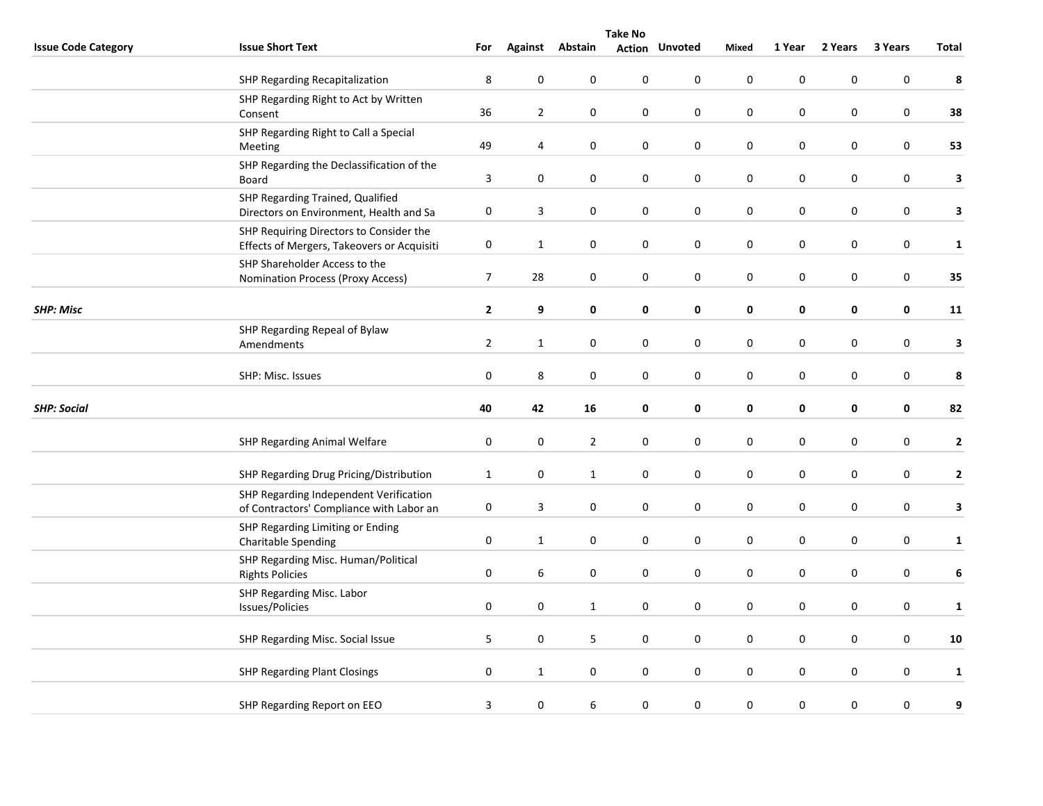| Issue Code Category | Issue Short Text | For | Against | Abstain | Take No Action | Unvoted | Mixed | 1 Year | 2 Years | 3 Years | Total |
|---|---|---|---|---|---|---|---|---|---|---|---|
| | SHP Regarding Recapitalization | 8 | 0 | 0 | 0 | 0 | 0 | 0 | 0 | 0 | **8** |
| | SHP Regarding Right to Act by Written Consent | 36 | 2 | 0 | 0 | 0 | 0 | 0 | 0 | 0 | **38** |
| | SHP Regarding Right to Call a Special Meeting | 49 | 4 | 0 | 0 | 0 | 0 | 0 | 0 | 0 | **53** |
| | SHP Regarding the Declassification of the Board | 3 | 0 | 0 | 0 | 0 | 0 | 0 | 0 | 0 | **3** |
| | SHP Regarding Trained, Qualified Directors on Environment, Health and Sa | 0 | 3 | 0 | 0 | 0 | 0 | 0 | 0 | 0 | **3** |
| | SHP Requiring Directors to Consider the Effects of Mergers, Takeovers or Acquisiti | 0 | 1 | 0 | 0 | 0 | 0 | 0 | 0 | 0 | **1** |
| | SHP Shareholder Access to the Nomination Process (Proxy Access) | 7 | 28 | 0 | 0 | 0 | 0 | 0 | 0 | 0 | **35** |
| ***SHP: Misc*** | | **2** | **9** | **0** | **0** | **0** | **0** | **0** | **0** | **0** | **11** |
| | SHP Regarding Repeal of Bylaw Amendments | 2 | 1 | 0 | 0 | 0 | 0 | 0 | 0 | 0 | **3** |
| | SHP: Misc. Issues | 0 | 8 | 0 | 0 | 0 | 0 | 0 | 0 | 0 | **8** |
| ***SHP: Social*** | | **40** | **42** | **16** | **0** | **0** | **0** | **0** | **0** | **0** | **82** |
| | SHP Regarding Animal Welfare | 0 | 0 | 2 | 0 | 0 | 0 | 0 | 0 | 0 | **2** |
| | SHP Regarding Drug Pricing/Distribution | 1 | 0 | 1 | 0 | 0 | 0 | 0 | 0 | 0 | **2** |
| | SHP Regarding Independent Verification of Contractors' Compliance with Labor an | 0 | 3 | 0 | 0 | 0 | 0 | 0 | 0 | 0 | **3** |
| | SHP Regarding Limiting or Ending Charitable Spending | 0 | 1 | 0 | 0 | 0 | 0 | 0 | 0 | 0 | **1** |
| | SHP Regarding Misc. Human/Political Rights Policies | 0 | 6 | 0 | 0 | 0 | 0 | 0 | 0 | 0 | **6** |
| | SHP Regarding Misc. Labor Issues/Policies | 0 | 0 | 1 | 0 | 0 | 0 | 0 | 0 | 0 | **1** |
| | SHP Regarding Misc. Social Issue | 5 | 0 | 5 | 0 | 0 | 0 | 0 | 0 | 0 | **10** |
| | SHP Regarding Plant Closings | 0 | 1 | 0 | 0 | 0 | 0 | 0 | 0 | 0 | **1** |
| | SHP Regarding Report on EEO | 3 | 0 | 6 | 0 | 0 | 0 | 0 | 0 | 0 | **9** |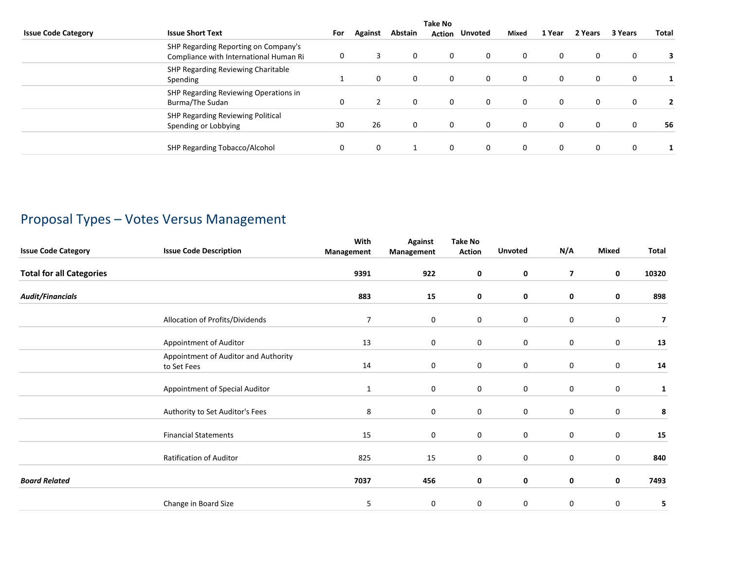| Issue Code Category | Issue Short Text | For | Against | Abstain | Take No Action | Unvoted | Mixed | 1 Year | 2 Years | 3 Years | Total |
|---|---|---|---|---|---|---|---|---|---|---|---|
| | SHP Regarding Reporting on Company's Compliance with International Human Ri | 0 | 3 | 0 | 0 | 0 | 0 | 0 | 0 | 0 | **3** |
| | SHP Regarding Reviewing Charitable Spending | 1 | 0 | 0 | 0 | 0 | 0 | 0 | 0 | 0 | **1** |
| | SHP Regarding Reviewing Operations in Burma/The Sudan | 0 | 2 | 0 | 0 | 0 | 0 | 0 | 0 | 0 | **2** |
| | SHP Regarding Reviewing Political Spending or Lobbying | 30 | 26 | 0 | 0 | 0 | 0 | 0 | 0 | 0 | **56** |
| | SHP Regarding Tobacco/Alcohol | 0 | 0 | 1 | 0 | 0 | 0 | 0 | 0 | 0 | **1** |

## Proposal Types – Votes Versus Management

| Issue Code Category | Issue Code Description | With Management | Against Management | Take No Action | Unvoted | N/A | Mixed | Total |
|---|---|---|---|---|---|---|---|---|
| **Total for all Categories** | | **9391** | **922** | **0** | **0** | **7** | **0** | **10320** |
| ***Audit/Financials*** | | **883** | **15** | **0** | **0** | **0** | **0** | **898** |
| | Allocation of Profits/Dividends | 7 | 0 | 0 | 0 | 0 | 0 | **7** |
| | Appointment of Auditor | 13 | 0 | 0 | 0 | 0 | 0 | **13** |
| | Appointment of Auditor and Authority to Set Fees | 14 | 0 | 0 | 0 | 0 | 0 | **14** |
| | Appointment of Special Auditor | 1 | 0 | 0 | 0 | 0 | 0 | **1** |
| | Authority to Set Auditor's Fees | 8 | 0 | 0 | 0 | 0 | 0 | **8** |
| | Financial Statements | 15 | 0 | 0 | 0 | 0 | 0 | **15** |
| | Ratification of Auditor | 825 | 15 | 0 | 0 | 0 | 0 | **840** |
| ***Board Related*** | | **7037** | **456** | **0** | **0** | **0** | **0** | **7493** |
| | Change in Board Size | 5 | 0 | 0 | 0 | 0 | 0 | **5** |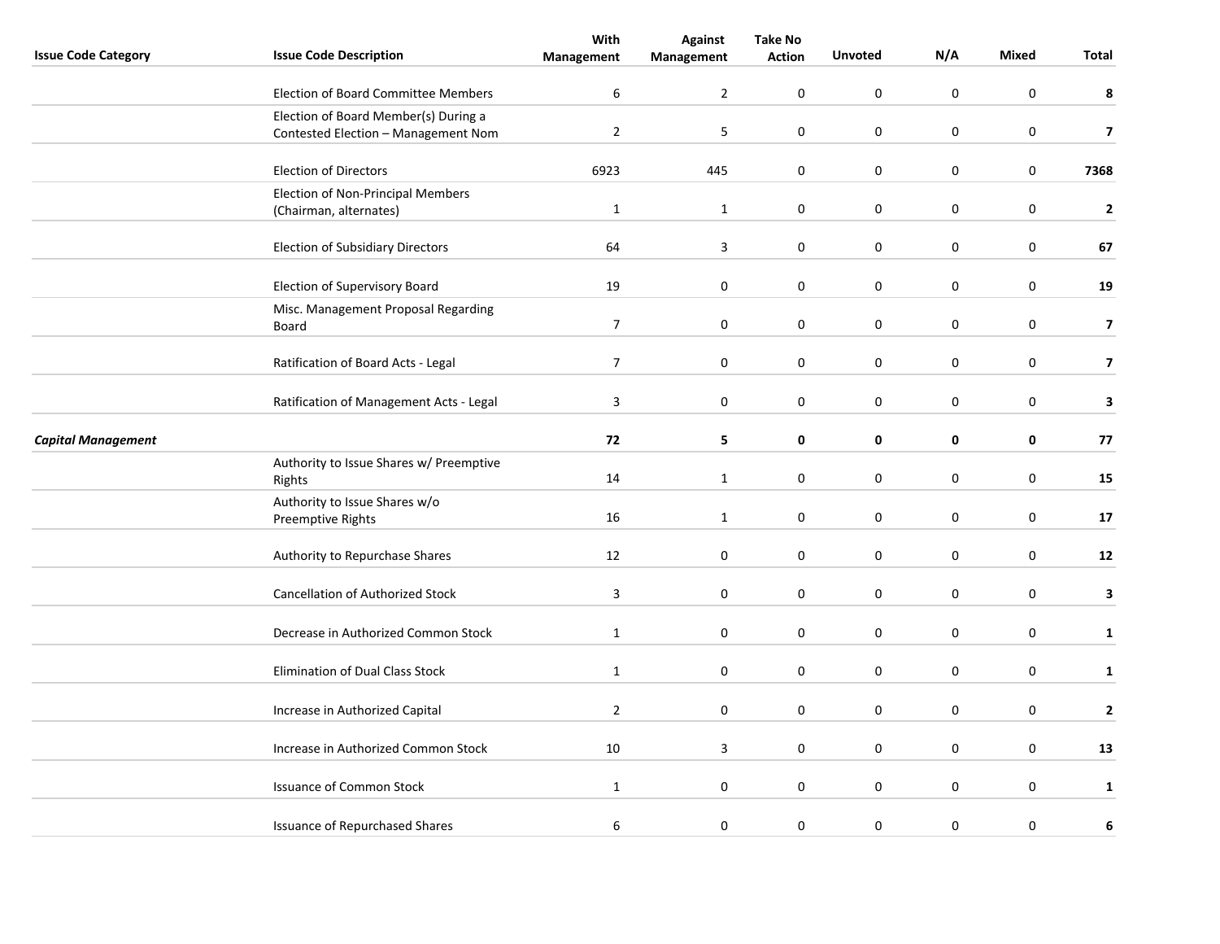| Issue Code Category | Issue Code Description | With Management | Against Management | Take No Action | Unvoted | N/A | Mixed | Total |
|---|---|---|---|---|---|---|---|---|
| | Election of Board Committee Members | 6 | 2 | 0 | 0 | 0 | 0 | **8** |
| | Election of Board Member(s) During a Contested Election – Management Nom | 2 | 5 | 0 | 0 | 0 | 0 | **7** |
| | Election of Directors | 6923 | 445 | 0 | 0 | 0 | 0 | **7368** |
| | Election of Non-Principal Members (Chairman, alternates) | 1 | 1 | 0 | 0 | 0 | 0 | **2** |
| | Election of Subsidiary Directors | 64 | 3 | 0 | 0 | 0 | 0 | **67** |
| | Election of Supervisory Board | 19 | 0 | 0 | 0 | 0 | 0 | **19** |
| | Misc. Management Proposal Regarding Board | 7 | 0 | 0 | 0 | 0 | 0 | **7** |
| | Ratification of Board Acts - Legal | 7 | 0 | 0 | 0 | 0 | 0 | **7** |
| | Ratification of Management Acts - Legal | 3 | 0 | 0 | 0 | 0 | 0 | **3** |
| ***Capital Management*** | | **72** | **5** | **0** | **0** | **0** | **0** | **77** |
| | Authority to Issue Shares w/ Preemptive Rights | 14 | 1 | 0 | 0 | 0 | 0 | **15** |
| | Authority to Issue Shares w/o Preemptive Rights | 16 | 1 | 0 | 0 | 0 | 0 | **17** |
| | Authority to Repurchase Shares | 12 | 0 | 0 | 0 | 0 | 0 | **12** |
| | Cancellation of Authorized Stock | 3 | 0 | 0 | 0 | 0 | 0 | **3** |
| | Decrease in Authorized Common Stock | 1 | 0 | 0 | 0 | 0 | 0 | **1** |
| | Elimination of Dual Class Stock | 1 | 0 | 0 | 0 | 0 | 0 | **1** |
| | Increase in Authorized Capital | 2 | 0 | 0 | 0 | 0 | 0 | **2** |
| | Increase in Authorized Common Stock | 10 | 3 | 0 | 0 | 0 | 0 | **13** |
| | Issuance of Common Stock | 1 | 0 | 0 | 0 | 0 | 0 | **1** |
| | Issuance of Repurchased Shares | 6 | 0 | 0 | 0 | 0 | 0 | **6** |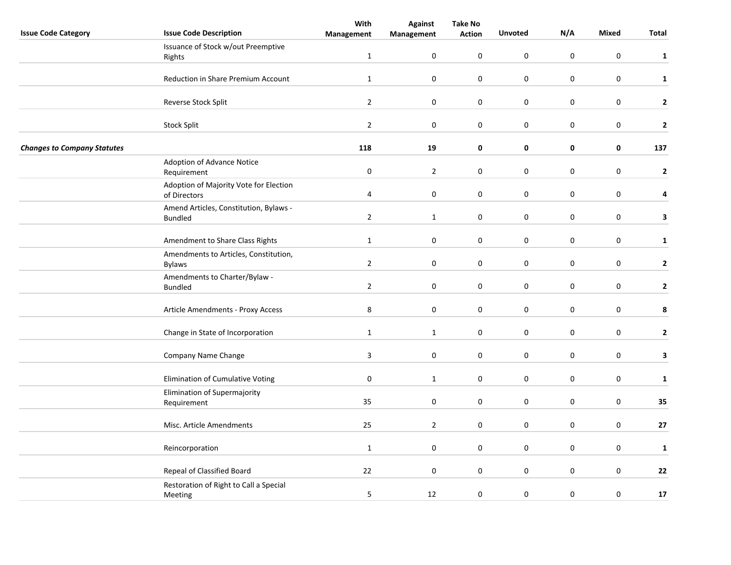| Issue Code Category | Issue Code Description | With Management | Against Management | Take No Action | Unvoted | N/A | Mixed | Total |
|---|---|---|---|---|---|---|---|---|
| | Issuance of Stock w/out Preemptive Rights | 1 | 0 | 0 | 0 | 0 | 0 | **1** |
| | Reduction in Share Premium Account | 1 | 0 | 0 | 0 | 0 | 0 | **1** |
| | Reverse Stock Split | 2 | 0 | 0 | 0 | 0 | 0 | **2** |
| | Stock Split | 2 | 0 | 0 | 0 | 0 | 0 | **2** |
| ***Changes to Company Statutes*** | | **118** | **19** | **0** | **0** | **0** | **0** | **137** |
| | Adoption of Advance Notice Requirement | 0 | 2 | 0 | 0 | 0 | 0 | **2** |
| | Adoption of Majority Vote for Election of Directors | 4 | 0 | 0 | 0 | 0 | 0 | **4** |
| | Amend Articles, Constitution, Bylaws - Bundled | 2 | 1 | 0 | 0 | 0 | 0 | **3** |
| | Amendment to Share Class Rights | 1 | 0 | 0 | 0 | 0 | 0 | **1** |
| | Amendments to Articles, Constitution, Bylaws | 2 | 0 | 0 | 0 | 0 | 0 | **2** |
| | Amendments to Charter/Bylaw - Bundled | 2 | 0 | 0 | 0 | 0 | 0 | **2** |
| | Article Amendments - Proxy Access | 8 | 0 | 0 | 0 | 0 | 0 | **8** |
| | Change in State of Incorporation | 1 | 1 | 0 | 0 | 0 | 0 | **2** |
| | Company Name Change | 3 | 0 | 0 | 0 | 0 | 0 | **3** |
| | Elimination of Cumulative Voting | 0 | 1 | 0 | 0 | 0 | 0 | **1** |
| | Elimination of Supermajority Requirement | 35 | 0 | 0 | 0 | 0 | 0 | **35** |
| | Misc. Article Amendments | 25 | 2 | 0 | 0 | 0 | 0 | **27** |
| | Reincorporation | 1 | 0 | 0 | 0 | 0 | 0 | **1** |
| | Repeal of Classified Board | 22 | 0 | 0 | 0 | 0 | 0 | **22** |
| | Restoration of Right to Call a Special Meeting | 5 | 12 | 0 | 0 | 0 | 0 | **17** |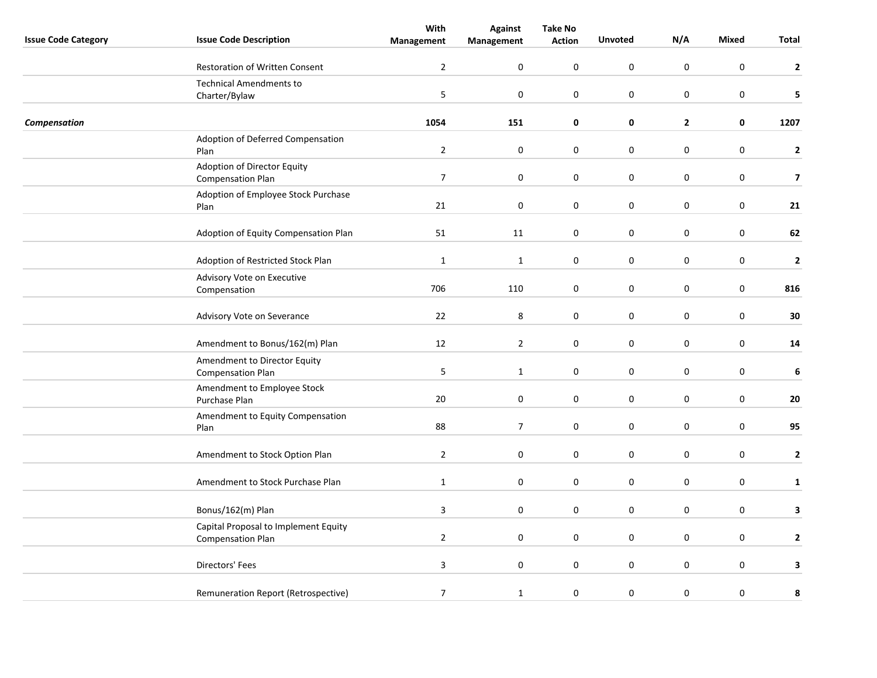| Issue Code Category | Issue Code Description | With Management | Against Management | Take No Action | Unvoted | N/A | Mixed | Total |
|---|---|---|---|---|---|---|---|---|
| | Restoration of Written Consent | 2 | 0 | 0 | 0 | 0 | 0 | **2** |
| | Technical Amendments to Charter/Bylaw | 5 | 0 | 0 | 0 | 0 | 0 | **5** |
| ***Compensation*** | | **1054** | **151** | **0** | **0** | **2** | **0** | **1207** |
| | Adoption of Deferred Compensation Plan | 2 | 0 | 0 | 0 | 0 | 0 | **2** |
| | Adoption of Director Equity Compensation Plan | 7 | 0 | 0 | 0 | 0 | 0 | **7** |
| | Adoption of Employee Stock Purchase Plan | 21 | 0 | 0 | 0 | 0 | 0 | **21** |
| | Adoption of Equity Compensation Plan | 51 | 11 | 0 | 0 | 0 | 0 | **62** |
| | Adoption of Restricted Stock Plan | 1 | 1 | 0 | 0 | 0 | 0 | **2** |
| | Advisory Vote on Executive Compensation | 706 | 110 | 0 | 0 | 0 | 0 | **816** |
| | Advisory Vote on Severance | 22 | 8 | 0 | 0 | 0 | 0 | **30** |
| | Amendment to Bonus/162(m) Plan | 12 | 2 | 0 | 0 | 0 | 0 | **14** |
| | Amendment to Director Equity Compensation Plan | 5 | 1 | 0 | 0 | 0 | 0 | **6** |
| | Amendment to Employee Stock Purchase Plan | 20 | 0 | 0 | 0 | 0 | 0 | **20** |
| | Amendment to Equity Compensation Plan | 88 | 7 | 0 | 0 | 0 | 0 | **95** |
| | Amendment to Stock Option Plan | 2 | 0 | 0 | 0 | 0 | 0 | **2** |
| | Amendment to Stock Purchase Plan | 1 | 0 | 0 | 0 | 0 | 0 | **1** |
| | Bonus/162(m) Plan | 3 | 0 | 0 | 0 | 0 | 0 | **3** |
| | Capital Proposal to Implement Equity Compensation Plan | 2 | 0 | 0 | 0 | 0 | 0 | **2** |
| | Directors' Fees | 3 | 0 | 0 | 0 | 0 | 0 | **3** |
| | Remuneration Report (Retrospective) | 7 | 1 | 0 | 0 | 0 | 0 | **8** |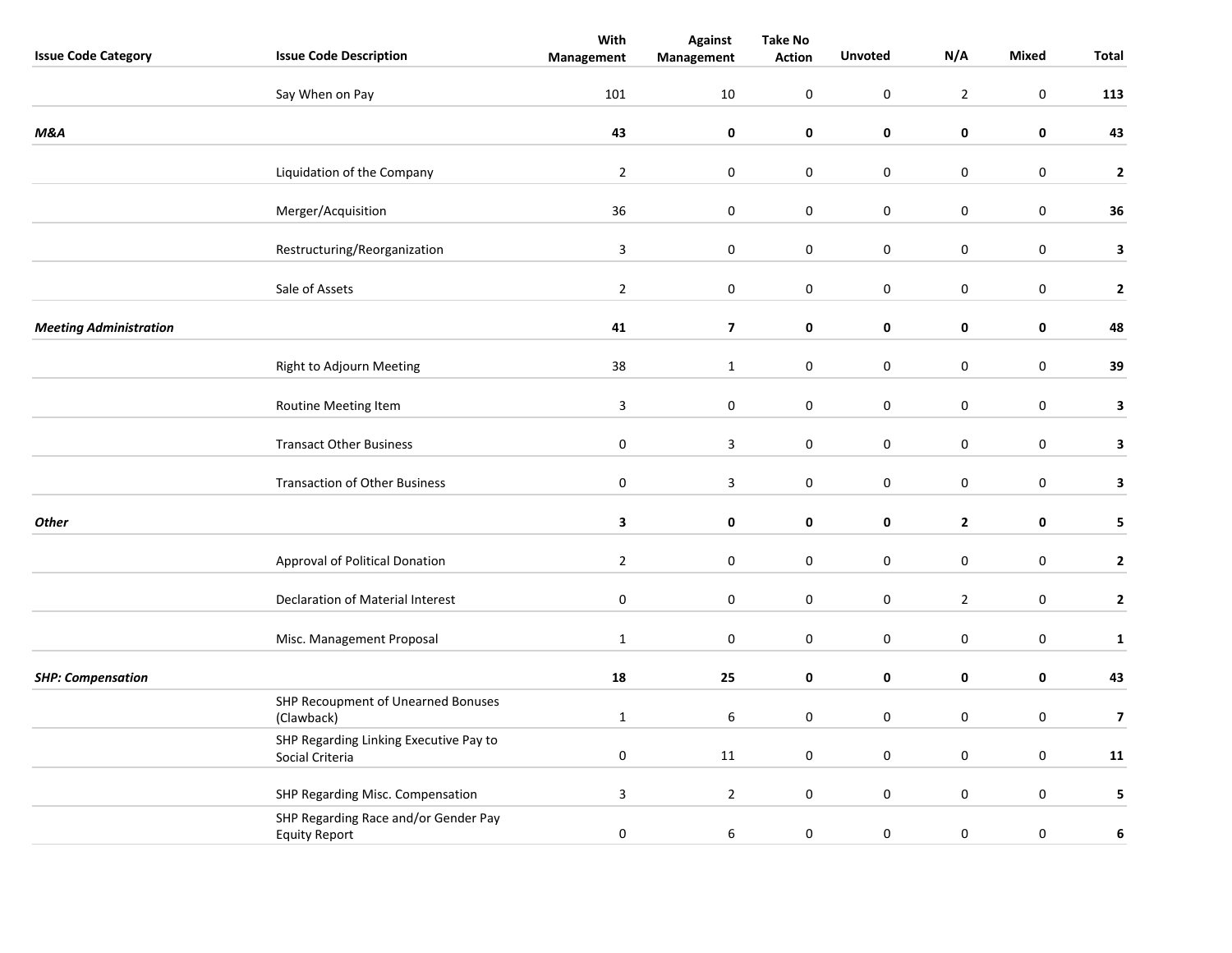| Issue Code Category | Issue Code Description | With Management | Against Management | Take No Action | Unvoted | N/A | Mixed | Total |
|---|---|---|---|---|---|---|---|---|
| | Say When on Pay | 101 | 10 | 0 | 0 | 2 | 0 | **113** |
| ***M&A*** | | **43** | **0** | **0** | **0** | **0** | **0** | **43** |
| | Liquidation of the Company | 2 | 0 | 0 | 0 | 0 | 0 | **2** |
| | Merger/Acquisition | 36 | 0 | 0 | 0 | 0 | 0 | **36** |
| | Restructuring/Reorganization | 3 | 0 | 0 | 0 | 0 | 0 | **3** |
| | Sale of Assets | 2 | 0 | 0 | 0 | 0 | 0 | **2** |
| ***Meeting Administration*** | | **41** | **7** | **0** | **0** | **0** | **0** | **48** |
| | Right to Adjourn Meeting | 38 | 1 | 0 | 0 | 0 | 0 | **39** |
| | Routine Meeting Item | 3 | 0 | 0 | 0 | 0 | 0 | **3** |
| | Transact Other Business | 0 | 3 | 0 | 0 | 0 | 0 | **3** |
| | Transaction of Other Business | 0 | 3 | 0 | 0 | 0 | 0 | **3** |
| ***Other*** | | **3** | **0** | **0** | **0** | **2** | **0** | **5** |
| | Approval of Political Donation | 2 | 0 | 0 | 0 | 0 | 0 | **2** |
| | Declaration of Material Interest | 0 | 0 | 0 | 0 | 2 | 0 | **2** |
| | Misc. Management Proposal | 1 | 0 | 0 | 0 | 0 | 0 | **1** |
| ***SHP: Compensation*** | | **18** | **25** | **0** | **0** | **0** | **0** | **43** |
| | SHP Recoupment of Unearned Bonuses (Clawback) | 1 | 6 | 0 | 0 | 0 | 0 | **7** |
| | SHP Regarding Linking Executive Pay to Social Criteria | 0 | 11 | 0 | 0 | 0 | 0 | **11** |
| | SHP Regarding Misc. Compensation | 3 | 2 | 0 | 0 | 0 | 0 | **5** |
| | SHP Regarding Race and/or Gender Pay Equity Report | 0 | 6 | 0 | 0 | 0 | 0 | **6** |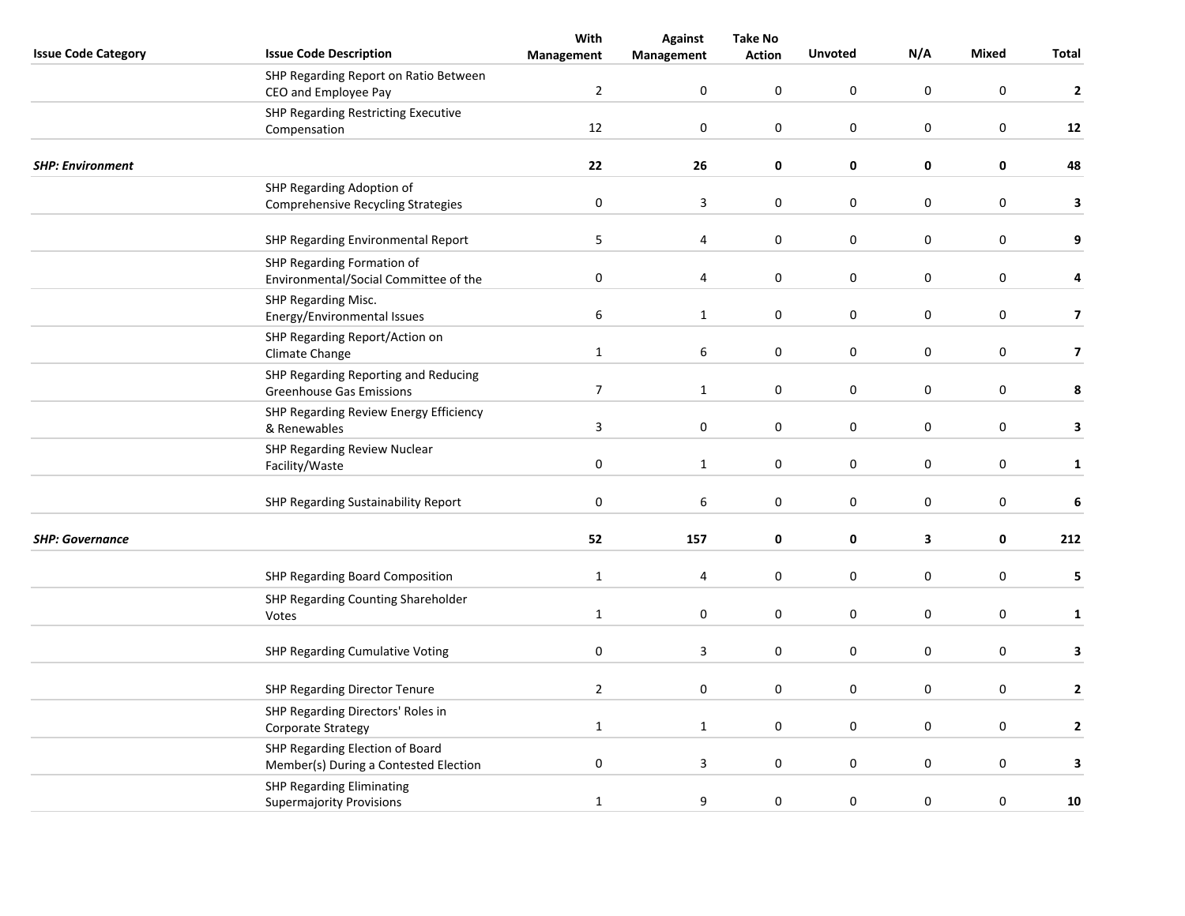| Issue Code Category | Issue Code Description | With Management | Against Management | Take No Action | Unvoted | N/A | Mixed | Total |
|---|---|---|---|---|---|---|---|---|
| | SHP Regarding Report on Ratio Between CEO and Employee Pay | 2 | 0 | 0 | 0 | 0 | 0 | **2** |
| | SHP Regarding Restricting Executive Compensation | 12 | 0 | 0 | 0 | 0 | 0 | **12** |
| ***SHP: Environment*** | | **22** | **26** | **0** | **0** | **0** | **0** | **48** |
| | SHP Regarding Adoption of Comprehensive Recycling Strategies | 0 | 3 | 0 | 0 | 0 | 0 | **3** |
| | SHP Regarding Environmental Report | 5 | 4 | 0 | 0 | 0 | 0 | **9** |
| | SHP Regarding Formation of Environmental/Social Committee of the | 0 | 4 | 0 | 0 | 0 | 0 | **4** |
| | SHP Regarding Misc. Energy/Environmental Issues | 6 | 1 | 0 | 0 | 0 | 0 | **7** |
| | SHP Regarding Report/Action on Climate Change | 1 | 6 | 0 | 0 | 0 | 0 | **7** |
| | SHP Regarding Reporting and Reducing Greenhouse Gas Emissions | 7 | 1 | 0 | 0 | 0 | 0 | **8** |
| | SHP Regarding Review Energy Efficiency & Renewables | 3 | 0 | 0 | 0 | 0 | 0 | **3** |
| | SHP Regarding Review Nuclear Facility/Waste | 0 | 1 | 0 | 0 | 0 | 0 | **1** |
| | SHP Regarding Sustainability Report | 0 | 6 | 0 | 0 | 0 | 0 | **6** |
| ***SHP: Governance*** | | **52** | **157** | **0** | **0** | **3** | **0** | **212** |
| | SHP Regarding Board Composition | 1 | 4 | 0 | 0 | 0 | 0 | **5** |
| | SHP Regarding Counting Shareholder Votes | 1 | 0 | 0 | 0 | 0 | 0 | **1** |
| | SHP Regarding Cumulative Voting | 0 | 3 | 0 | 0 | 0 | 0 | **3** |
| | SHP Regarding Director Tenure | 2 | 0 | 0 | 0 | 0 | 0 | **2** |
| | SHP Regarding Directors' Roles in Corporate Strategy | 1 | 1 | 0 | 0 | 0 | 0 | **2** |
| | SHP Regarding Election of Board Member(s) During a Contested Election | 0 | 3 | 0 | 0 | 0 | 0 | **3** |
| | SHP Regarding Eliminating Supermajority Provisions | 1 | 9 | 0 | 0 | 0 | 0 | **10** |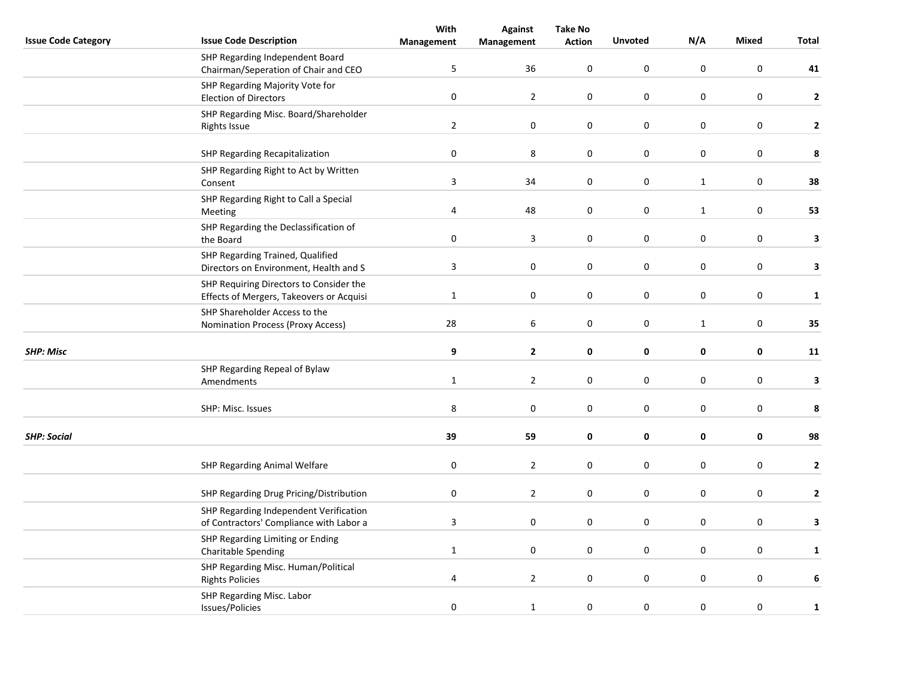| Issue Code Category | Issue Code Description | With Management | Against Management | Take No Action | Unvoted | N/A | Mixed | Total |
|---|---|---|---|---|---|---|---|---|
| | SHP Regarding Independent Board Chairman/Seperation of Chair and CEO | 5 | 36 | 0 | 0 | 0 | 0 | **41** |
| | SHP Regarding Majority Vote for Election of Directors | 0 | 2 | 0 | 0 | 0 | 0 | **2** |
| | SHP Regarding Misc. Board/Shareholder Rights Issue | 2 | 0 | 0 | 0 | 0 | 0 | **2** |
| | SHP Regarding Recapitalization | 0 | 8 | 0 | 0 | 0 | 0 | **8** |
| | SHP Regarding Right to Act by Written Consent | 3 | 34 | 0 | 0 | 1 | 0 | **38** |
| | SHP Regarding Right to Call a Special Meeting | 4 | 48 | 0 | 0 | 1 | 0 | **53** |
| | SHP Regarding the Declassification of the Board | 0 | 3 | 0 | 0 | 0 | 0 | **3** |
| | SHP Regarding Trained, Qualified Directors on Environment, Health and S | 3 | 0 | 0 | 0 | 0 | 0 | **3** |
| | SHP Requiring Directors to Consider the Effects of Mergers, Takeovers or Acquisi | 1 | 0 | 0 | 0 | 0 | 0 | **1** |
| | SHP Shareholder Access to the Nomination Process (Proxy Access) | 28 | 6 | 0 | 0 | 1 | 0 | **35** |
| ***SHP: Misc*** | | **9** | **2** | **0** | **0** | **0** | **0** | **11** |
| | SHP Regarding Repeal of Bylaw Amendments | 1 | 2 | 0 | 0 | 0 | 0 | **3** |
| | SHP: Misc. Issues | 8 | 0 | 0 | 0 | 0 | 0 | **8** |
| ***SHP: Social*** | | **39** | **59** | **0** | **0** | **0** | **0** | **98** |
| | SHP Regarding Animal Welfare | 0 | 2 | 0 | 0 | 0 | 0 | **2** |
| | SHP Regarding Drug Pricing/Distribution | 0 | 2 | 0 | 0 | 0 | 0 | **2** |
| | SHP Regarding Independent Verification of Contractors' Compliance with Labor a | 3 | 0 | 0 | 0 | 0 | 0 | **3** |
| | SHP Regarding Limiting or Ending Charitable Spending | 1 | 0 | 0 | 0 | 0 | 0 | **1** |
| | SHP Regarding Misc. Human/Political Rights Policies | 4 | 2 | 0 | 0 | 0 | 0 | **6** |
| | SHP Regarding Misc. Labor Issues/Policies | 0 | 1 | 0 | 0 | 0 | 0 | **1** |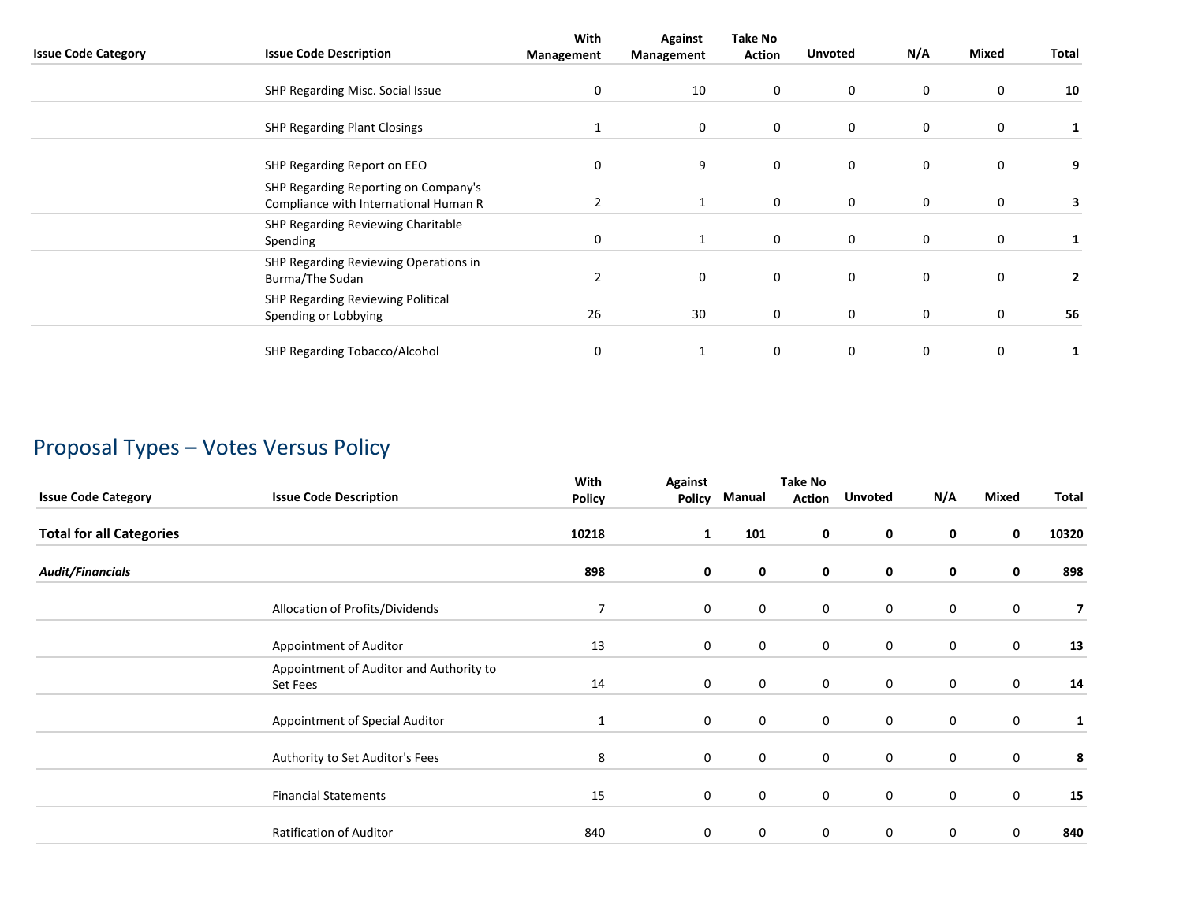| Issue Code Category | Issue Code Description | With Management | Against Management | Take No Action | Unvoted | N/A | Mixed | Total |
|---|---|---|---|---|---|---|---|---|
| | SHP Regarding Misc. Social Issue | 0 | 10 | 0 | 0 | 0 | 0 | **10** |
| | SHP Regarding Plant Closings | 1 | 0 | 0 | 0 | 0 | 0 | **1** |
| | SHP Regarding Report on EEO | 0 | 9 | 0 | 0 | 0 | 0 | **9** |
| | SHP Regarding Reporting on Company's Compliance with International Human R | 2 | 1 | 0 | 0 | 0 | 0 | **3** |
| | SHP Regarding Reviewing Charitable Spending | 0 | 1 | 0 | 0 | 0 | 0 | **1** |
| | SHP Regarding Reviewing Operations in Burma/The Sudan | 2 | 0 | 0 | 0 | 0 | 0 | **2** |
| | SHP Regarding Reviewing Political Spending or Lobbying | 26 | 30 | 0 | 0 | 0 | 0 | **56** |
| | SHP Regarding Tobacco/Alcohol | 0 | 1 | 0 | 0 | 0 | 0 | **1** |

## Proposal Types – Votes Versus Policy

| Issue Code Category | Issue Code Description | With Policy | Against Policy | Manual | Take No Action | Unvoted | N/A | Mixed | Total |
|---|---|---|---|---|---|---|---|---|---|
| **Total for all Categories** | | **10218** | **1** | **101** | **0** | **0** | **0** | **0** | **10320** |
| ***Audit/Financials*** | | **898** | **0** | **0** | **0** | **0** | **0** | **0** | **898** |
| | Allocation of Profits/Dividends | 7 | 0 | 0 | 0 | 0 | 0 | 0 | **7** |
| | Appointment of Auditor | 13 | 0 | 0 | 0 | 0 | 0 | 0 | **13** |
| | Appointment of Auditor and Authority to Set Fees | 14 | 0 | 0 | 0 | 0 | 0 | 0 | **14** |
| | Appointment of Special Auditor | 1 | 0 | 0 | 0 | 0 | 0 | 0 | **1** |
| | Authority to Set Auditor's Fees | 8 | 0 | 0 | 0 | 0 | 0 | 0 | **8** |
| | Financial Statements | 15 | 0 | 0 | 0 | 0 | 0 | 0 | **15** |
| | Ratification of Auditor | 840 | 0 | 0 | 0 | 0 | 0 | 0 | **840** |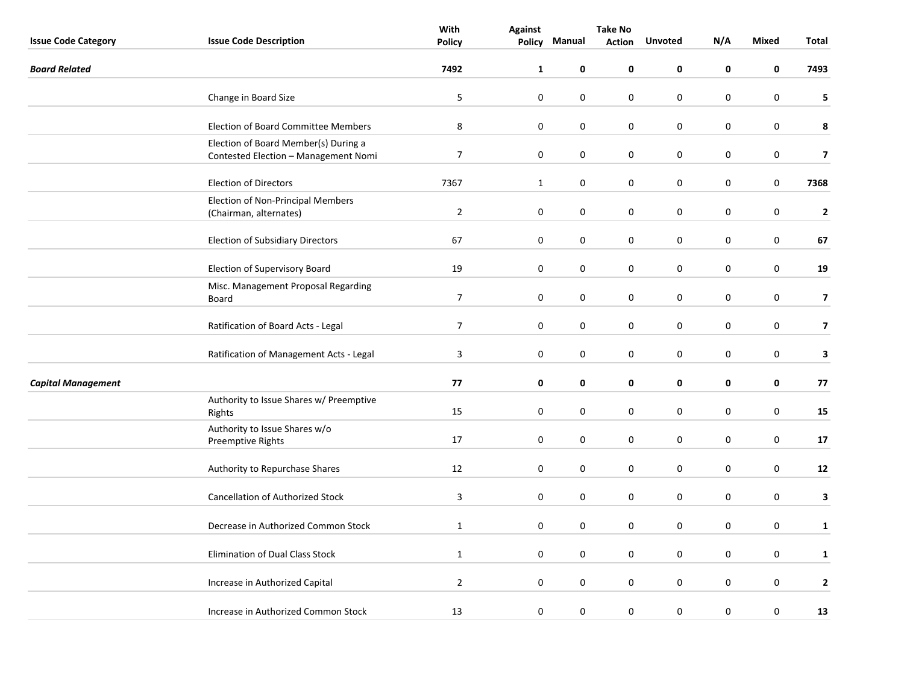| Issue Code Category | Issue Code Description | With Policy | Against Policy | Manual | Take No Action | Unvoted | N/A | Mixed | Total |
|---|---|---|---|---|---|---|---|---|---|
| ***Board Related*** | | **7492** | **1** | **0** | **0** | **0** | **0** | **0** | **7493** |
| | Change in Board Size | 5 | 0 | 0 | 0 | 0 | 0 | 0 | **5** |
| | Election of Board Committee Members | 8 | 0 | 0 | 0 | 0 | 0 | 0 | **8** |
| | Election of Board Member(s) During a Contested Election – Management Nomi | 7 | 0 | 0 | 0 | 0 | 0 | 0 | **7** |
| | Election of Directors | 7367 | 1 | 0 | 0 | 0 | 0 | 0 | **7368** |
| | Election of Non-Principal Members (Chairman, alternates) | 2 | 0 | 0 | 0 | 0 | 0 | 0 | **2** |
| | Election of Subsidiary Directors | 67 | 0 | 0 | 0 | 0 | 0 | 0 | **67** |
| | Election of Supervisory Board | 19 | 0 | 0 | 0 | 0 | 0 | 0 | **19** |
| | Misc. Management Proposal Regarding Board | 7 | 0 | 0 | 0 | 0 | 0 | 0 | **7** |
| | Ratification of Board Acts - Legal | 7 | 0 | 0 | 0 | 0 | 0 | 0 | **7** |
| | Ratification of Management Acts - Legal | 3 | 0 | 0 | 0 | 0 | 0 | 0 | **3** |
| ***Capital Management*** | | **77** | **0** | **0** | **0** | **0** | **0** | **0** | **77** |
| | Authority to Issue Shares w/ Preemptive Rights | 15 | 0 | 0 | 0 | 0 | 0 | 0 | **15** |
| | Authority to Issue Shares w/o Preemptive Rights | 17 | 0 | 0 | 0 | 0 | 0 | 0 | **17** |
| | Authority to Repurchase Shares | 12 | 0 | 0 | 0 | 0 | 0 | 0 | **12** |
| | Cancellation of Authorized Stock | 3 | 0 | 0 | 0 | 0 | 0 | 0 | **3** |
| | Decrease in Authorized Common Stock | 1 | 0 | 0 | 0 | 0 | 0 | 0 | **1** |
| | Elimination of Dual Class Stock | 1 | 0 | 0 | 0 | 0 | 0 | 0 | **1** |
| | Increase in Authorized Capital | 2 | 0 | 0 | 0 | 0 | 0 | 0 | **2** |
| | Increase in Authorized Common Stock | 13 | 0 | 0 | 0 | 0 | 0 | 0 | **13** |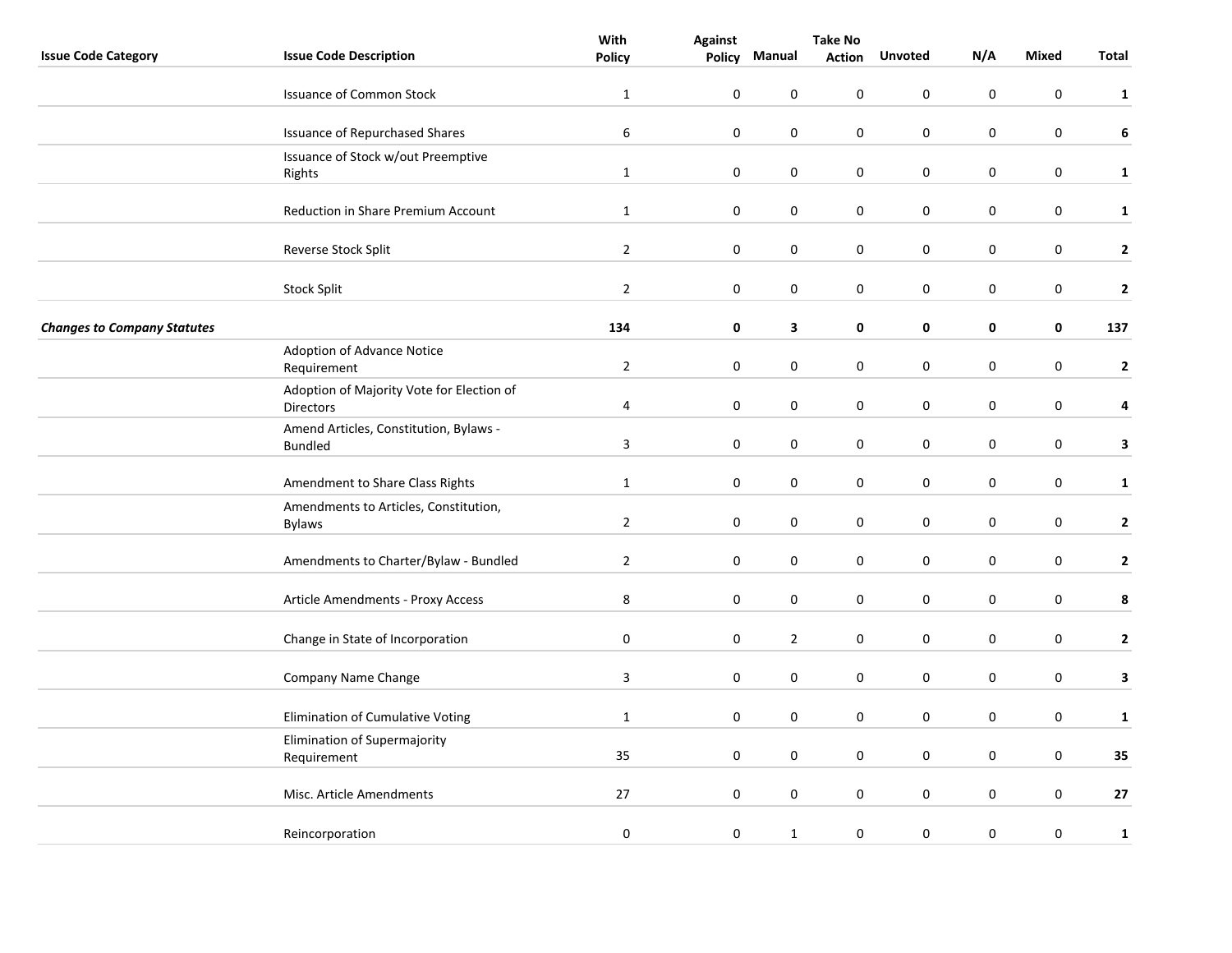| Issue Code Category | Issue Code Description | With Policy | Against Policy | Manual | Take No Action | Unvoted | N/A | Mixed | Total |
|---|---|---|---|---|---|---|---|---|---|
| | Issuance of Common Stock | 1 | 0 | 0 | 0 | 0 | 0 | 0 | **1** |
| | Issuance of Repurchased Shares | 6 | 0 | 0 | 0 | 0 | 0 | 0 | **6** |
| | Issuance of Stock w/out Preemptive Rights | 1 | 0 | 0 | 0 | 0 | 0 | 0 | **1** |
| | Reduction in Share Premium Account | 1 | 0 | 0 | 0 | 0 | 0 | 0 | **1** |
| | Reverse Stock Split | 2 | 0 | 0 | 0 | 0 | 0 | 0 | **2** |
| | Stock Split | 2 | 0 | 0 | 0 | 0 | 0 | 0 | **2** |
| ***Changes to Company Statutes*** | | **134** | **0** | **3** | **0** | **0** | **0** | **0** | **137** |
| | Adoption of Advance Notice Requirement | 2 | 0 | 0 | 0 | 0 | 0 | 0 | **2** |
| | Adoption of Majority Vote for Election of Directors | 4 | 0 | 0 | 0 | 0 | 0 | 0 | **4** |
| | Amend Articles, Constitution, Bylaws - Bundled | 3 | 0 | 0 | 0 | 0 | 0 | 0 | **3** |
| | Amendment to Share Class Rights | 1 | 0 | 0 | 0 | 0 | 0 | 0 | **1** |
| | Amendments to Articles, Constitution, Bylaws | 2 | 0 | 0 | 0 | 0 | 0 | 0 | **2** |
| | Amendments to Charter/Bylaw - Bundled | 2 | 0 | 0 | 0 | 0 | 0 | 0 | **2** |
| | Article Amendments - Proxy Access | 8 | 0 | 0 | 0 | 0 | 0 | 0 | **8** |
| | Change in State of Incorporation | 0 | 0 | 2 | 0 | 0 | 0 | 0 | **2** |
| | Company Name Change | 3 | 0 | 0 | 0 | 0 | 0 | 0 | **3** |
| | Elimination of Cumulative Voting | 1 | 0 | 0 | 0 | 0 | 0 | 0 | **1** |
| | Elimination of Supermajority Requirement | 35 | 0 | 0 | 0 | 0 | 0 | 0 | **35** |
| | Misc. Article Amendments | 27 | 0 | 0 | 0 | 0 | 0 | 0 | **27** |
| | Reincorporation | 0 | 0 | 1 | 0 | 0 | 0 | 0 | **1** |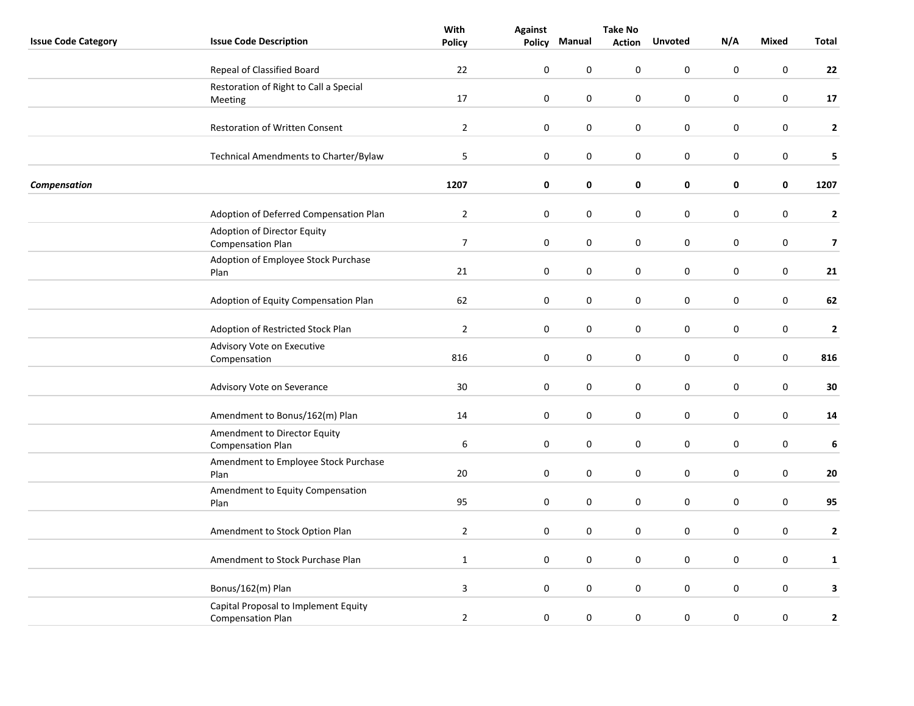| Issue Code Category | Issue Code Description | With Policy | Against Policy | Manual | Take No Action | Unvoted | N/A | Mixed | Total |
|---|---|---|---|---|---|---|---|---|---|
| | Repeal of Classified Board | 22 | 0 | 0 | 0 | 0 | 0 | 0 | **22** |
| | Restoration of Right to Call a Special Meeting | 17 | 0 | 0 | 0 | 0 | 0 | 0 | **17** |
| | Restoration of Written Consent | 2 | 0 | 0 | 0 | 0 | 0 | 0 | **2** |
| | Technical Amendments to Charter/Bylaw | 5 | 0 | 0 | 0 | 0 | 0 | 0 | **5** |
| ***Compensation*** | | **1207** | **0** | **0** | **0** | **0** | **0** | **0** | **1207** |
| | Adoption of Deferred Compensation Plan | 2 | 0 | 0 | 0 | 0 | 0 | 0 | **2** |
| | Adoption of Director Equity Compensation Plan | 7 | 0 | 0 | 0 | 0 | 0 | 0 | **7** |
| | Adoption of Employee Stock Purchase Plan | 21 | 0 | 0 | 0 | 0 | 0 | 0 | **21** |
| | Adoption of Equity Compensation Plan | 62 | 0 | 0 | 0 | 0 | 0 | 0 | **62** |
| | Adoption of Restricted Stock Plan | 2 | 0 | 0 | 0 | 0 | 0 | 0 | **2** |
| | Advisory Vote on Executive Compensation | 816 | 0 | 0 | 0 | 0 | 0 | 0 | **816** |
| | Advisory Vote on Severance | 30 | 0 | 0 | 0 | 0 | 0 | 0 | **30** |
| | Amendment to Bonus/162(m) Plan | 14 | 0 | 0 | 0 | 0 | 0 | 0 | **14** |
| | Amendment to Director Equity Compensation Plan | 6 | 0 | 0 | 0 | 0 | 0 | 0 | **6** |
| | Amendment to Employee Stock Purchase Plan | 20 | 0 | 0 | 0 | 0 | 0 | 0 | **20** |
| | Amendment to Equity Compensation Plan | 95 | 0 | 0 | 0 | 0 | 0 | 0 | **95** |
| | Amendment to Stock Option Plan | 2 | 0 | 0 | 0 | 0 | 0 | 0 | **2** |
| | Amendment to Stock Purchase Plan | 1 | 0 | 0 | 0 | 0 | 0 | 0 | **1** |
| | Bonus/162(m) Plan | 3 | 0 | 0 | 0 | 0 | 0 | 0 | **3** |
| | Capital Proposal to Implement Equity Compensation Plan | 2 | 0 | 0 | 0 | 0 | 0 | 0 | **2** |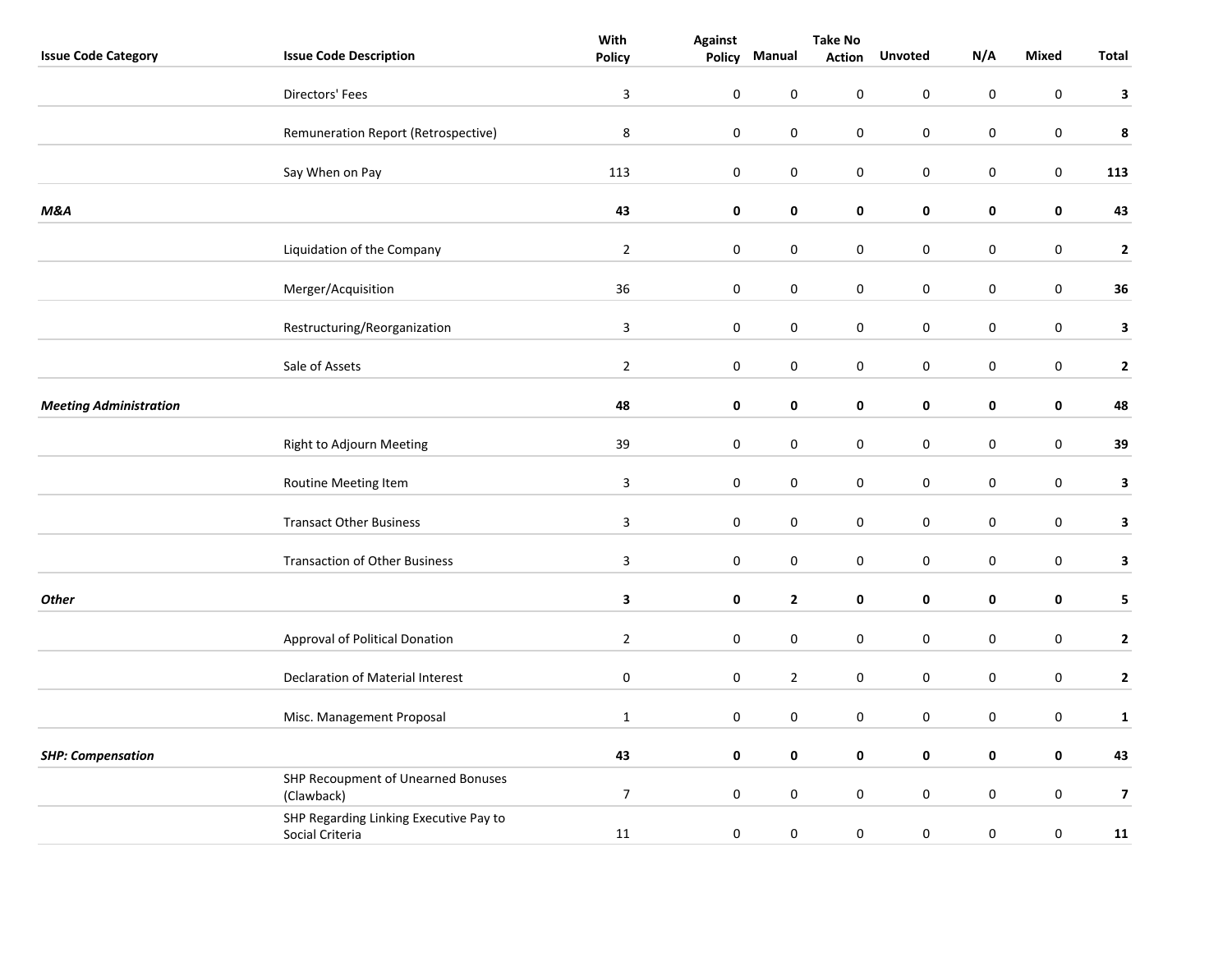| Issue Code Category | Issue Code Description | With Policy | Against Policy | Manual | Take No Action | Unvoted | N/A | Mixed | Total |
|---|---|---|---|---|---|---|---|---|---|
| | Directors' Fees | 3 | 0 | 0 | 0 | 0 | 0 | 0 | **3** |
| | Remuneration Report (Retrospective) | 8 | 0 | 0 | 0 | 0 | 0 | 0 | **8** |
| | Say When on Pay | 113 | 0 | 0 | 0 | 0 | 0 | 0 | **113** |
| ***M&A*** | | **43** | **0** | **0** | **0** | **0** | **0** | **0** | **43** |
| | Liquidation of the Company | 2 | 0 | 0 | 0 | 0 | 0 | 0 | **2** |
| | Merger/Acquisition | 36 | 0 | 0 | 0 | 0 | 0 | 0 | **36** |
| | Restructuring/Reorganization | 3 | 0 | 0 | 0 | 0 | 0 | 0 | **3** |
| | Sale of Assets | 2 | 0 | 0 | 0 | 0 | 0 | 0 | **2** |
| ***Meeting Administration*** | | **48** | **0** | **0** | **0** | **0** | **0** | **0** | **48** |
| | Right to Adjourn Meeting | 39 | 0 | 0 | 0 | 0 | 0 | 0 | **39** |
| | Routine Meeting Item | 3 | 0 | 0 | 0 | 0 | 0 | 0 | **3** |
| | Transact Other Business | 3 | 0 | 0 | 0 | 0 | 0 | 0 | **3** |
| | Transaction of Other Business | 3 | 0 | 0 | 0 | 0 | 0 | 0 | **3** |
| ***Other*** | | **3** | **0** | **2** | **0** | **0** | **0** | **0** | **5** |
| | Approval of Political Donation | 2 | 0 | 0 | 0 | 0 | 0 | 0 | **2** |
| | Declaration of Material Interest | 0 | 0 | 2 | 0 | 0 | 0 | 0 | **2** |
| | Misc. Management Proposal | 1 | 0 | 0 | 0 | 0 | 0 | 0 | **1** |
| ***SHP: Compensation*** | | **43** | **0** | **0** | **0** | **0** | **0** | **0** | **43** |
| | SHP Recoupment of Unearned Bonuses (Clawback) | 7 | 0 | 0 | 0 | 0 | 0 | 0 | **7** |
| | SHP Regarding Linking Executive Pay to Social Criteria | 11 | 0 | 0 | 0 | 0 | 0 | 0 | **11** |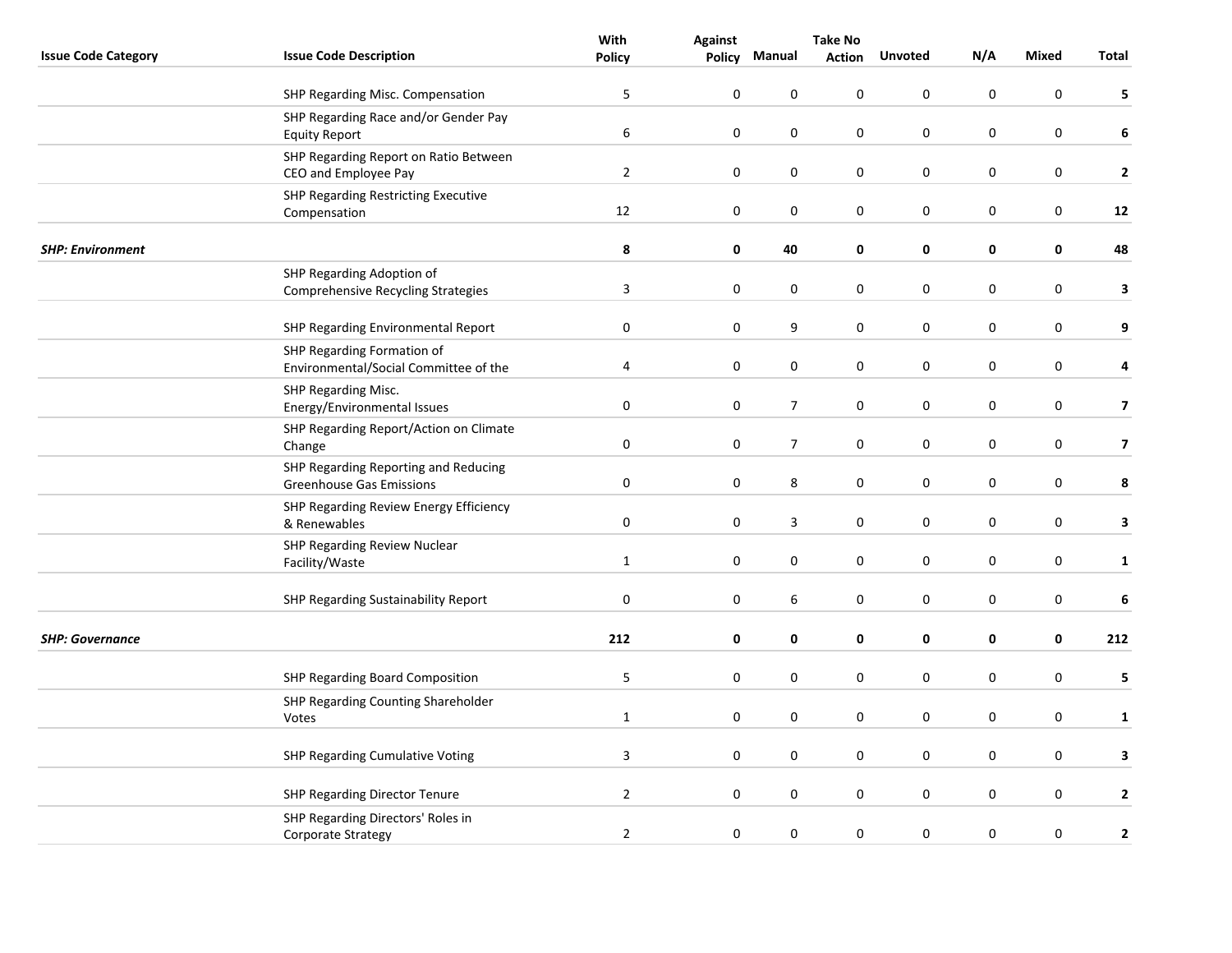| Issue Code Category | Issue Code Description | With Policy | Against Policy | Manual | Take No Action | Unvoted | N/A | Mixed | Total |
|---|---|---|---|---|---|---|---|---|---|
| | SHP Regarding Misc. Compensation | 5 | 0 | 0 | 0 | 0 | 0 | 0 | **5** |
| | SHP Regarding Race and/or Gender Pay Equity Report | 6 | 0 | 0 | 0 | 0 | 0 | 0 | **6** |
| | SHP Regarding Report on Ratio Between CEO and Employee Pay | 2 | 0 | 0 | 0 | 0 | 0 | 0 | **2** |
| | SHP Regarding Restricting Executive Compensation | 12 | 0 | 0 | 0 | 0 | 0 | 0 | **12** |
| ***SHP: Environment*** | | **8** | **0** | **40** | **0** | **0** | **0** | **0** | **48** |
| | SHP Regarding Adoption of Comprehensive Recycling Strategies | 3 | 0 | 0 | 0 | 0 | 0 | 0 | **3** |
| | SHP Regarding Environmental Report | 0 | 0 | 9 | 0 | 0 | 0 | 0 | **9** |
| | SHP Regarding Formation of Environmental/Social Committee of the | 4 | 0 | 0 | 0 | 0 | 0 | 0 | **4** |
| | SHP Regarding Misc. Energy/Environmental Issues | 0 | 0 | 7 | 0 | 0 | 0 | 0 | **7** |
| | SHP Regarding Report/Action on Climate Change | 0 | 0 | 7 | 0 | 0 | 0 | 0 | **7** |
| | SHP Regarding Reporting and Reducing Greenhouse Gas Emissions | 0 | 0 | 8 | 0 | 0 | 0 | 0 | **8** |
| | SHP Regarding Review Energy Efficiency & Renewables | 0 | 0 | 3 | 0 | 0 | 0 | 0 | **3** |
| | SHP Regarding Review Nuclear Facility/Waste | 1 | 0 | 0 | 0 | 0 | 0 | 0 | **1** |
| | SHP Regarding Sustainability Report | 0 | 0 | 6 | 0 | 0 | 0 | 0 | **6** |
| ***SHP: Governance*** | | **212** | **0** | **0** | **0** | **0** | **0** | **0** | **212** |
| | SHP Regarding Board Composition | 5 | 0 | 0 | 0 | 0 | 0 | 0 | **5** |
| | SHP Regarding Counting Shareholder Votes | 1 | 0 | 0 | 0 | 0 | 0 | 0 | **1** |
| | SHP Regarding Cumulative Voting | 3 | 0 | 0 | 0 | 0 | 0 | 0 | **3** |
| | SHP Regarding Director Tenure | 2 | 0 | 0 | 0 | 0 | 0 | 0 | **2** |
| | SHP Regarding Directors' Roles in Corporate Strategy | 2 | 0 | 0 | 0 | 0 | 0 | 0 | **2** |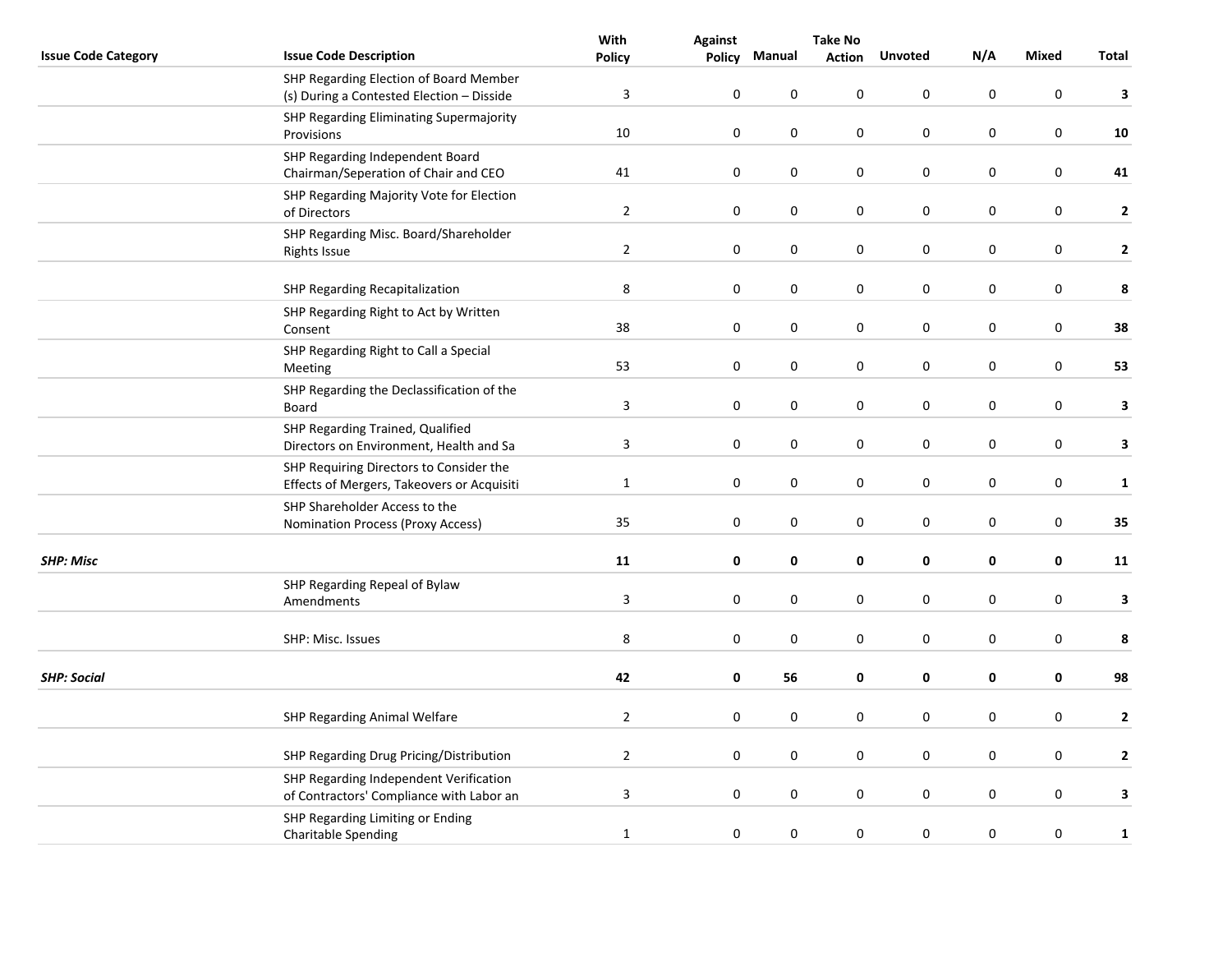| Issue Code Category | Issue Code Description | With Policy | Against Policy | Manual | Take No Action | Unvoted | N/A | Mixed | Total |
|---|---|---|---|---|---|---|---|---|---|
| | SHP Regarding Election of Board Member (s) During a Contested Election – Disside | 3 | 0 | 0 | 0 | 0 | 0 | 0 | **3** |
| | SHP Regarding Eliminating Supermajority Provisions | 10 | 0 | 0 | 0 | 0 | 0 | 0 | **10** |
| | SHP Regarding Independent Board Chairman/Seperation of Chair and CEO | 41 | 0 | 0 | 0 | 0 | 0 | 0 | **41** |
| | SHP Regarding Majority Vote for Election of Directors | 2 | 0 | 0 | 0 | 0 | 0 | 0 | **2** |
| | SHP Regarding Misc. Board/Shareholder Rights Issue | 2 | 0 | 0 | 0 | 0 | 0 | 0 | **2** |
| | SHP Regarding Recapitalization | 8 | 0 | 0 | 0 | 0 | 0 | 0 | **8** |
| | SHP Regarding Right to Act by Written Consent | 38 | 0 | 0 | 0 | 0 | 0 | 0 | **38** |
| | SHP Regarding Right to Call a Special Meeting | 53 | 0 | 0 | 0 | 0 | 0 | 0 | **53** |
| | SHP Regarding the Declassification of the Board | 3 | 0 | 0 | 0 | 0 | 0 | 0 | **3** |
| | SHP Regarding Trained, Qualified Directors on Environment, Health and Sa | 3 | 0 | 0 | 0 | 0 | 0 | 0 | **3** |
| | SHP Requiring Directors to Consider the Effects of Mergers, Takeovers or Acquisiti | 1 | 0 | 0 | 0 | 0 | 0 | 0 | **1** |
| | SHP Shareholder Access to the Nomination Process (Proxy Access) | 35 | 0 | 0 | 0 | 0 | 0 | 0 | **35** |
| ***SHP: Misc*** | | **11** | **0** | **0** | **0** | **0** | **0** | **0** | **11** |
| | SHP Regarding Repeal of Bylaw Amendments | 3 | 0 | 0 | 0 | 0 | 0 | 0 | **3** |
| | SHP: Misc. Issues | 8 | 0 | 0 | 0 | 0 | 0 | 0 | **8** |
| ***SHP: Social*** | | **42** | **0** | **56** | **0** | **0** | **0** | **0** | **98** |
| | SHP Regarding Animal Welfare | 2 | 0 | 0 | 0 | 0 | 0 | 0 | **2** |
| | SHP Regarding Drug Pricing/Distribution | 2 | 0 | 0 | 0 | 0 | 0 | 0 | **2** |
| | SHP Regarding Independent Verification of Contractors' Compliance with Labor an | 3 | 0 | 0 | 0 | 0 | 0 | 0 | **3** |
| | SHP Regarding Limiting or Ending Charitable Spending | 1 | 0 | 0 | 0 | 0 | 0 | 0 | **1** |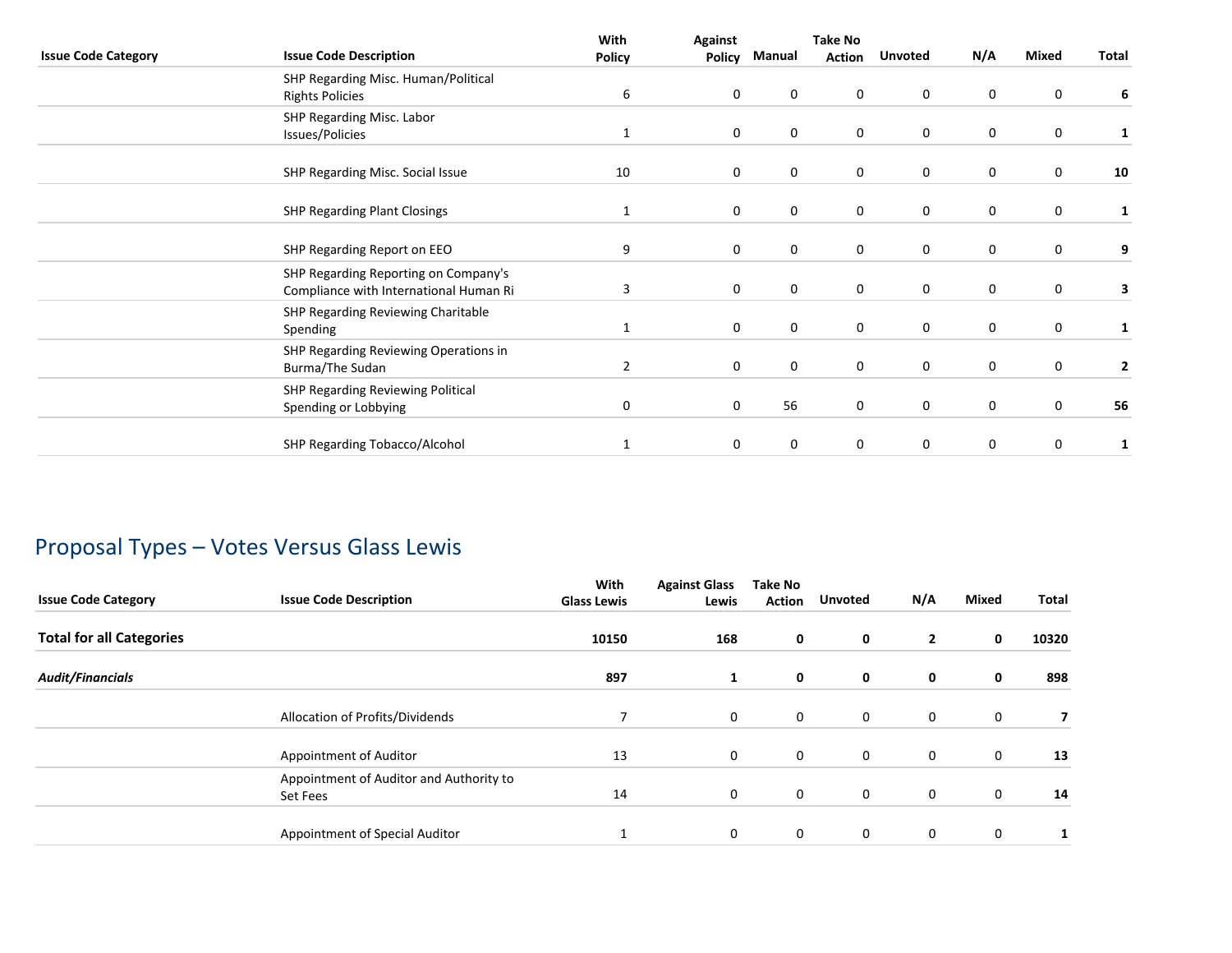| Issue Code Category | Issue Code Description | With Policy | Against Policy | Manual | Take No Action | Unvoted | N/A | Mixed | Total |
|---|---|---|---|---|---|---|---|---|---|
| | SHP Regarding Misc. Human/Political Rights Policies | 6 | 0 | 0 | 0 | 0 | 0 | 0 | **6** |
| | SHP Regarding Misc. Labor Issues/Policies | 1 | 0 | 0 | 0 | 0 | 0 | 0 | **1** |
| | SHP Regarding Misc. Social Issue | 10 | 0 | 0 | 0 | 0 | 0 | 0 | **10** |
| | SHP Regarding Plant Closings | 1 | 0 | 0 | 0 | 0 | 0 | 0 | **1** |
| | SHP Regarding Report on EEO | 9 | 0 | 0 | 0 | 0 | 0 | 0 | **9** |
| | SHP Regarding Reporting on Company's Compliance with International Human Ri | 3 | 0 | 0 | 0 | 0 | 0 | 0 | **3** |
| | SHP Regarding Reviewing Charitable Spending | 1 | 0 | 0 | 0 | 0 | 0 | 0 | **1** |
| | SHP Regarding Reviewing Operations in Burma/The Sudan | 2 | 0 | 0 | 0 | 0 | 0 | 0 | **2** |
| | SHP Regarding Reviewing Political Spending or Lobbying | 0 | 0 | 56 | 0 | 0 | 0 | 0 | **56** |
| | SHP Regarding Tobacco/Alcohol | 1 | 0 | 0 | 0 | 0 | 0 | 0 | **1** |

## Proposal Types – Votes Versus Glass Lewis

| Issue Code Category | Issue Code Description | With Glass Lewis | Against Glass Lewis | Take No Action | Unvoted | N/A | Mixed | Total |
|---|---|---|---|---|---|---|---|---|
| **Total for all Categories** | | **10150** | **168** | **0** | **0** | **2** | **0** | **10320** |
| ***Audit/Financials*** | | **897** | **1** | **0** | **0** | **0** | **0** | **898** |
| | Allocation of Profits/Dividends | 7 | 0 | 0 | 0 | 0 | 0 | **7** |
| | Appointment of Auditor | 13 | 0 | 0 | 0 | 0 | 0 | **13** |
| | Appointment of Auditor and Authority to Set Fees | 14 | 0 | 0 | 0 | 0 | 0 | **14** |
| | Appointment of Special Auditor | 1 | 0 | 0 | 0 | 0 | 0 | **1** |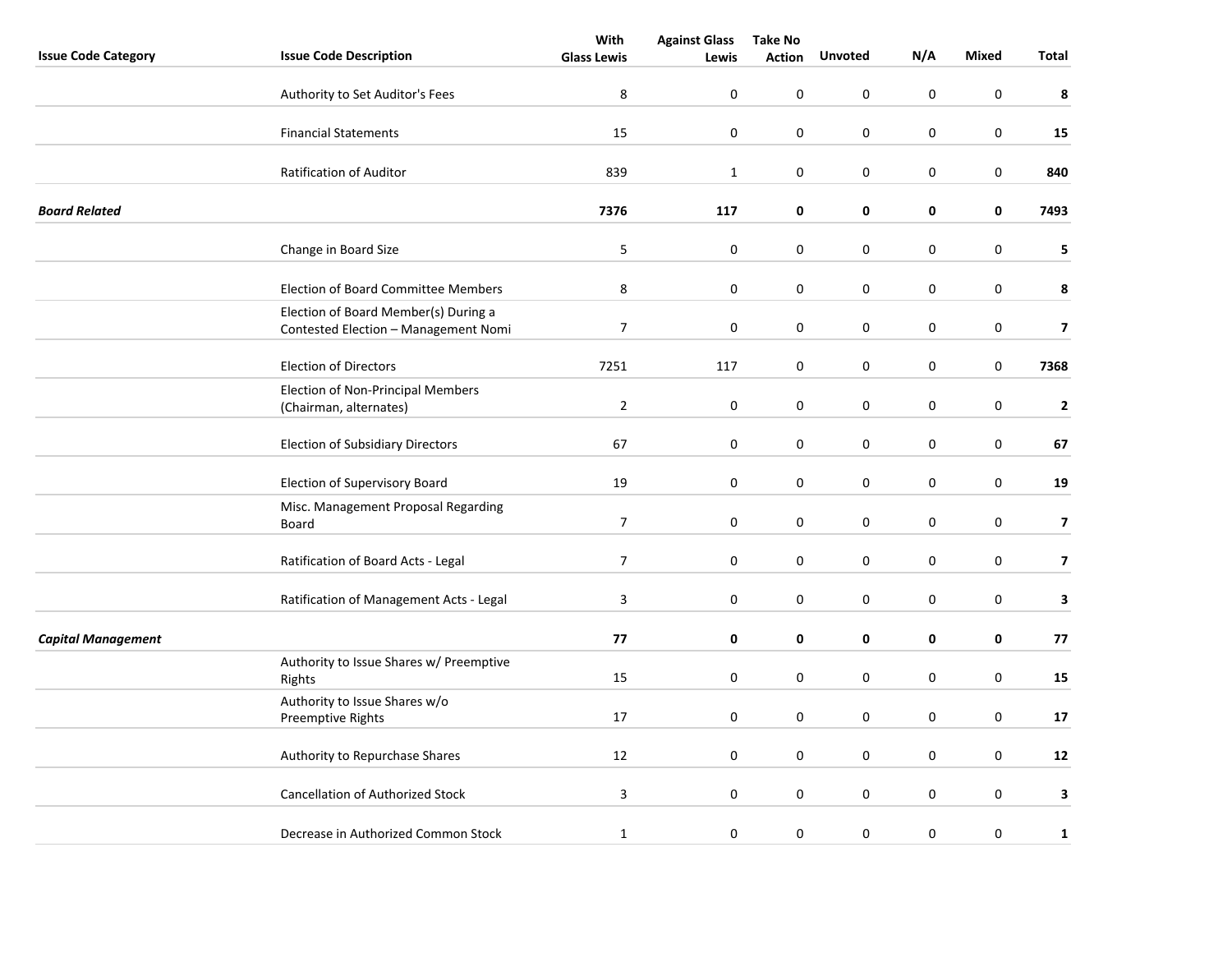| Issue Code Category | Issue Code Description | With Glass Lewis | Against Glass Lewis | Take No Action | Unvoted | N/A | Mixed | Total |
|---|---|---|---|---|---|---|---|---|
| | Authority to Set Auditor's Fees | 8 | 0 | 0 | 0 | 0 | 0 | **8** |
| | Financial Statements | 15 | 0 | 0 | 0 | 0 | 0 | **15** |
| | Ratification of Auditor | 839 | 1 | 0 | 0 | 0 | 0 | **840** |
| ***Board Related*** | | **7376** | **117** | **0** | **0** | **0** | **0** | **7493** |
| | Change in Board Size | 5 | 0 | 0 | 0 | 0 | 0 | **5** |
| | Election of Board Committee Members | 8 | 0 | 0 | 0 | 0 | 0 | **8** |
| | Election of Board Member(s) During a Contested Election – Management Nomi | 7 | 0 | 0 | 0 | 0 | 0 | **7** |
| | Election of Directors | 7251 | 117 | 0 | 0 | 0 | 0 | **7368** |
| | Election of Non-Principal Members (Chairman, alternates) | 2 | 0 | 0 | 0 | 0 | 0 | **2** |
| | Election of Subsidiary Directors | 67 | 0 | 0 | 0 | 0 | 0 | **67** |
| | Election of Supervisory Board | 19 | 0 | 0 | 0 | 0 | 0 | **19** |
| | Misc. Management Proposal Regarding Board | 7 | 0 | 0 | 0 | 0 | 0 | **7** |
| | Ratification of Board Acts - Legal | 7 | 0 | 0 | 0 | 0 | 0 | **7** |
| | Ratification of Management Acts - Legal | 3 | 0 | 0 | 0 | 0 | 0 | **3** |
| ***Capital Management*** | | **77** | **0** | **0** | **0** | **0** | **0** | **77** |
| | Authority to Issue Shares w/ Preemptive Rights | 15 | 0 | 0 | 0 | 0 | 0 | **15** |
| | Authority to Issue Shares w/o Preemptive Rights | 17 | 0 | 0 | 0 | 0 | 0 | **17** |
| | Authority to Repurchase Shares | 12 | 0 | 0 | 0 | 0 | 0 | **12** |
| | Cancellation of Authorized Stock | 3 | 0 | 0 | 0 | 0 | 0 | **3** |
| | Decrease in Authorized Common Stock | 1 | 0 | 0 | 0 | 0 | 0 | **1** |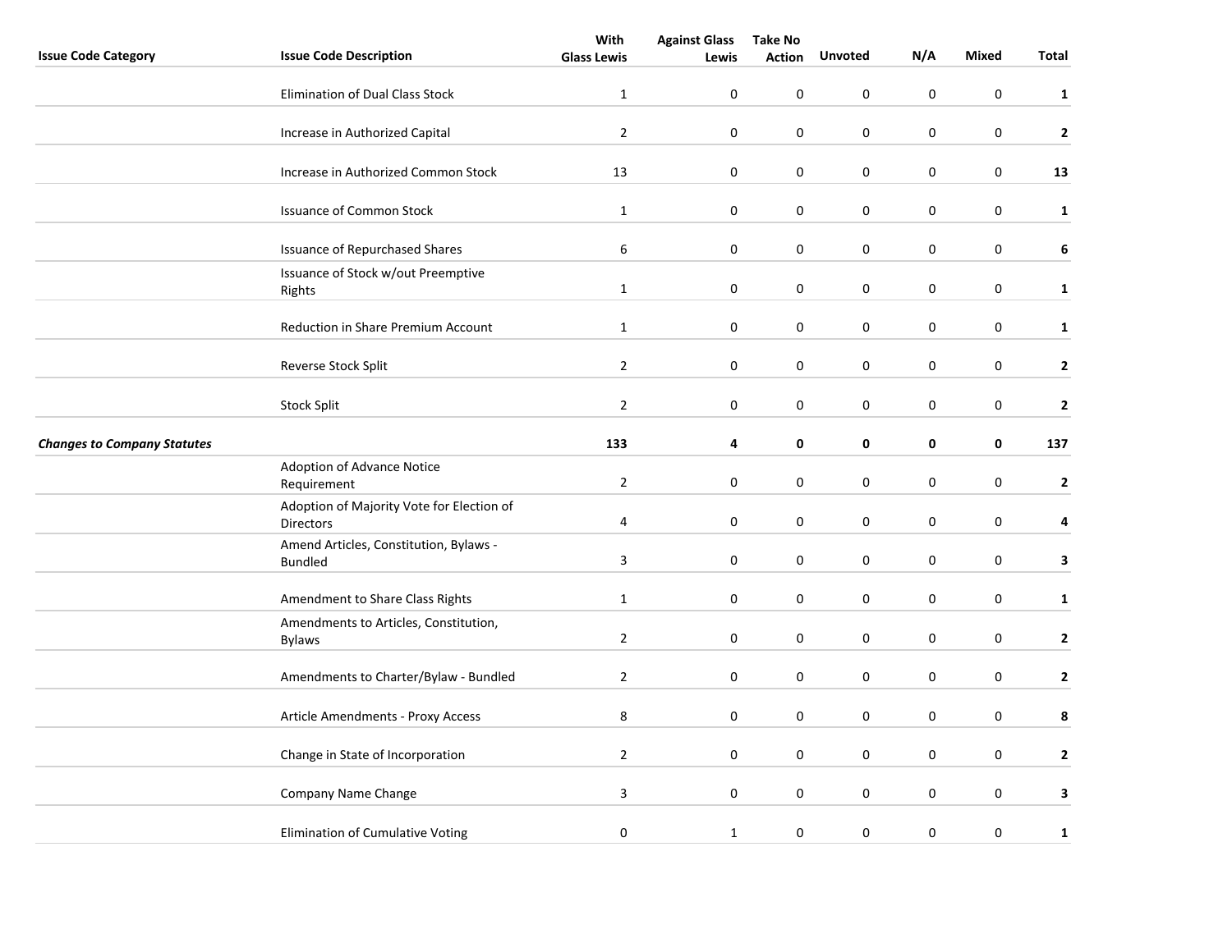| Issue Code Category | Issue Code Description | With Glass Lewis | Against Glass Lewis | Take No Action | Unvoted | N/A | Mixed | Total |
|---|---|---|---|---|---|---|---|---|
| | Elimination of Dual Class Stock | 1 | 0 | 0 | 0 | 0 | 0 | **1** |
| | Increase in Authorized Capital | 2 | 0 | 0 | 0 | 0 | 0 | **2** |
| | Increase in Authorized Common Stock | 13 | 0 | 0 | 0 | 0 | 0 | **13** |
| | Issuance of Common Stock | 1 | 0 | 0 | 0 | 0 | 0 | **1** |
| | Issuance of Repurchased Shares | 6 | 0 | 0 | 0 | 0 | 0 | **6** |
| | Issuance of Stock w/out Preemptive Rights | 1 | 0 | 0 | 0 | 0 | 0 | **1** |
| | Reduction in Share Premium Account | 1 | 0 | 0 | 0 | 0 | 0 | **1** |
| | Reverse Stock Split | 2 | 0 | 0 | 0 | 0 | 0 | **2** |
| | Stock Split | 2 | 0 | 0 | 0 | 0 | 0 | **2** |
| ***Changes to Company Statutes*** | | **133** | **4** | **0** | **0** | **0** | **0** | **137** |
| | Adoption of Advance Notice Requirement | 2 | 0 | 0 | 0 | 0 | 0 | **2** |
| | Adoption of Majority Vote for Election of Directors | 4 | 0 | 0 | 0 | 0 | 0 | **4** |
| | Amend Articles, Constitution, Bylaws - Bundled | 3 | 0 | 0 | 0 | 0 | 0 | **3** |
| | Amendment to Share Class Rights | 1 | 0 | 0 | 0 | 0 | 0 | **1** |
| | Amendments to Articles, Constitution, Bylaws | 2 | 0 | 0 | 0 | 0 | 0 | **2** |
| | Amendments to Charter/Bylaw - Bundled | 2 | 0 | 0 | 0 | 0 | 0 | **2** |
| | Article Amendments - Proxy Access | 8 | 0 | 0 | 0 | 0 | 0 | **8** |
| | Change in State of Incorporation | 2 | 0 | 0 | 0 | 0 | 0 | **2** |
| | Company Name Change | 3 | 0 | 0 | 0 | 0 | 0 | **3** |
| | Elimination of Cumulative Voting | 0 | 1 | 0 | 0 | 0 | 0 | **1** |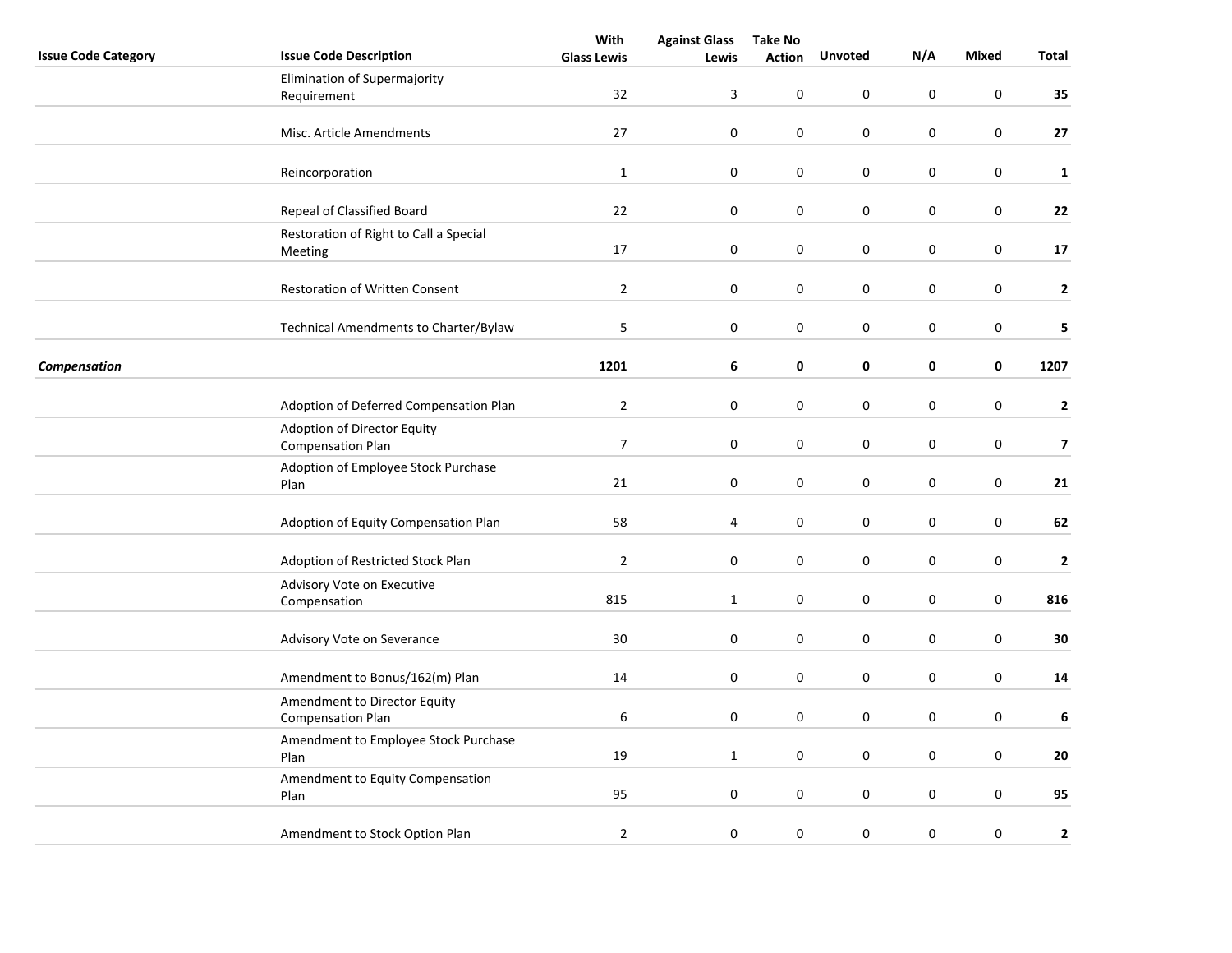| Issue Code Category | Issue Code Description | With Glass Lewis | Against Glass Lewis | Take No Action | Unvoted | N/A | Mixed | Total |
|---|---|---|---|---|---|---|---|---|
| | Elimination of Supermajority Requirement | 32 | 3 | 0 | 0 | 0 | 0 | **35** |
| | Misc. Article Amendments | 27 | 0 | 0 | 0 | 0 | 0 | **27** |
| | Reincorporation | 1 | 0 | 0 | 0 | 0 | 0 | **1** |
| | Repeal of Classified Board | 22 | 0 | 0 | 0 | 0 | 0 | **22** |
| | Restoration of Right to Call a Special Meeting | 17 | 0 | 0 | 0 | 0 | 0 | **17** |
| | Restoration of Written Consent | 2 | 0 | 0 | 0 | 0 | 0 | **2** |
| | Technical Amendments to Charter/Bylaw | 5 | 0 | 0 | 0 | 0 | 0 | **5** |
| ***Compensation*** | | **1201** | **6** | **0** | **0** | **0** | **0** | **1207** |
| | Adoption of Deferred Compensation Plan | 2 | 0 | 0 | 0 | 0 | 0 | **2** |
| | Adoption of Director Equity Compensation Plan | 7 | 0 | 0 | 0 | 0 | 0 | **7** |
| | Adoption of Employee Stock Purchase Plan | 21 | 0 | 0 | 0 | 0 | 0 | **21** |
| | Adoption of Equity Compensation Plan | 58 | 4 | 0 | 0 | 0 | 0 | **62** |
| | Adoption of Restricted Stock Plan | 2 | 0 | 0 | 0 | 0 | 0 | **2** |
| | Advisory Vote on Executive Compensation | 815 | 1 | 0 | 0 | 0 | 0 | **816** |
| | Advisory Vote on Severance | 30 | 0 | 0 | 0 | 0 | 0 | **30** |
| | Amendment to Bonus/162(m) Plan | 14 | 0 | 0 | 0 | 0 | 0 | **14** |
| | Amendment to Director Equity Compensation Plan | 6 | 0 | 0 | 0 | 0 | 0 | **6** |
| | Amendment to Employee Stock Purchase Plan | 19 | 1 | 0 | 0 | 0 | 0 | **20** |
| | Amendment to Equity Compensation Plan | 95 | 0 | 0 | 0 | 0 | 0 | **95** |
| | Amendment to Stock Option Plan | 2 | 0 | 0 | 0 | 0 | 0 | **2** |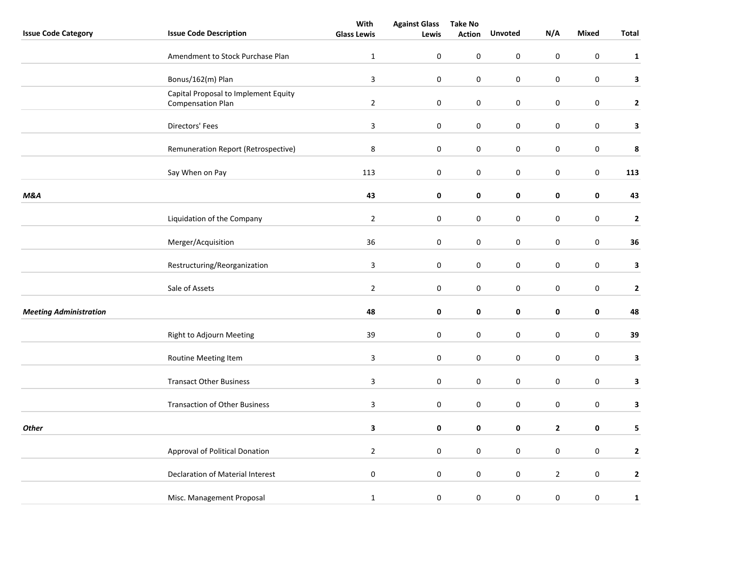| Issue Code Category | Issue Code Description | With Glass Lewis | Against Glass Lewis | Take No Action | Unvoted | N/A | Mixed | Total |
|---|---|---|---|---|---|---|---|---|
| | Amendment to Stock Purchase Plan | 1 | 0 | 0 | 0 | 0 | 0 | **1** |
| | Bonus/162(m) Plan | 3 | 0 | 0 | 0 | 0 | 0 | **3** |
| | Capital Proposal to Implement Equity Compensation Plan | 2 | 0 | 0 | 0 | 0 | 0 | **2** |
| | Directors' Fees | 3 | 0 | 0 | 0 | 0 | 0 | **3** |
| | Remuneration Report (Retrospective) | 8 | 0 | 0 | 0 | 0 | 0 | **8** |
| | Say When on Pay | 113 | 0 | 0 | 0 | 0 | 0 | **113** |
| ***M&A*** | | **43** | **0** | **0** | **0** | **0** | **0** | **43** |
| | Liquidation of the Company | 2 | 0 | 0 | 0 | 0 | 0 | **2** |
| | Merger/Acquisition | 36 | 0 | 0 | 0 | 0 | 0 | **36** |
| | Restructuring/Reorganization | 3 | 0 | 0 | 0 | 0 | 0 | **3** |
| | Sale of Assets | 2 | 0 | 0 | 0 | 0 | 0 | **2** |
| ***Meeting Administration*** | | **48** | **0** | **0** | **0** | **0** | **0** | **48** |
| | Right to Adjourn Meeting | 39 | 0 | 0 | 0 | 0 | 0 | **39** |
| | Routine Meeting Item | 3 | 0 | 0 | 0 | 0 | 0 | **3** |
| | Transact Other Business | 3 | 0 | 0 | 0 | 0 | 0 | **3** |
| | Transaction of Other Business | 3 | 0 | 0 | 0 | 0 | 0 | **3** |
| ***Other*** | | **3** | **0** | **0** | **0** | **2** | **0** | **5** |
| | Approval of Political Donation | 2 | 0 | 0 | 0 | 0 | 0 | **2** |
| | Declaration of Material Interest | 0 | 0 | 0 | 0 | 2 | 0 | **2** |
| | Misc. Management Proposal | 1 | 0 | 0 | 0 | 0 | 0 | **1** |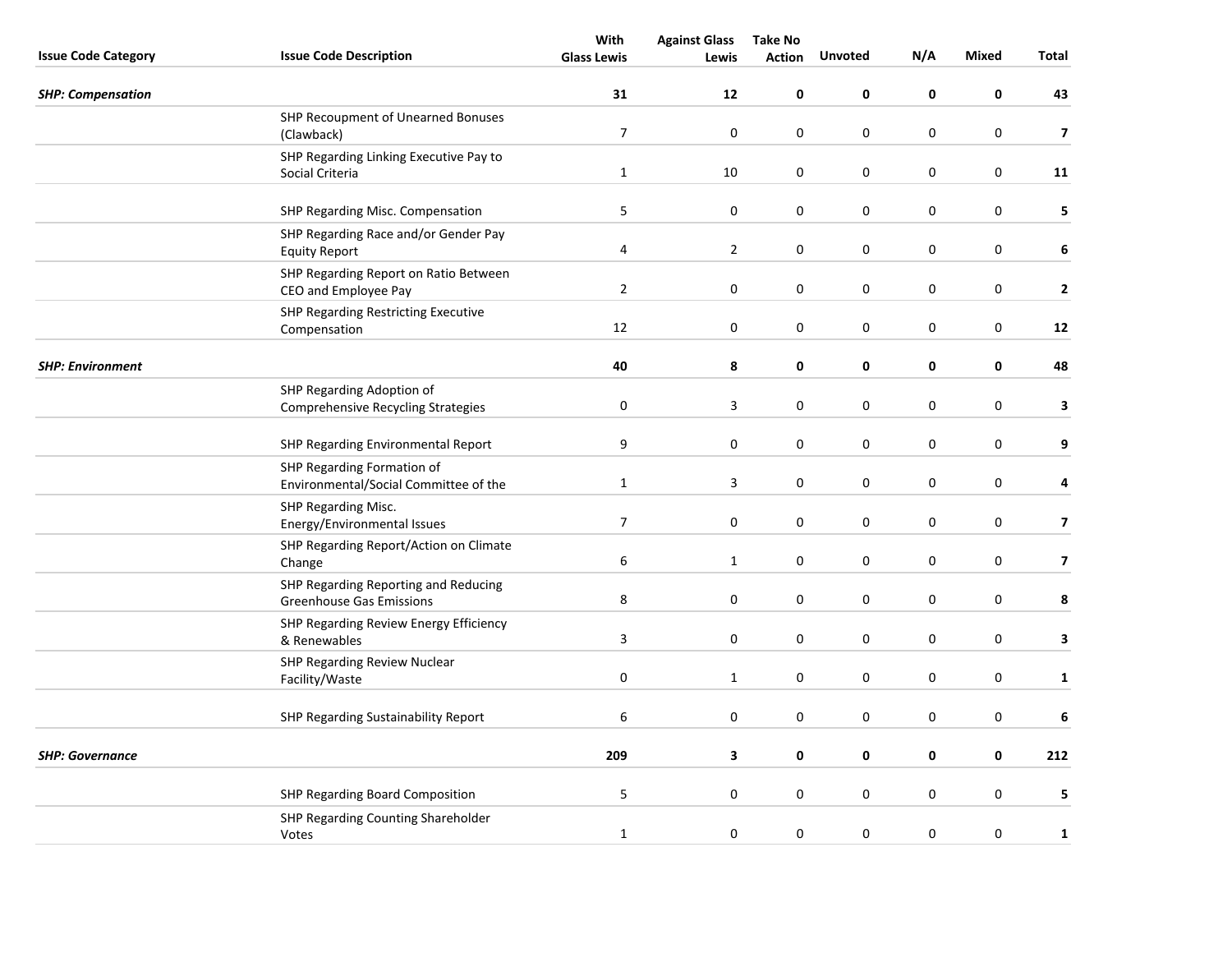| Issue Code Category | Issue Code Description | With Glass Lewis | Against Glass Lewis | Take No Action | Unvoted | N/A | Mixed | Total |
|---|---|---|---|---|---|---|---|---|
| ***SHP: Compensation*** | | **31** | **12** | **0** | **0** | **0** | **0** | **43** |
| | SHP Recoupment of Unearned Bonuses (Clawback) | 7 | 0 | 0 | 0 | 0 | 0 | **7** |
| | SHP Regarding Linking Executive Pay to Social Criteria | 1 | 10 | 0 | 0 | 0 | 0 | **11** |
| | SHP Regarding Misc. Compensation | 5 | 0 | 0 | 0 | 0 | 0 | **5** |
| | SHP Regarding Race and/or Gender Pay Equity Report | 4 | 2 | 0 | 0 | 0 | 0 | **6** |
| | SHP Regarding Report on Ratio Between CEO and Employee Pay | 2 | 0 | 0 | 0 | 0 | 0 | **2** |
| | SHP Regarding Restricting Executive Compensation | 12 | 0 | 0 | 0 | 0 | 0 | **12** |
| ***SHP: Environment*** | | **40** | **8** | **0** | **0** | **0** | **0** | **48** |
| | SHP Regarding Adoption of Comprehensive Recycling Strategies | 0 | 3 | 0 | 0 | 0 | 0 | **3** |
| | SHP Regarding Environmental Report | 9 | 0 | 0 | 0 | 0 | 0 | **9** |
| | SHP Regarding Formation of Environmental/Social Committee of the | 1 | 3 | 0 | 0 | 0 | 0 | **4** |
| | SHP Regarding Misc. Energy/Environmental Issues | 7 | 0 | 0 | 0 | 0 | 0 | **7** |
| | SHP Regarding Report/Action on Climate Change | 6 | 1 | 0 | 0 | 0 | 0 | **7** |
| | SHP Regarding Reporting and Reducing Greenhouse Gas Emissions | 8 | 0 | 0 | 0 | 0 | 0 | **8** |
| | SHP Regarding Review Energy Efficiency & Renewables | 3 | 0 | 0 | 0 | 0 | 0 | **3** |
| | SHP Regarding Review Nuclear Facility/Waste | 0 | 1 | 0 | 0 | 0 | 0 | **1** |
| | SHP Regarding Sustainability Report | 6 | 0 | 0 | 0 | 0 | 0 | **6** |
| ***SHP: Governance*** | | **209** | **3** | **0** | **0** | **0** | **0** | **212** |
| | SHP Regarding Board Composition | 5 | 0 | 0 | 0 | 0 | 0 | **5** |
| | SHP Regarding Counting Shareholder Votes | 1 | 0 | 0 | 0 | 0 | 0 | **1** |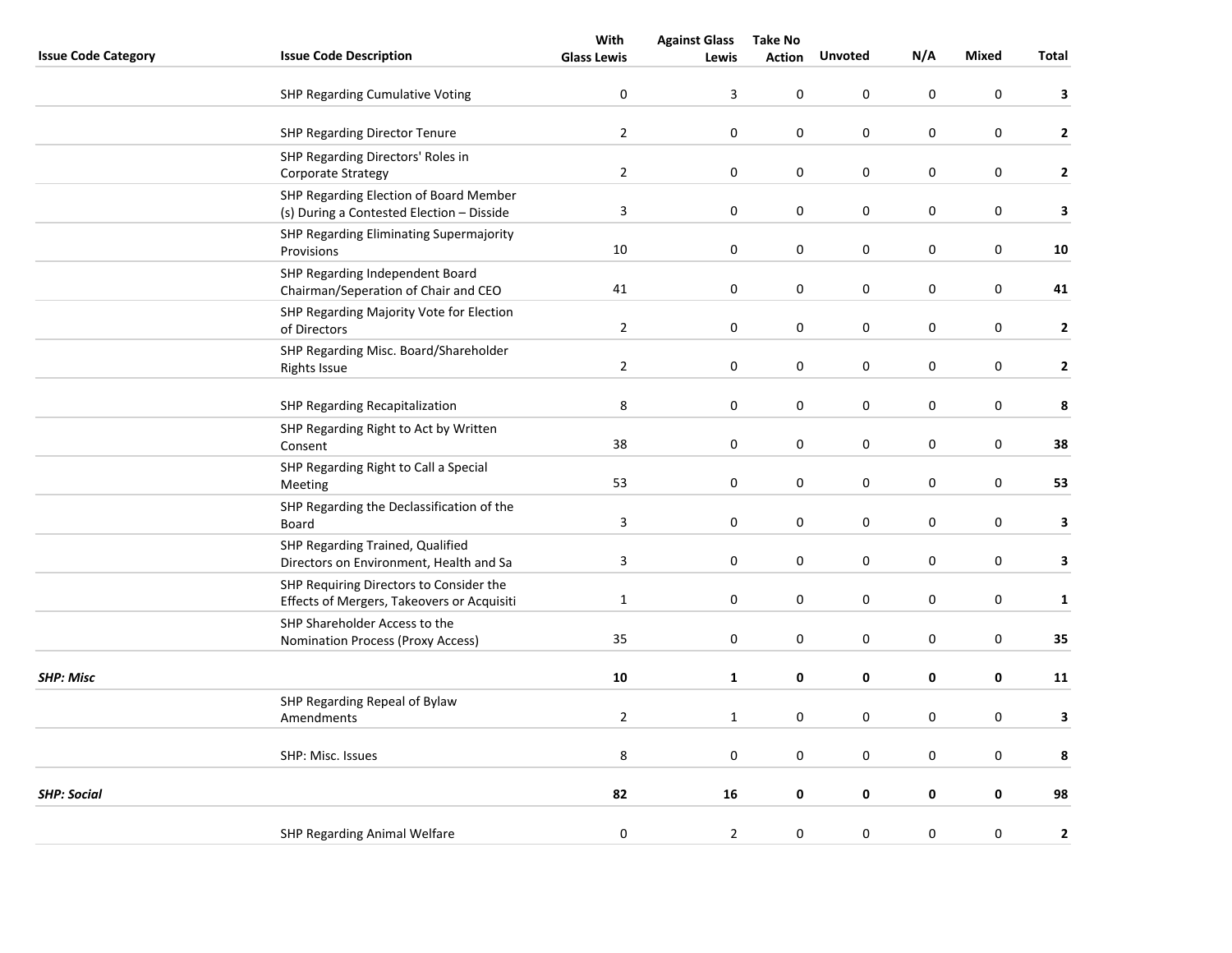| Issue Code Category | Issue Code Description | With Glass Lewis | Against Glass Lewis | Take No Action | Unvoted | N/A | Mixed | Total |
|---|---|---|---|---|---|---|---|---|
| | SHP Regarding Cumulative Voting | 0 | 3 | 0 | 0 | 0 | 0 | **3** |
| | SHP Regarding Director Tenure | 2 | 0 | 0 | 0 | 0 | 0 | **2** |
| | SHP Regarding Directors' Roles in Corporate Strategy | 2 | 0 | 0 | 0 | 0 | 0 | **2** |
| | SHP Regarding Election of Board Member (s) During a Contested Election – Disside | 3 | 0 | 0 | 0 | 0 | 0 | **3** |
| | SHP Regarding Eliminating Supermajority Provisions | 10 | 0 | 0 | 0 | 0 | 0 | **10** |
| | SHP Regarding Independent Board Chairman/Seperation of Chair and CEO | 41 | 0 | 0 | 0 | 0 | 0 | **41** |
| | SHP Regarding Majority Vote for Election of Directors | 2 | 0 | 0 | 0 | 0 | 0 | **2** |
| | SHP Regarding Misc. Board/Shareholder Rights Issue | 2 | 0 | 0 | 0 | 0 | 0 | **2** |
| | SHP Regarding Recapitalization | 8 | 0 | 0 | 0 | 0 | 0 | **8** |
| | SHP Regarding Right to Act by Written Consent | 38 | 0 | 0 | 0 | 0 | 0 | **38** |
| | SHP Regarding Right to Call a Special Meeting | 53 | 0 | 0 | 0 | 0 | 0 | **53** |
| | SHP Regarding the Declassification of the Board | 3 | 0 | 0 | 0 | 0 | 0 | **3** |
| | SHP Regarding Trained, Qualified Directors on Environment, Health and Sa | 3 | 0 | 0 | 0 | 0 | 0 | **3** |
| | SHP Requiring Directors to Consider the Effects of Mergers, Takeovers or Acquisiti | 1 | 0 | 0 | 0 | 0 | 0 | **1** |
| | SHP Shareholder Access to the Nomination Process (Proxy Access) | 35 | 0 | 0 | 0 | 0 | 0 | **35** |
| ***SHP: Misc*** | | **10** | **1** | **0** | **0** | **0** | **0** | **11** |
| | SHP Regarding Repeal of Bylaw Amendments | 2 | 1 | 0 | 0 | 0 | 0 | **3** |
| | SHP: Misc. Issues | 8 | 0 | 0 | 0 | 0 | 0 | **8** |
| ***SHP: Social*** | | **82** | **16** | **0** | **0** | **0** | **0** | **98** |
| | SHP Regarding Animal Welfare | 0 | 2 | 0 | 0 | 0 | 0 | **2** |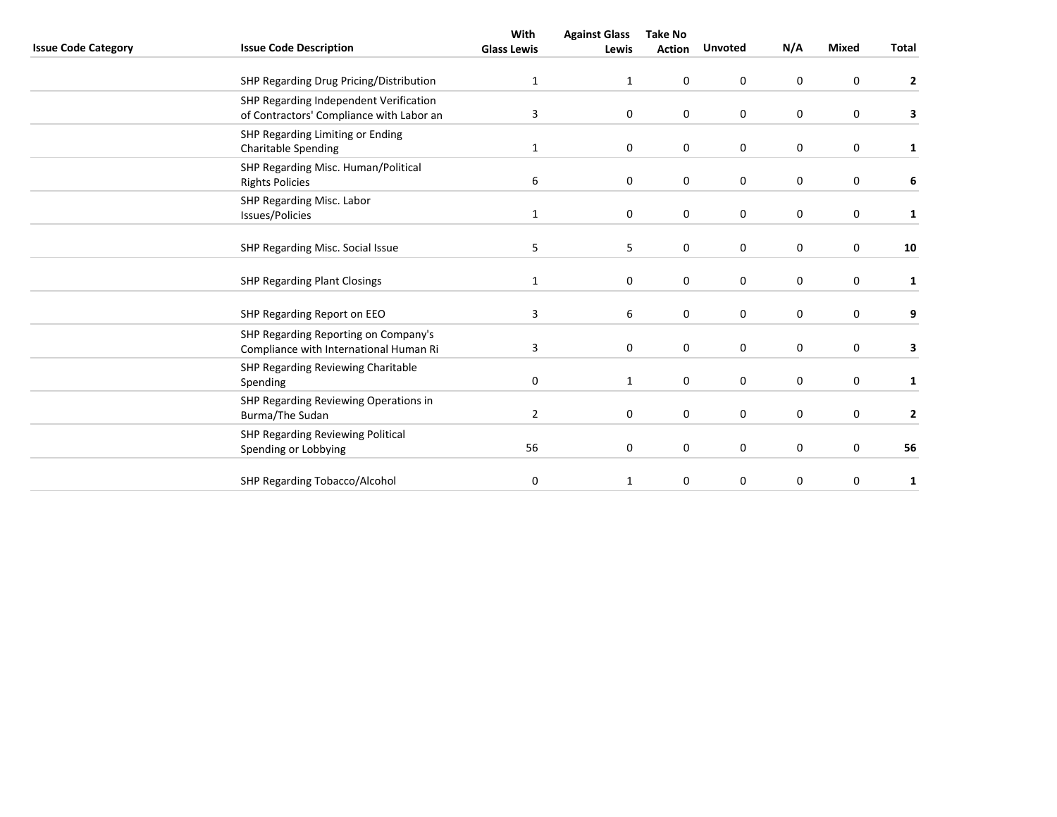| Issue Code Category | Issue Code Description | With Glass Lewis | Against Glass Lewis | Take No Action | Unvoted | N/A | Mixed | Total |
|---|---|---|---|---|---|---|---|---|
| | SHP Regarding Drug Pricing/Distribution | 1 | 1 | 0 | 0 | 0 | 0 | **2** |
| | SHP Regarding Independent Verification of Contractors' Compliance with Labor an | 3 | 0 | 0 | 0 | 0 | 0 | **3** |
| | SHP Regarding Limiting or Ending Charitable Spending | 1 | 0 | 0 | 0 | 0 | 0 | **1** |
| | SHP Regarding Misc. Human/Political Rights Policies | 6 | 0 | 0 | 0 | 0 | 0 | **6** |
| | SHP Regarding Misc. Labor Issues/Policies | 1 | 0 | 0 | 0 | 0 | 0 | **1** |
| | SHP Regarding Misc. Social Issue | 5 | 5 | 0 | 0 | 0 | 0 | **10** |
| | SHP Regarding Plant Closings | 1 | 0 | 0 | 0 | 0 | 0 | **1** |
| | SHP Regarding Report on EEO | 3 | 6 | 0 | 0 | 0 | 0 | **9** |
| | SHP Regarding Reporting on Company's Compliance with International Human Ri | 3 | 0 | 0 | 0 | 0 | 0 | **3** |
| | SHP Regarding Reviewing Charitable Spending | 0 | 1 | 0 | 0 | 0 | 0 | **1** |
| | SHP Regarding Reviewing Operations in Burma/The Sudan | 2 | 0 | 0 | 0 | 0 | 0 | **2** |
| | SHP Regarding Reviewing Political Spending or Lobbying | 56 | 0 | 0 | 0 | 0 | 0 | **56** |
| | SHP Regarding Tobacco/Alcohol | 0 | 1 | 0 | 0 | 0 | 0 | **1** |